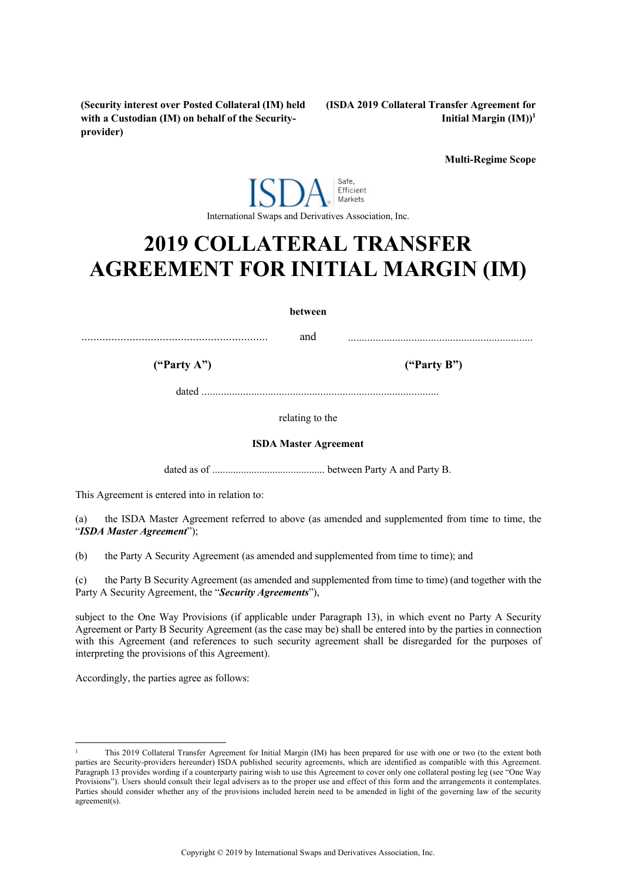**(Security interest over Posted Collateral (IM) held with a Custodian (IM) on behalf of the Security-provider)**

**(ISDA 2019 Collateral Transfer Agreement for Initial Margin (IM))**[1]

**Multi-Regime Scope**

ISDA Safe, Efficient Markets

International Swaps and Derivatives Association, Inc.

# 2019 COLLATERAL TRANSFER AGREEMENT FOR INITIAL MARGIN (IM)

**between**

............................................................... and ...................................................................

**("Party A")** **("Party B")**

dated ......................................................................................

relating to the

**ISDA Master Agreement**

dated as of ........................................... between Party A and Party B.

This Agreement is entered into in relation to:

(a) the ISDA Master Agreement referred to above (as amended and supplemented from time to time, the "***ISDA Master Agreement***");

(b) the Party A Security Agreement (as amended and supplemented from time to time); and

(c) the Party B Security Agreement (as amended and supplemented from time to time) (and together with the Party A Security Agreement, the "***Security Agreements***"),

subject to the One Way Provisions (if applicable under Paragraph 13), in which event no Party A Security Agreement or Party B Security Agreement (as the case may be) shall be entered into by the parties in connection with this Agreement (and references to such security agreement shall be disregarded for the purposes of interpreting the provisions of this Agreement).

Accordingly, the parties agree as follows:

---

[1] This 2019 Collateral Transfer Agreement for Initial Margin (IM) has been prepared for use with one or two (to the extent both parties are Security-providers hereunder) ISDA published security agreements, which are identified as compatible with this Agreement. Paragraph 13 provides wording if a counterparty pairing wish to use this Agreement to cover only one collateral posting leg (see "One Way Provisions"). Users should consult their legal advisers as to the proper use and effect of this form and the arrangements it contemplates. Parties should consider whether any of the provisions included herein need to be amended in light of the governing law of the security agreement(s).

Copyright © 2019 by International Swaps and Derivatives Association, Inc.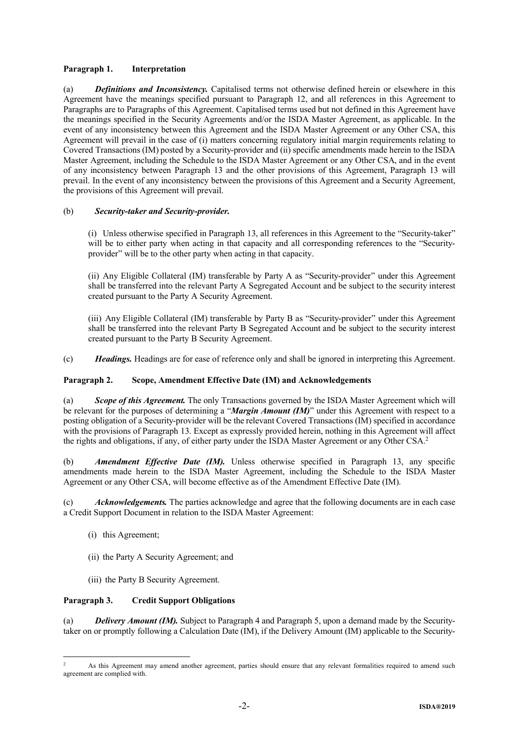**Paragraph 1. Interpretation**

(a) ***Definitions and Inconsistency.*** Capitalised terms not otherwise defined herein or elsewhere in this Agreement have the meanings specified pursuant to Paragraph 12, and all references in this Agreement to Paragraphs are to Paragraphs of this Agreement. Capitalised terms used but not defined in this Agreement have the meanings specified in the Security Agreements and/or the ISDA Master Agreement, as applicable. In the event of any inconsistency between this Agreement and the ISDA Master Agreement or any Other CSA, this Agreement will prevail in the case of (i) matters concerning regulatory initial margin requirements relating to Covered Transactions (IM) posted by a Security-provider and (ii) specific amendments made herein to the ISDA Master Agreement, including the Schedule to the ISDA Master Agreement or any Other CSA, and in the event of any inconsistency between Paragraph 13 and the other provisions of this Agreement, Paragraph 13 will prevail. In the event of any inconsistency between the provisions of this Agreement and a Security Agreement, the provisions of this Agreement will prevail.

(b) ***Security-taker and Security-provider.***

(i) Unless otherwise specified in Paragraph 13, all references in this Agreement to the "Security-taker" will be to either party when acting in that capacity and all corresponding references to the "Security-provider" will be to the other party when acting in that capacity.

(ii) Any Eligible Collateral (IM) transferable by Party A as "Security-provider" under this Agreement shall be transferred into the relevant Party A Segregated Account and be subject to the security interest created pursuant to the Party A Security Agreement.

(iii) Any Eligible Collateral (IM) transferable by Party B as "Security-provider" under this Agreement shall be transferred into the relevant Party B Segregated Account and be subject to the security interest created pursuant to the Party B Security Agreement.

(c) ***Headings.*** Headings are for ease of reference only and shall be ignored in interpreting this Agreement.

**Paragraph 2. Scope, Amendment Effective Date (IM) and Acknowledgements**

(a) ***Scope of this Agreement.*** The only Transactions governed by the ISDA Master Agreement which will be relevant for the purposes of determining a "***Margin Amount (IM)***" under this Agreement with respect to a posting obligation of a Security-provider will be the relevant Covered Transactions (IM) specified in accordance with the provisions of Paragraph 13. Except as expressly provided herein, nothing in this Agreement will affect the rights and obligations, if any, of either party under the ISDA Master Agreement or any Other CSA.[2]

(b) ***Amendment Effective Date (IM).*** Unless otherwise specified in Paragraph 13, any specific amendments made herein to the ISDA Master Agreement, including the Schedule to the ISDA Master Agreement or any Other CSA, will become effective as of the Amendment Effective Date (IM).

(c) ***Acknowledgements.*** The parties acknowledge and agree that the following documents are in each case a Credit Support Document in relation to the ISDA Master Agreement:

(i) this Agreement;

(ii) the Party A Security Agreement; and

(iii) the Party B Security Agreement.

**Paragraph 3. Credit Support Obligations**

(a) ***Delivery Amount (IM).*** Subject to Paragraph 4 and Paragraph 5, upon a demand made by the Security-taker on or promptly following a Calculation Date (IM), if the Delivery Amount (IM) applicable to the Security-

---

[2] As this Agreement may amend another agreement, parties should ensure that any relevant formalities required to amend such agreement are complied with.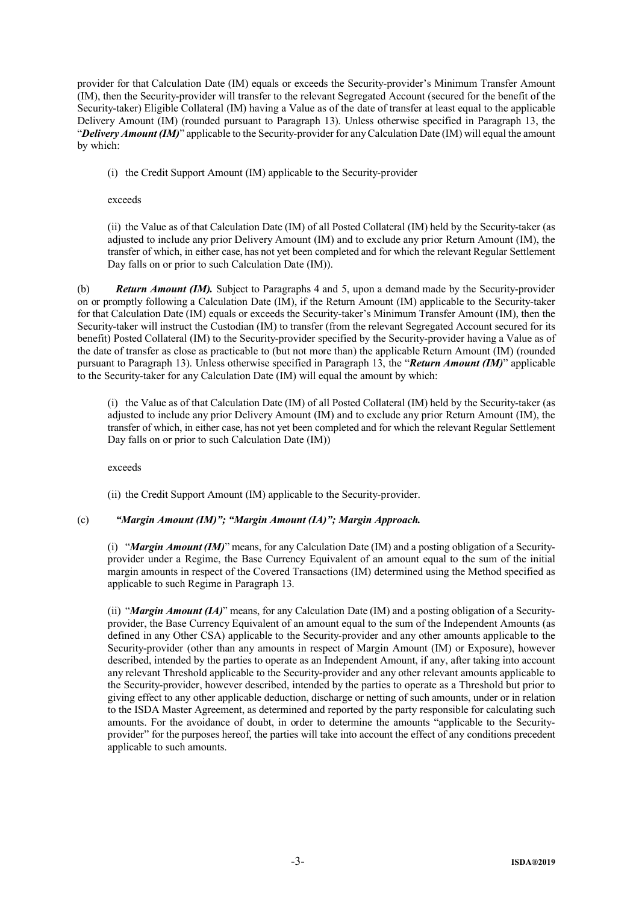provider for that Calculation Date (IM) equals or exceeds the Security-provider's Minimum Transfer Amount (IM), then the Security-provider will transfer to the relevant Segregated Account (secured for the benefit of the Security-taker) Eligible Collateral (IM) having a Value as of the date of transfer at least equal to the applicable Delivery Amount (IM) (rounded pursuant to Paragraph 13). Unless otherwise specified in Paragraph 13, the "***Delivery Amount (IM)***" applicable to the Security-provider for any Calculation Date (IM) will equal the amount by which:

(i) the Credit Support Amount (IM) applicable to the Security-provider

exceeds

(ii) the Value as of that Calculation Date (IM) of all Posted Collateral (IM) held by the Security-taker (as adjusted to include any prior Delivery Amount (IM) and to exclude any prior Return Amount (IM), the transfer of which, in either case, has not yet been completed and for which the relevant Regular Settlement Day falls on or prior to such Calculation Date (IM)).

(b) ***Return Amount (IM).*** Subject to Paragraphs 4 and 5, upon a demand made by the Security-provider on or promptly following a Calculation Date (IM), if the Return Amount (IM) applicable to the Security-taker for that Calculation Date (IM) equals or exceeds the Security-taker's Minimum Transfer Amount (IM), then the Security-taker will instruct the Custodian (IM) to transfer (from the relevant Segregated Account secured for its benefit) Posted Collateral (IM) to the Security-provider specified by the Security-provider having a Value as of the date of transfer as close as practicable to (but not more than) the applicable Return Amount (IM) (rounded pursuant to Paragraph 13). Unless otherwise specified in Paragraph 13, the "***Return Amount (IM)***" applicable to the Security-taker for any Calculation Date (IM) will equal the amount by which:

(i) the Value as of that Calculation Date (IM) of all Posted Collateral (IM) held by the Security-taker (as adjusted to include any prior Delivery Amount (IM) and to exclude any prior Return Amount (IM), the transfer of which, in either case, has not yet been completed and for which the relevant Regular Settlement Day falls on or prior to such Calculation Date (IM))

exceeds

(ii) the Credit Support Amount (IM) applicable to the Security-provider.

(c) ***"Margin Amount (IM)"; "Margin Amount (IA)"; Margin Approach.***

(i) "***Margin Amount (IM)***" means, for any Calculation Date (IM) and a posting obligation of a Security-provider under a Regime, the Base Currency Equivalent of an amount equal to the sum of the initial margin amounts in respect of the Covered Transactions (IM) determined using the Method specified as applicable to such Regime in Paragraph 13.

(ii) "***Margin Amount (IA)***" means, for any Calculation Date (IM) and a posting obligation of a Security-provider, the Base Currency Equivalent of an amount equal to the sum of the Independent Amounts (as defined in any Other CSA) applicable to the Security-provider and any other amounts applicable to the Security-provider (other than any amounts in respect of Margin Amount (IM) or Exposure), however described, intended by the parties to operate as an Independent Amount, if any, after taking into account any relevant Threshold applicable to the Security-provider and any other relevant amounts applicable to the Security-provider, however described, intended by the parties to operate as a Threshold but prior to giving effect to any other applicable deduction, discharge or netting of such amounts, under or in relation to the ISDA Master Agreement, as determined and reported by the party responsible for calculating such amounts. For the avoidance of doubt, in order to determine the amounts "applicable to the Security-provider" for the purposes hereof, the parties will take into account the effect of any conditions precedent applicable to such amounts.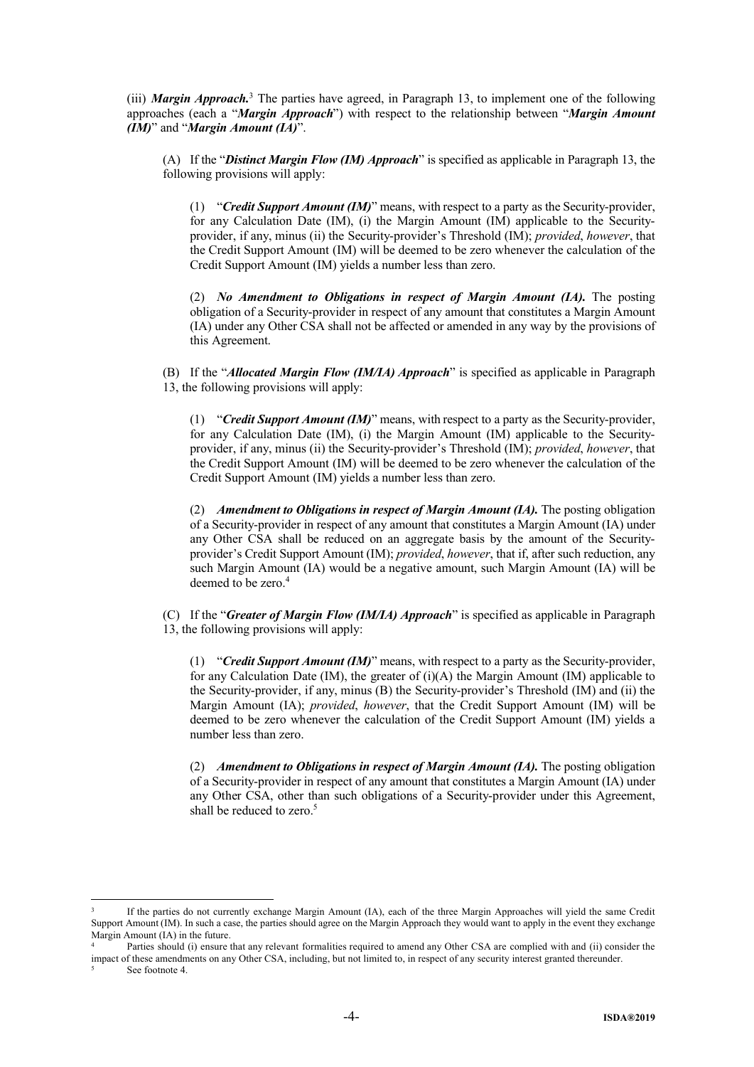(iii) ***Margin Approach.***[3] The parties have agreed, in Paragraph 13, to implement one of the following approaches (each a "***Margin Approach***") with respect to the relationship between "***Margin Amount (IM)***" and "***Margin Amount (IA)***".

(A) If the "***Distinct Margin Flow (IM) Approach***" is specified as applicable in Paragraph 13, the following provisions will apply:

(1) "***Credit Support Amount (IM)***" means, with respect to a party as the Security-provider, for any Calculation Date (IM), (i) the Margin Amount (IM) applicable to the Security-provider, if any, minus (ii) the Security-provider's Threshold (IM); *provided*, *however*, that the Credit Support Amount (IM) will be deemed to be zero whenever the calculation of the Credit Support Amount (IM) yields a number less than zero.

(2) ***No Amendment to Obligations in respect of Margin Amount (IA).*** The posting obligation of a Security-provider in respect of any amount that constitutes a Margin Amount (IA) under any Other CSA shall not be affected or amended in any way by the provisions of this Agreement.

(B) If the "***Allocated Margin Flow (IM/IA) Approach***" is specified as applicable in Paragraph 13, the following provisions will apply:

(1) "***Credit Support Amount (IM)***" means, with respect to a party as the Security-provider, for any Calculation Date (IM), (i) the Margin Amount (IM) applicable to the Security-provider, if any, minus (ii) the Security-provider's Threshold (IM); *provided*, *however*, that the Credit Support Amount (IM) will be deemed to be zero whenever the calculation of the Credit Support Amount (IM) yields a number less than zero.

(2) ***Amendment to Obligations in respect of Margin Amount (IA).*** The posting obligation of a Security-provider in respect of any amount that constitutes a Margin Amount (IA) under any Other CSA shall be reduced on an aggregate basis by the amount of the Security-provider's Credit Support Amount (IM); *provided*, *however*, that if, after such reduction, any such Margin Amount (IA) would be a negative amount, such Margin Amount (IA) will be deemed to be zero.[4]

(C) If the "***Greater of Margin Flow (IM/IA) Approach***" is specified as applicable in Paragraph 13, the following provisions will apply:

(1) "***Credit Support Amount (IM)***" means, with respect to a party as the Security-provider, for any Calculation Date (IM), the greater of (i)(A) the Margin Amount (IM) applicable to the Security-provider, if any, minus (B) the Security-provider's Threshold (IM) and (ii) the Margin Amount (IA); *provided*, *however*, that the Credit Support Amount (IM) will be deemed to be zero whenever the calculation of the Credit Support Amount (IM) yields a number less than zero.

(2) ***Amendment to Obligations in respect of Margin Amount (IA).*** The posting obligation of a Security-provider in respect of any amount that constitutes a Margin Amount (IA) under any Other CSA, other than such obligations of a Security-provider under this Agreement, shall be reduced to zero.[5]

---

[3] If the parties do not currently exchange Margin Amount (IA), each of the three Margin Approaches will yield the same Credit Support Amount (IM). In such a case, the parties should agree on the Margin Approach they would want to apply in the event they exchange Margin Amount (IA) in the future.

[4] Parties should (i) ensure that any relevant formalities required to amend any Other CSA are complied with and (ii) consider the impact of these amendments on any Other CSA, including, but not limited to, in respect of any security interest granted thereunder.

[5] See footnote 4.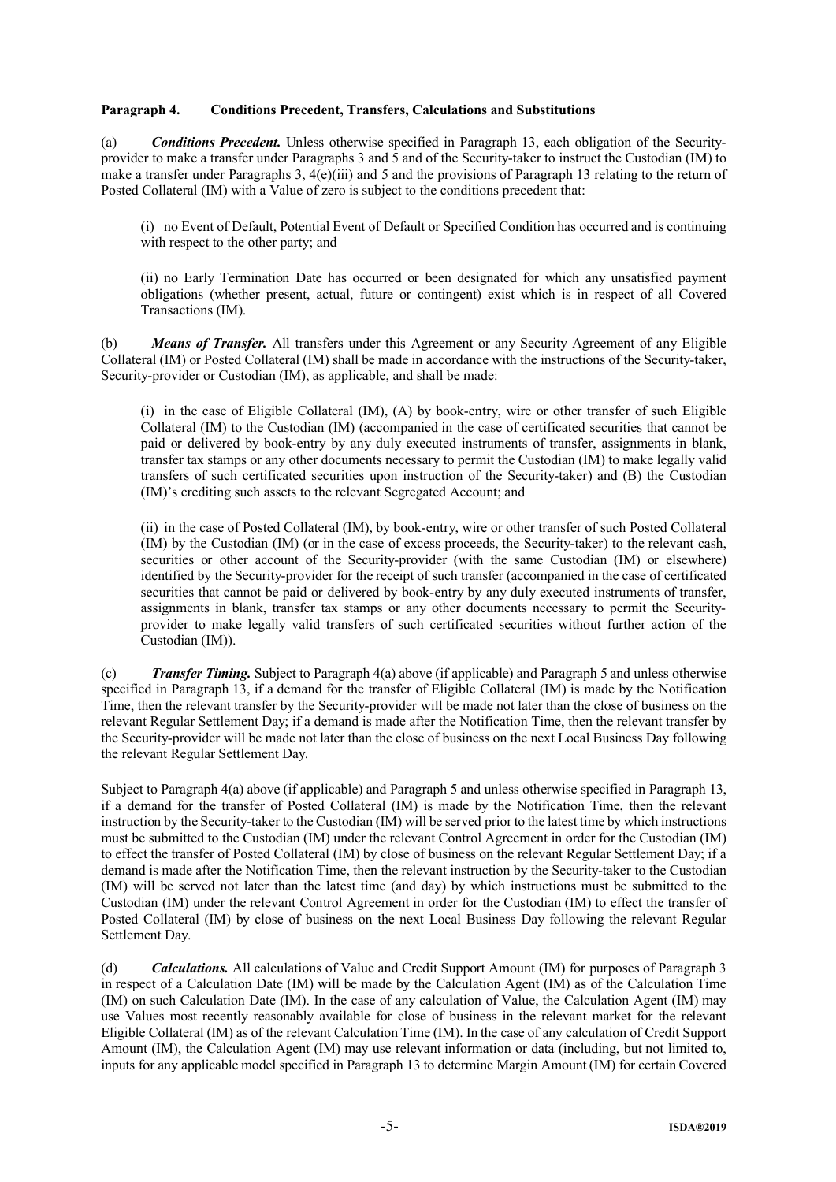**Paragraph 4. Conditions Precedent, Transfers, Calculations and Substitutions**

(a) ***Conditions Precedent.*** Unless otherwise specified in Paragraph 13, each obligation of the Security-provider to make a transfer under Paragraphs 3 and 5 and of the Security-taker to instruct the Custodian (IM) to make a transfer under Paragraphs 3, 4(e)(iii) and 5 and the provisions of Paragraph 13 relating to the return of Posted Collateral (IM) with a Value of zero is subject to the conditions precedent that:

(i) no Event of Default, Potential Event of Default or Specified Condition has occurred and is continuing with respect to the other party; and

(ii) no Early Termination Date has occurred or been designated for which any unsatisfied payment obligations (whether present, actual, future or contingent) exist which is in respect of all Covered Transactions (IM).

(b) ***Means of Transfer.*** All transfers under this Agreement or any Security Agreement of any Eligible Collateral (IM) or Posted Collateral (IM) shall be made in accordance with the instructions of the Security-taker, Security-provider or Custodian (IM), as applicable, and shall be made:

(i) in the case of Eligible Collateral (IM), (A) by book-entry, wire or other transfer of such Eligible Collateral (IM) to the Custodian (IM) (accompanied in the case of certificated securities that cannot be paid or delivered by book-entry by any duly executed instruments of transfer, assignments in blank, transfer tax stamps or any other documents necessary to permit the Custodian (IM) to make legally valid transfers of such certificated securities upon instruction of the Security-taker) and (B) the Custodian (IM)'s crediting such assets to the relevant Segregated Account; and

(ii) in the case of Posted Collateral (IM), by book-entry, wire or other transfer of such Posted Collateral (IM) by the Custodian (IM) (or in the case of excess proceeds, the Security-taker) to the relevant cash, securities or other account of the Security-provider (with the same Custodian (IM) or elsewhere) identified by the Security-provider for the receipt of such transfer (accompanied in the case of certificated securities that cannot be paid or delivered by book-entry by any duly executed instruments of transfer, assignments in blank, transfer tax stamps or any other documents necessary to permit the Security-provider to make legally valid transfers of such certificated securities without further action of the Custodian (IM)).

(c) ***Transfer Timing.*** Subject to Paragraph 4(a) above (if applicable) and Paragraph 5 and unless otherwise specified in Paragraph 13, if a demand for the transfer of Eligible Collateral (IM) is made by the Notification Time, then the relevant transfer by the Security-provider will be made not later than the close of business on the relevant Regular Settlement Day; if a demand is made after the Notification Time, then the relevant transfer by the Security-provider will be made not later than the close of business on the next Local Business Day following the relevant Regular Settlement Day.

Subject to Paragraph 4(a) above (if applicable) and Paragraph 5 and unless otherwise specified in Paragraph 13, if a demand for the transfer of Posted Collateral (IM) is made by the Notification Time, then the relevant instruction by the Security-taker to the Custodian (IM) will be served prior to the latest time by which instructions must be submitted to the Custodian (IM) under the relevant Control Agreement in order for the Custodian (IM) to effect the transfer of Posted Collateral (IM) by close of business on the relevant Regular Settlement Day; if a demand is made after the Notification Time, then the relevant instruction by the Security-taker to the Custodian (IM) will be served not later than the latest time (and day) by which instructions must be submitted to the Custodian (IM) under the relevant Control Agreement in order for the Custodian (IM) to effect the transfer of Posted Collateral (IM) by close of business on the next Local Business Day following the relevant Regular Settlement Day.

(d) ***Calculations.*** All calculations of Value and Credit Support Amount (IM) for purposes of Paragraph 3 in respect of a Calculation Date (IM) will be made by the Calculation Agent (IM) as of the Calculation Time (IM) on such Calculation Date (IM). In the case of any calculation of Value, the Calculation Agent (IM) may use Values most recently reasonably available for close of business in the relevant market for the relevant Eligible Collateral (IM) as of the relevant Calculation Time (IM). In the case of any calculation of Credit Support Amount (IM), the Calculation Agent (IM) may use relevant information or data (including, but not limited to, inputs for any applicable model specified in Paragraph 13 to determine Margin Amount (IM) for certain Covered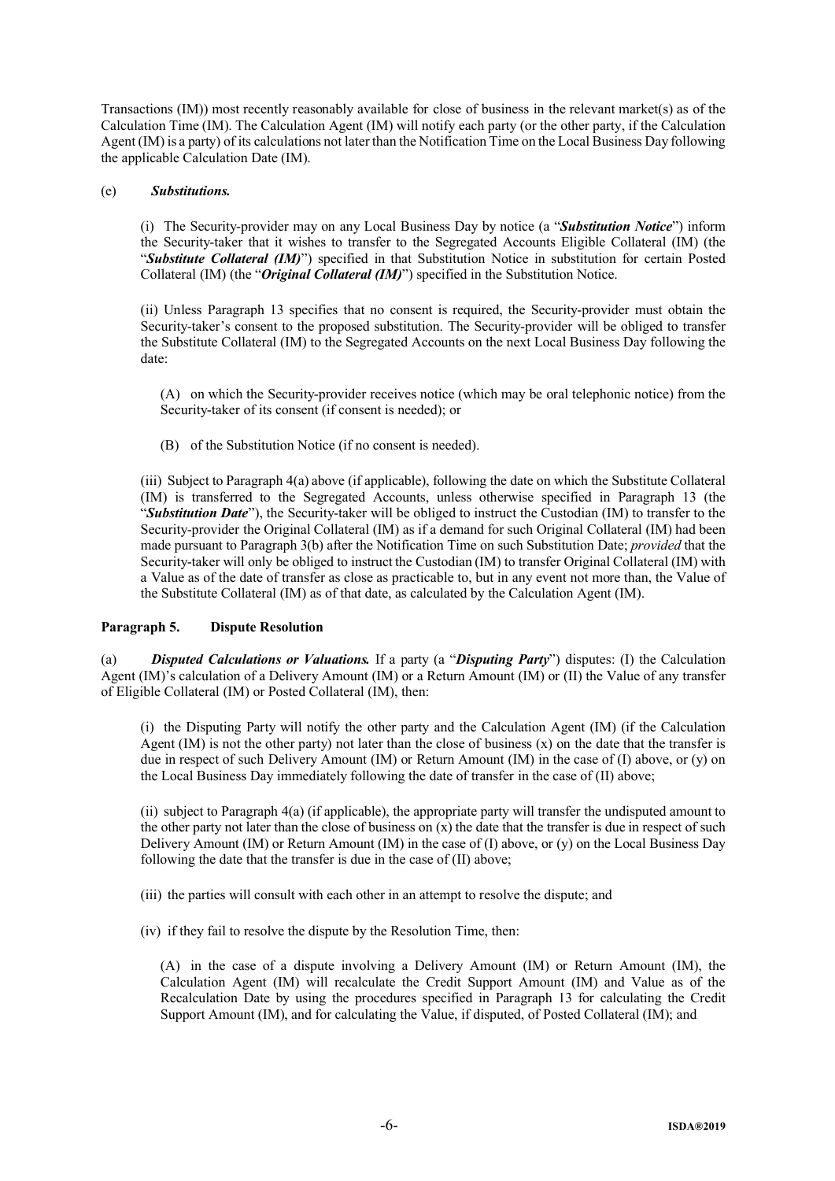Transactions (IM)) most recently reasonably available for close of business in the relevant market(s) as of the Calculation Time (IM). The Calculation Agent (IM) will notify each party (or the other party, if the Calculation Agent (IM) is a party) of its calculations not later than the Notification Time on the Local Business Day following the applicable Calculation Date (IM).

(e) ***Substitutions.***

(i) The Security-provider may on any Local Business Day by notice (a "***Substitution Notice***") inform the Security-taker that it wishes to transfer to the Segregated Accounts Eligible Collateral (IM) (the "***Substitute Collateral (IM)***") specified in that Substitution Notice in substitution for certain Posted Collateral (IM) (the "***Original Collateral (IM)***") specified in the Substitution Notice.

(ii) Unless Paragraph 13 specifies that no consent is required, the Security-provider must obtain the Security-taker's consent to the proposed substitution. The Security-provider will be obliged to transfer the Substitute Collateral (IM) to the Segregated Accounts on the next Local Business Day following the date:

(A) on which the Security-provider receives notice (which may be oral telephonic notice) from the Security-taker of its consent (if consent is needed); or

(B) of the Substitution Notice (if no consent is needed).

(iii) Subject to Paragraph 4(a) above (if applicable), following the date on which the Substitute Collateral (IM) is transferred to the Segregated Accounts, unless otherwise specified in Paragraph 13 (the "***Substitution Date***"), the Security-taker will be obliged to instruct the Custodian (IM) to transfer to the Security-provider the Original Collateral (IM) as if a demand for such Original Collateral (IM) had been made pursuant to Paragraph 3(b) after the Notification Time on such Substitution Date; *provided* that the Security-taker will only be obliged to instruct the Custodian (IM) to transfer Original Collateral (IM) with a Value as of the date of transfer as close as practicable to, but in any event not more than, the Value of the Substitute Collateral (IM) as of that date, as calculated by the Calculation Agent (IM).

**Paragraph 5. Dispute Resolution**

(a) ***Disputed Calculations or Valuations.*** If a party (a "***Disputing Party***") disputes: (I) the Calculation Agent (IM)'s calculation of a Delivery Amount (IM) or a Return Amount (IM) or (II) the Value of any transfer of Eligible Collateral (IM) or Posted Collateral (IM), then:

(i) the Disputing Party will notify the other party and the Calculation Agent (IM) (if the Calculation Agent (IM) is not the other party) not later than the close of business (x) on the date that the transfer is due in respect of such Delivery Amount (IM) or Return Amount (IM) in the case of (I) above, or (y) on the Local Business Day immediately following the date of transfer in the case of (II) above;

(ii) subject to Paragraph 4(a) (if applicable), the appropriate party will transfer the undisputed amount to the other party not later than the close of business on (x) the date that the transfer is due in respect of such Delivery Amount (IM) or Return Amount (IM) in the case of (I) above, or (y) on the Local Business Day following the date that the transfer is due in the case of (II) above;

(iii) the parties will consult with each other in an attempt to resolve the dispute; and

(iv) if they fail to resolve the dispute by the Resolution Time, then:

(A) in the case of a dispute involving a Delivery Amount (IM) or Return Amount (IM), the Calculation Agent (IM) will recalculate the Credit Support Amount (IM) and Value as of the Recalculation Date by using the procedures specified in Paragraph 13 for calculating the Credit Support Amount (IM), and for calculating the Value, if disputed, of Posted Collateral (IM); and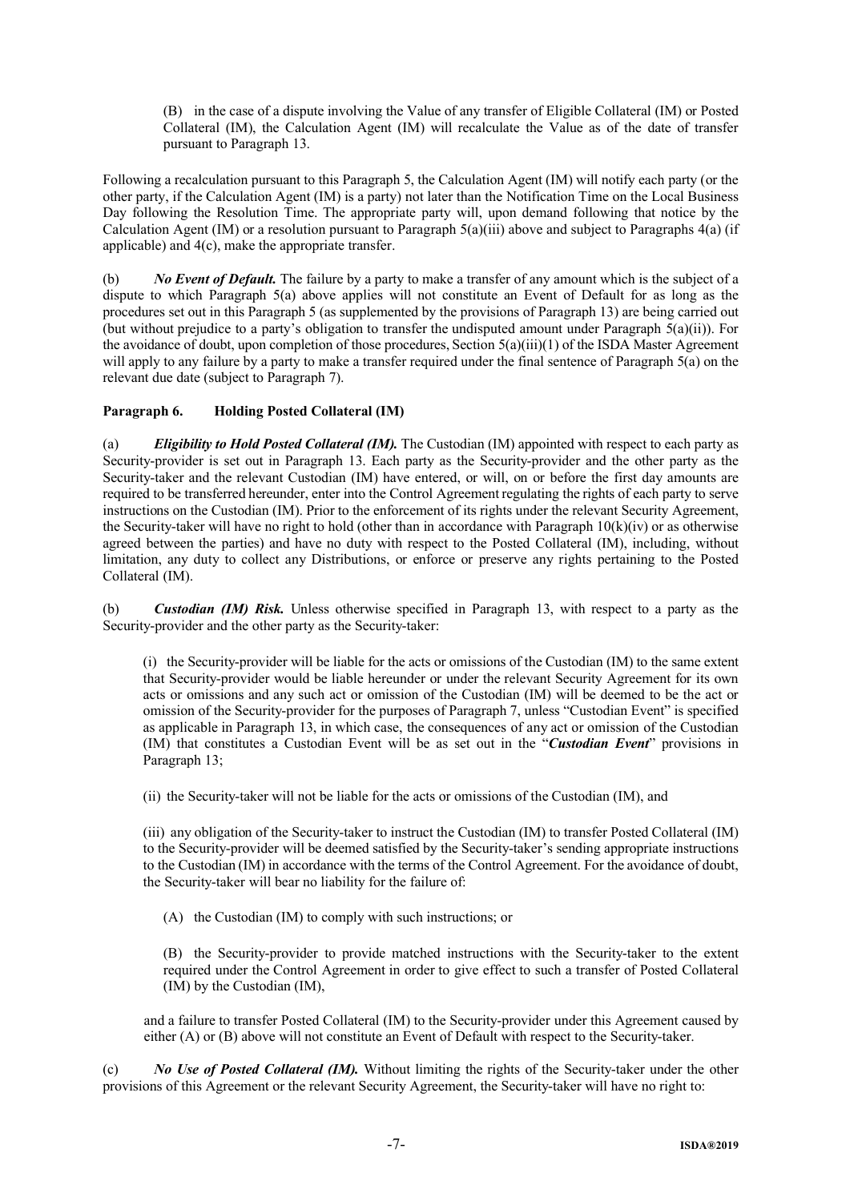(B) in the case of a dispute involving the Value of any transfer of Eligible Collateral (IM) or Posted Collateral (IM), the Calculation Agent (IM) will recalculate the Value as of the date of transfer pursuant to Paragraph 13.

Following a recalculation pursuant to this Paragraph 5, the Calculation Agent (IM) will notify each party (or the other party, if the Calculation Agent (IM) is a party) not later than the Notification Time on the Local Business Day following the Resolution Time. The appropriate party will, upon demand following that notice by the Calculation Agent (IM) or a resolution pursuant to Paragraph 5(a)(iii) above and subject to Paragraphs 4(a) (if applicable) and 4(c), make the appropriate transfer.

(b) ***No Event of Default.*** The failure by a party to make a transfer of any amount which is the subject of a dispute to which Paragraph 5(a) above applies will not constitute an Event of Default for as long as the procedures set out in this Paragraph 5 (as supplemented by the provisions of Paragraph 13) are being carried out (but without prejudice to a party's obligation to transfer the undisputed amount under Paragraph 5(a)(ii)). For the avoidance of doubt, upon completion of those procedures, Section 5(a)(iii)(1) of the ISDA Master Agreement will apply to any failure by a party to make a transfer required under the final sentence of Paragraph 5(a) on the relevant due date (subject to Paragraph 7).

**Paragraph 6. Holding Posted Collateral (IM)**

(a) ***Eligibility to Hold Posted Collateral (IM).*** The Custodian (IM) appointed with respect to each party as Security-provider is set out in Paragraph 13. Each party as the Security-provider and the other party as the Security-taker and the relevant Custodian (IM) have entered, or will, on or before the first day amounts are required to be transferred hereunder, enter into the Control Agreement regulating the rights of each party to serve instructions on the Custodian (IM). Prior to the enforcement of its rights under the relevant Security Agreement, the Security-taker will have no right to hold (other than in accordance with Paragraph 10(k)(iv) or as otherwise agreed between the parties) and have no duty with respect to the Posted Collateral (IM), including, without limitation, any duty to collect any Distributions, or enforce or preserve any rights pertaining to the Posted Collateral (IM).

(b) ***Custodian (IM) Risk.*** Unless otherwise specified in Paragraph 13, with respect to a party as the Security-provider and the other party as the Security-taker:

(i) the Security-provider will be liable for the acts or omissions of the Custodian (IM) to the same extent that Security-provider would be liable hereunder or under the relevant Security Agreement for its own acts or omissions and any such act or omission of the Custodian (IM) will be deemed to be the act or omission of the Security-provider for the purposes of Paragraph 7, unless "Custodian Event" is specified as applicable in Paragraph 13, in which case, the consequences of any act or omission of the Custodian (IM) that constitutes a Custodian Event will be as set out in the "***Custodian Event***" provisions in Paragraph 13;

(ii) the Security-taker will not be liable for the acts or omissions of the Custodian (IM), and

(iii) any obligation of the Security-taker to instruct the Custodian (IM) to transfer Posted Collateral (IM) to the Security-provider will be deemed satisfied by the Security-taker's sending appropriate instructions to the Custodian (IM) in accordance with the terms of the Control Agreement. For the avoidance of doubt, the Security-taker will bear no liability for the failure of:

(A) the Custodian (IM) to comply with such instructions; or

(B) the Security-provider to provide matched instructions with the Security-taker to the extent required under the Control Agreement in order to give effect to such a transfer of Posted Collateral (IM) by the Custodian (IM),

and a failure to transfer Posted Collateral (IM) to the Security-provider under this Agreement caused by either (A) or (B) above will not constitute an Event of Default with respect to the Security-taker.

(c) ***No Use of Posted Collateral (IM).*** Without limiting the rights of the Security-taker under the other provisions of this Agreement or the relevant Security Agreement, the Security-taker will have no right to: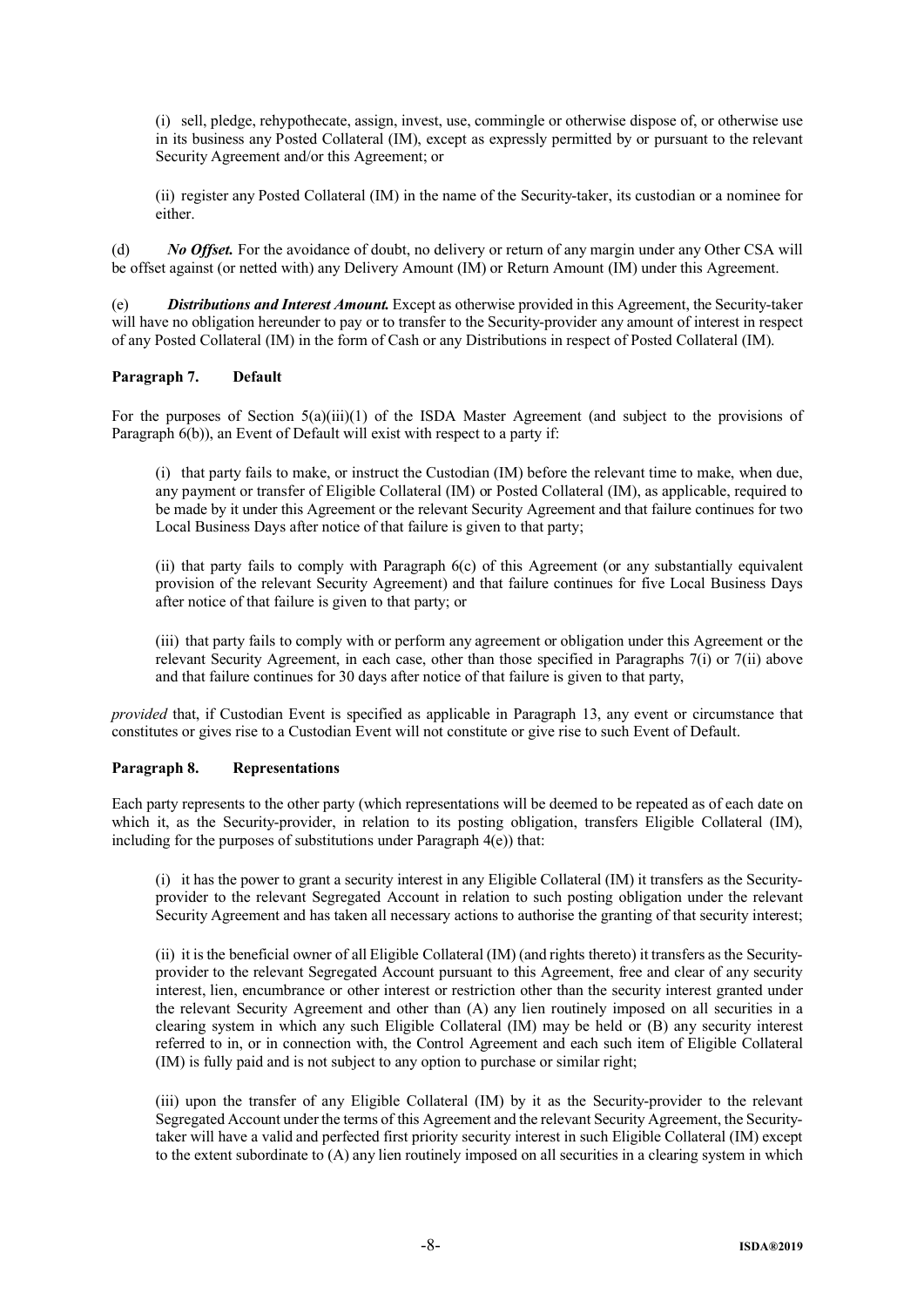(i) sell, pledge, rehypothecate, assign, invest, use, commingle or otherwise dispose of, or otherwise use in its business any Posted Collateral (IM), except as expressly permitted by or pursuant to the relevant Security Agreement and/or this Agreement; or

(ii) register any Posted Collateral (IM) in the name of the Security-taker, its custodian or a nominee for either.

(d) ***No Offset.*** For the avoidance of doubt, no delivery or return of any margin under any Other CSA will be offset against (or netted with) any Delivery Amount (IM) or Return Amount (IM) under this Agreement.

(e) ***Distributions and Interest Amount.*** Except as otherwise provided in this Agreement, the Security-taker will have no obligation hereunder to pay or to transfer to the Security-provider any amount of interest in respect of any Posted Collateral (IM) in the form of Cash or any Distributions in respect of Posted Collateral (IM).

**Paragraph 7. Default**

For the purposes of Section 5(a)(iii)(1) of the ISDA Master Agreement (and subject to the provisions of Paragraph 6(b)), an Event of Default will exist with respect to a party if:

(i) that party fails to make, or instruct the Custodian (IM) before the relevant time to make, when due, any payment or transfer of Eligible Collateral (IM) or Posted Collateral (IM), as applicable, required to be made by it under this Agreement or the relevant Security Agreement and that failure continues for two Local Business Days after notice of that failure is given to that party;

(ii) that party fails to comply with Paragraph 6(c) of this Agreement (or any substantially equivalent provision of the relevant Security Agreement) and that failure continues for five Local Business Days after notice of that failure is given to that party; or

(iii) that party fails to comply with or perform any agreement or obligation under this Agreement or the relevant Security Agreement, in each case, other than those specified in Paragraphs 7(i) or 7(ii) above and that failure continues for 30 days after notice of that failure is given to that party,

*provided* that, if Custodian Event is specified as applicable in Paragraph 13, any event or circumstance that constitutes or gives rise to a Custodian Event will not constitute or give rise to such Event of Default.

**Paragraph 8. Representations**

Each party represents to the other party (which representations will be deemed to be repeated as of each date on which it, as the Security-provider, in relation to its posting obligation, transfers Eligible Collateral (IM), including for the purposes of substitutions under Paragraph 4(e)) that:

(i) it has the power to grant a security interest in any Eligible Collateral (IM) it transfers as the Security-provider to the relevant Segregated Account in relation to such posting obligation under the relevant Security Agreement and has taken all necessary actions to authorise the granting of that security interest;

(ii) it is the beneficial owner of all Eligible Collateral (IM) (and rights thereto) it transfers as the Security-provider to the relevant Segregated Account pursuant to this Agreement, free and clear of any security interest, lien, encumbrance or other interest or restriction other than the security interest granted under the relevant Security Agreement and other than (A) any lien routinely imposed on all securities in a clearing system in which any such Eligible Collateral (IM) may be held or (B) any security interest referred to in, or in connection with, the Control Agreement and each such item of Eligible Collateral (IM) is fully paid and is not subject to any option to purchase or similar right;

(iii) upon the transfer of any Eligible Collateral (IM) by it as the Security-provider to the relevant Segregated Account under the terms of this Agreement and the relevant Security Agreement, the Security-taker will have a valid and perfected first priority security interest in such Eligible Collateral (IM) except to the extent subordinate to (A) any lien routinely imposed on all securities in a clearing system in which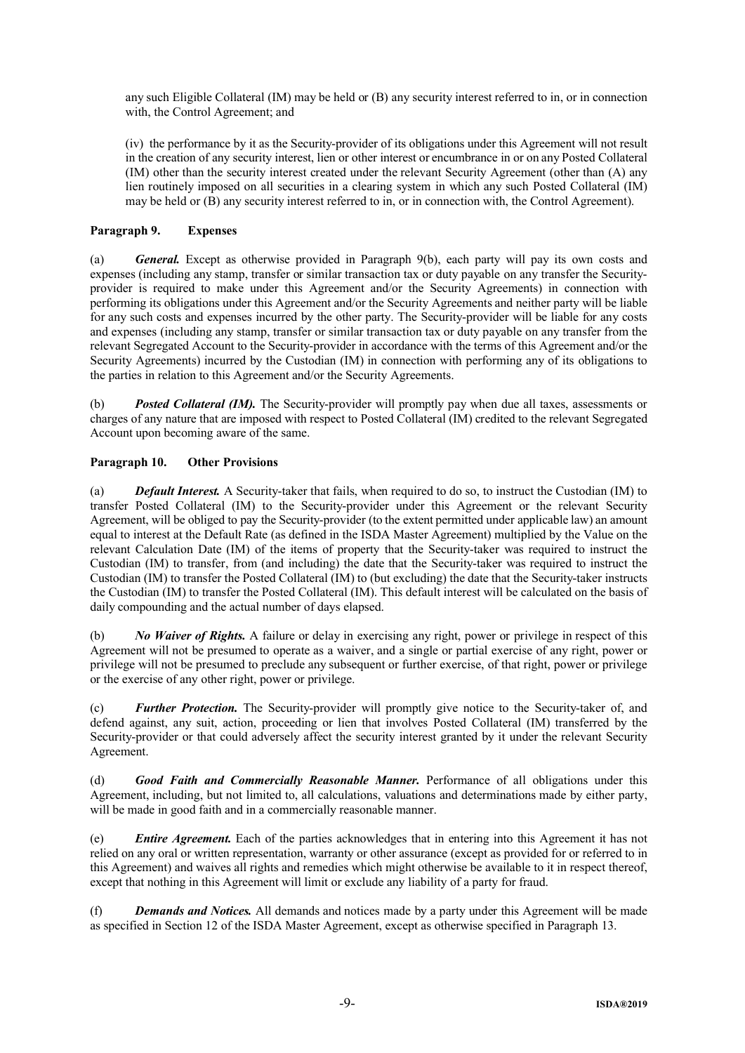any such Eligible Collateral (IM) may be held or (B) any security interest referred to in, or in connection with, the Control Agreement; and

(iv) the performance by it as the Security-provider of its obligations under this Agreement will not result in the creation of any security interest, lien or other interest or encumbrance in or on any Posted Collateral (IM) other than the security interest created under the relevant Security Agreement (other than (A) any lien routinely imposed on all securities in a clearing system in which any such Posted Collateral (IM) may be held or (B) any security interest referred to in, or in connection with, the Control Agreement).

### Paragraph 9. Expenses

(a) ***General.*** Except as otherwise provided in Paragraph 9(b), each party will pay its own costs and expenses (including any stamp, transfer or similar transaction tax or duty payable on any transfer the Security-provider is required to make under this Agreement and/or the Security Agreements) in connection with performing its obligations under this Agreement and/or the Security Agreements and neither party will be liable for any such costs and expenses incurred by the other party. The Security-provider will be liable for any costs and expenses (including any stamp, transfer or similar transaction tax or duty payable on any transfer from the relevant Segregated Account to the Security-provider in accordance with the terms of this Agreement and/or the Security Agreements) incurred by the Custodian (IM) in connection with performing any of its obligations to the parties in relation to this Agreement and/or the Security Agreements.

(b) ***Posted Collateral (IM).*** The Security-provider will promptly pay when due all taxes, assessments or charges of any nature that are imposed with respect to Posted Collateral (IM) credited to the relevant Segregated Account upon becoming aware of the same.

### Paragraph 10. Other Provisions

(a) ***Default Interest.*** A Security-taker that fails, when required to do so, to instruct the Custodian (IM) to transfer Posted Collateral (IM) to the Security-provider under this Agreement or the relevant Security Agreement, will be obliged to pay the Security-provider (to the extent permitted under applicable law) an amount equal to interest at the Default Rate (as defined in the ISDA Master Agreement) multiplied by the Value on the relevant Calculation Date (IM) of the items of property that the Security-taker was required to instruct the Custodian (IM) to transfer, from (and including) the date that the Security-taker was required to instruct the Custodian (IM) to transfer the Posted Collateral (IM) to (but excluding) the date that the Security-taker instructs the Custodian (IM) to transfer the Posted Collateral (IM). This default interest will be calculated on the basis of daily compounding and the actual number of days elapsed.

(b) ***No Waiver of Rights.*** A failure or delay in exercising any right, power or privilege in respect of this Agreement will not be presumed to operate as a waiver, and a single or partial exercise of any right, power or privilege will not be presumed to preclude any subsequent or further exercise, of that right, power or privilege or the exercise of any other right, power or privilege.

(c) ***Further Protection.*** The Security-provider will promptly give notice to the Security-taker of, and defend against, any suit, action, proceeding or lien that involves Posted Collateral (IM) transferred by the Security-provider or that could adversely affect the security interest granted by it under the relevant Security Agreement.

(d) ***Good Faith and Commercially Reasonable Manner.*** Performance of all obligations under this Agreement, including, but not limited to, all calculations, valuations and determinations made by either party, will be made in good faith and in a commercially reasonable manner.

(e) ***Entire Agreement.*** Each of the parties acknowledges that in entering into this Agreement it has not relied on any oral or written representation, warranty or other assurance (except as provided for or referred to in this Agreement) and waives all rights and remedies which might otherwise be available to it in respect thereof, except that nothing in this Agreement will limit or exclude any liability of a party for fraud.

(f) ***Demands and Notices.*** All demands and notices made by a party under this Agreement will be made as specified in Section 12 of the ISDA Master Agreement, except as otherwise specified in Paragraph 13.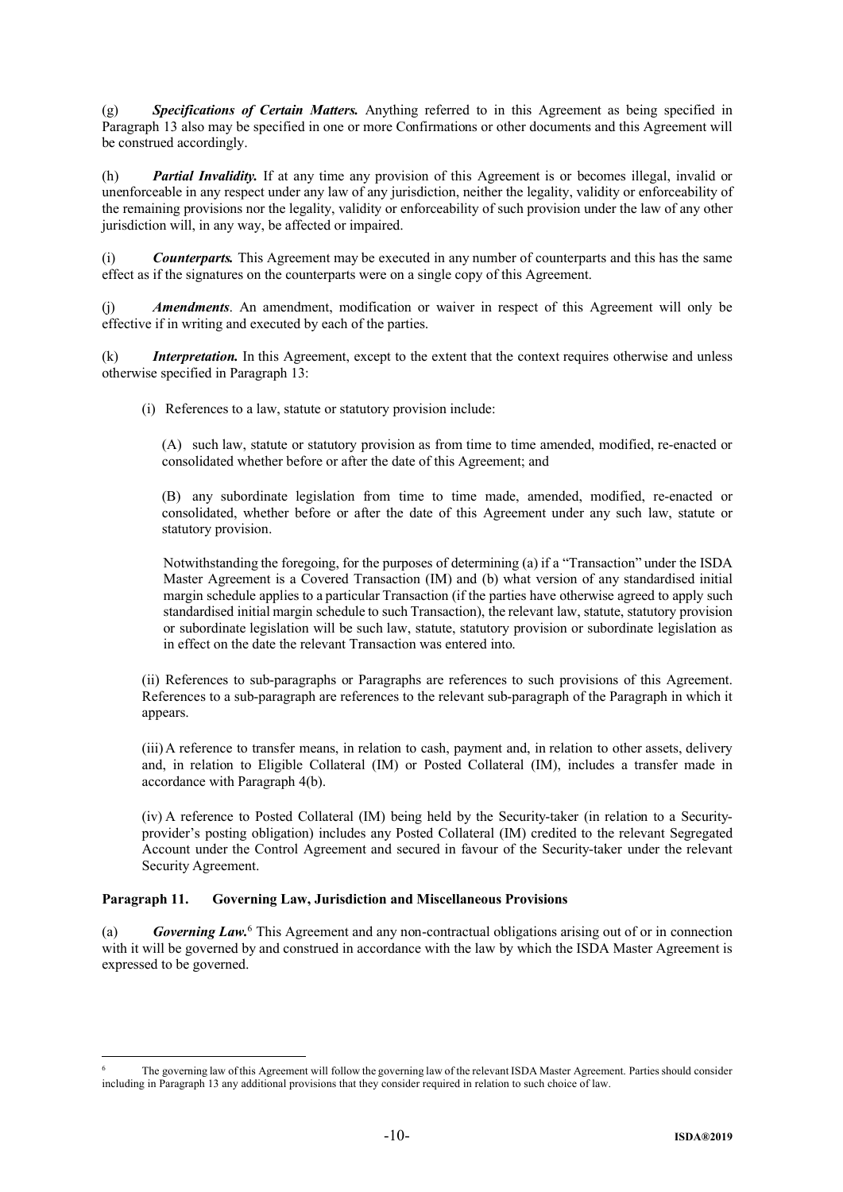(g) ***Specifications of Certain Matters.*** Anything referred to in this Agreement as being specified in Paragraph 13 also may be specified in one or more Confirmations or other documents and this Agreement will be construed accordingly.

(h) ***Partial Invalidity.*** If at any time any provision of this Agreement is or becomes illegal, invalid or unenforceable in any respect under any law of any jurisdiction, neither the legality, validity or enforceability of the remaining provisions nor the legality, validity or enforceability of such provision under the law of any other jurisdiction will, in any way, be affected or impaired.

(i) ***Counterparts.*** This Agreement may be executed in any number of counterparts and this has the same effect as if the signatures on the counterparts were on a single copy of this Agreement.

(j) ***Amendments***. An amendment, modification or waiver in respect of this Agreement will only be effective if in writing and executed by each of the parties.

(k) ***Interpretation.*** In this Agreement, except to the extent that the context requires otherwise and unless otherwise specified in Paragraph 13:

(i) References to a law, statute or statutory provision include:

(A) such law, statute or statutory provision as from time to time amended, modified, re-enacted or consolidated whether before or after the date of this Agreement; and

(B) any subordinate legislation from time to time made, amended, modified, re-enacted or consolidated, whether before or after the date of this Agreement under any such law, statute or statutory provision.

Notwithstanding the foregoing, for the purposes of determining (a) if a "Transaction" under the ISDA Master Agreement is a Covered Transaction (IM) and (b) what version of any standardised initial margin schedule applies to a particular Transaction (if the parties have otherwise agreed to apply such standardised initial margin schedule to such Transaction), the relevant law, statute, statutory provision or subordinate legislation will be such law, statute, statutory provision or subordinate legislation as in effect on the date the relevant Transaction was entered into.

(ii) References to sub-paragraphs or Paragraphs are references to such provisions of this Agreement. References to a sub-paragraph are references to the relevant sub-paragraph of the Paragraph in which it appears.

(iii) A reference to transfer means, in relation to cash, payment and, in relation to other assets, delivery and, in relation to Eligible Collateral (IM) or Posted Collateral (IM), includes a transfer made in accordance with Paragraph 4(b).

(iv) A reference to Posted Collateral (IM) being held by the Security-taker (in relation to a Security-provider's posting obligation) includes any Posted Collateral (IM) credited to the relevant Segregated Account under the Control Agreement and secured in favour of the Security-taker under the relevant Security Agreement.

**Paragraph 11. Governing Law, Jurisdiction and Miscellaneous Provisions**

(a) ***Governing Law.***[6] This Agreement and any non-contractual obligations arising out of or in connection with it will be governed by and construed in accordance with the law by which the ISDA Master Agreement is expressed to be governed.

---

[6] The governing law of this Agreement will follow the governing law of the relevant ISDA Master Agreement. Parties should consider including in Paragraph 13 any additional provisions that they consider required in relation to such choice of law.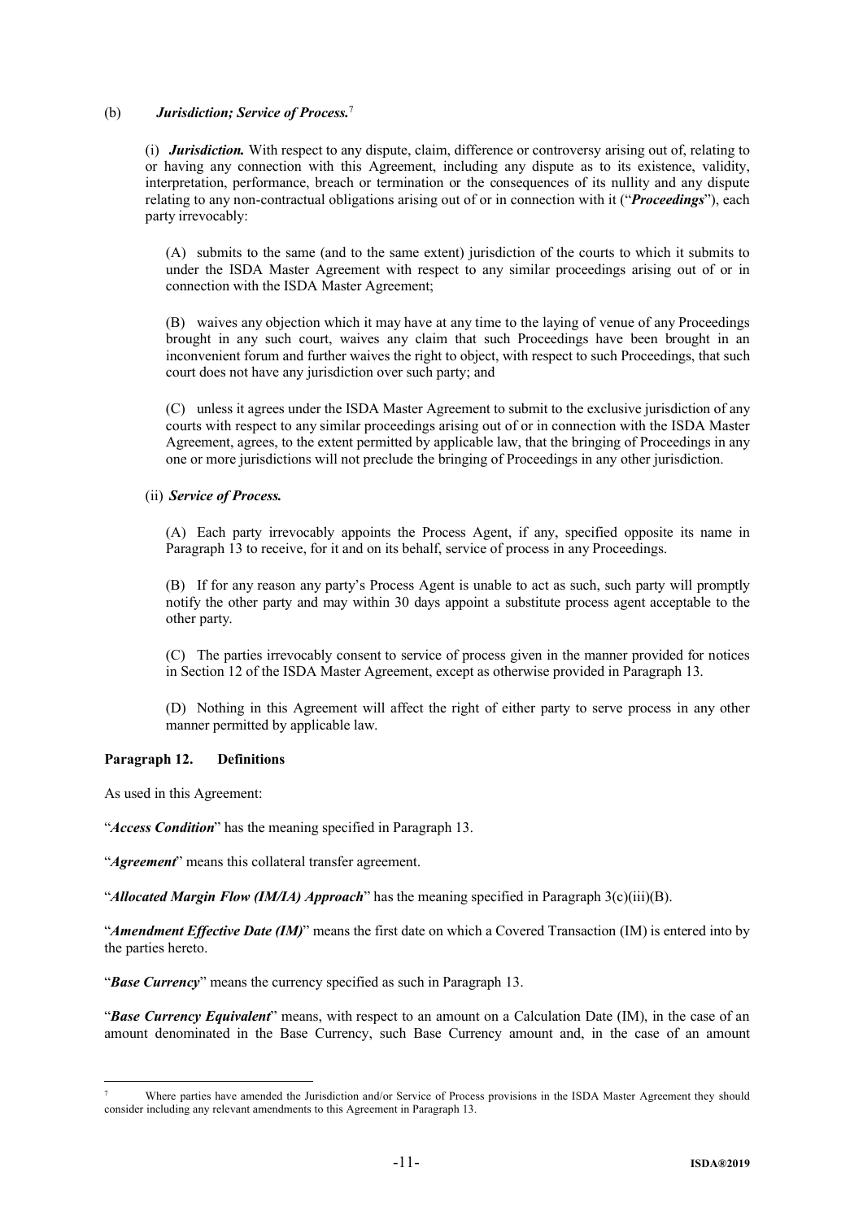(b) ***Jurisdiction; Service of Process.***[7]

(i) ***Jurisdiction.*** With respect to any dispute, claim, difference or controversy arising out of, relating to or having any connection with this Agreement, including any dispute as to its existence, validity, interpretation, performance, breach or termination or the consequences of its nullity and any dispute relating to any non-contractual obligations arising out of or in connection with it ("***Proceedings***"), each party irrevocably:

(A) submits to the same (and to the same extent) jurisdiction of the courts to which it submits to under the ISDA Master Agreement with respect to any similar proceedings arising out of or in connection with the ISDA Master Agreement;

(B) waives any objection which it may have at any time to the laying of venue of any Proceedings brought in any such court, waives any claim that such Proceedings have been brought in an inconvenient forum and further waives the right to object, with respect to such Proceedings, that such court does not have any jurisdiction over such party; and

(C) unless it agrees under the ISDA Master Agreement to submit to the exclusive jurisdiction of any courts with respect to any similar proceedings arising out of or in connection with the ISDA Master Agreement, agrees, to the extent permitted by applicable law, that the bringing of Proceedings in any one or more jurisdictions will not preclude the bringing of Proceedings in any other jurisdiction.

(ii) ***Service of Process.***

(A) Each party irrevocably appoints the Process Agent, if any, specified opposite its name in Paragraph 13 to receive, for it and on its behalf, service of process in any Proceedings.

(B) If for any reason any party's Process Agent is unable to act as such, such party will promptly notify the other party and may within 30 days appoint a substitute process agent acceptable to the other party.

(C) The parties irrevocably consent to service of process given in the manner provided for notices in Section 12 of the ISDA Master Agreement, except as otherwise provided in Paragraph 13.

(D) Nothing in this Agreement will affect the right of either party to serve process in any other manner permitted by applicable law.

**Paragraph 12. Definitions**

As used in this Agreement:

"***Access Condition***" has the meaning specified in Paragraph 13.

"***Agreement***" means this collateral transfer agreement.

"***Allocated Margin Flow (IM/IA) Approach***" has the meaning specified in Paragraph 3(c)(iii)(B).

"***Amendment Effective Date (IM)***" means the first date on which a Covered Transaction (IM) is entered into by the parties hereto.

"***Base Currency***" means the currency specified as such in Paragraph 13.

"***Base Currency Equivalent***" means, with respect to an amount on a Calculation Date (IM), in the case of an amount denominated in the Base Currency, such Base Currency amount and, in the case of an amount

---

[7] Where parties have amended the Jurisdiction and/or Service of Process provisions in the ISDA Master Agreement they should consider including any relevant amendments to this Agreement in Paragraph 13.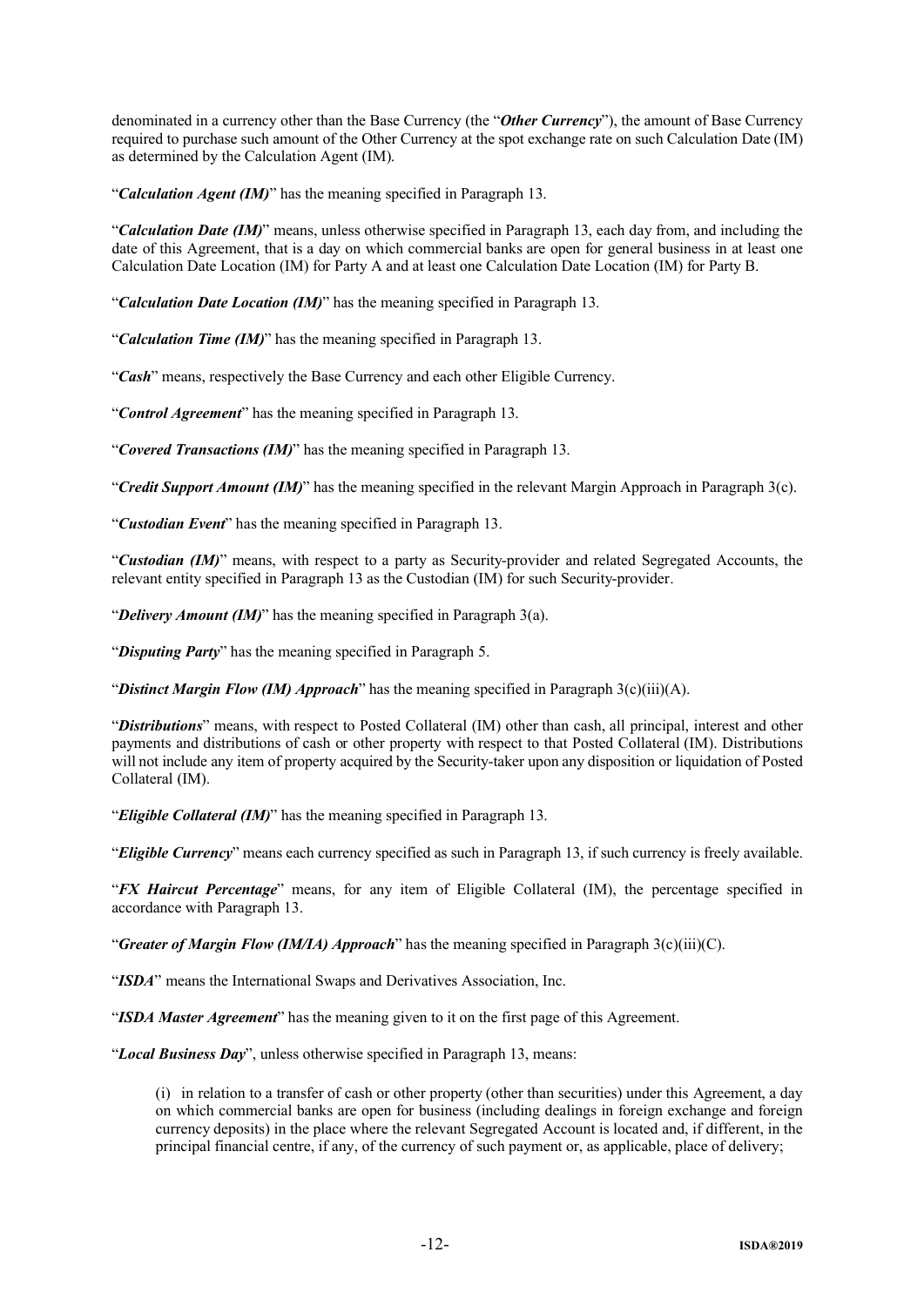denominated in a currency other than the Base Currency (the "***Other Currency***"), the amount of Base Currency required to purchase such amount of the Other Currency at the spot exchange rate on such Calculation Date (IM) as determined by the Calculation Agent (IM).

"***Calculation Agent (IM)***" has the meaning specified in Paragraph 13.

"***Calculation Date (IM)***" means, unless otherwise specified in Paragraph 13, each day from, and including the date of this Agreement, that is a day on which commercial banks are open for general business in at least one Calculation Date Location (IM) for Party A and at least one Calculation Date Location (IM) for Party B.

"***Calculation Date Location (IM)***" has the meaning specified in Paragraph 13.

"***Calculation Time (IM)***" has the meaning specified in Paragraph 13.

"***Cash***" means, respectively the Base Currency and each other Eligible Currency.

"***Control Agreement***" has the meaning specified in Paragraph 13.

"***Covered Transactions (IM)***" has the meaning specified in Paragraph 13.

"***Credit Support Amount (IM)***" has the meaning specified in the relevant Margin Approach in Paragraph 3(c).

"***Custodian Event***" has the meaning specified in Paragraph 13.

"***Custodian (IM)***" means, with respect to a party as Security-provider and related Segregated Accounts, the relevant entity specified in Paragraph 13 as the Custodian (IM) for such Security-provider.

"***Delivery Amount (IM)***" has the meaning specified in Paragraph 3(a).

"***Disputing Party***" has the meaning specified in Paragraph 5.

"***Distinct Margin Flow (IM) Approach***" has the meaning specified in Paragraph 3(c)(iii)(A).

"***Distributions***" means, with respect to Posted Collateral (IM) other than cash, all principal, interest and other payments and distributions of cash or other property with respect to that Posted Collateral (IM). Distributions will not include any item of property acquired by the Security-taker upon any disposition or liquidation of Posted Collateral (IM).

"***Eligible Collateral (IM)***" has the meaning specified in Paragraph 13.

"***Eligible Currency***" means each currency specified as such in Paragraph 13, if such currency is freely available.

"***FX Haircut Percentage***" means, for any item of Eligible Collateral (IM), the percentage specified in accordance with Paragraph 13.

"***Greater of Margin Flow (IM/IA) Approach***" has the meaning specified in Paragraph 3(c)(iii)(C).

"***ISDA***" means the International Swaps and Derivatives Association, Inc.

"***ISDA Master Agreement***" has the meaning given to it on the first page of this Agreement.

"***Local Business Day***", unless otherwise specified in Paragraph 13, means:

(i) in relation to a transfer of cash or other property (other than securities) under this Agreement, a day on which commercial banks are open for business (including dealings in foreign exchange and foreign currency deposits) in the place where the relevant Segregated Account is located and, if different, in the principal financial centre, if any, of the currency of such payment or, as applicable, place of delivery;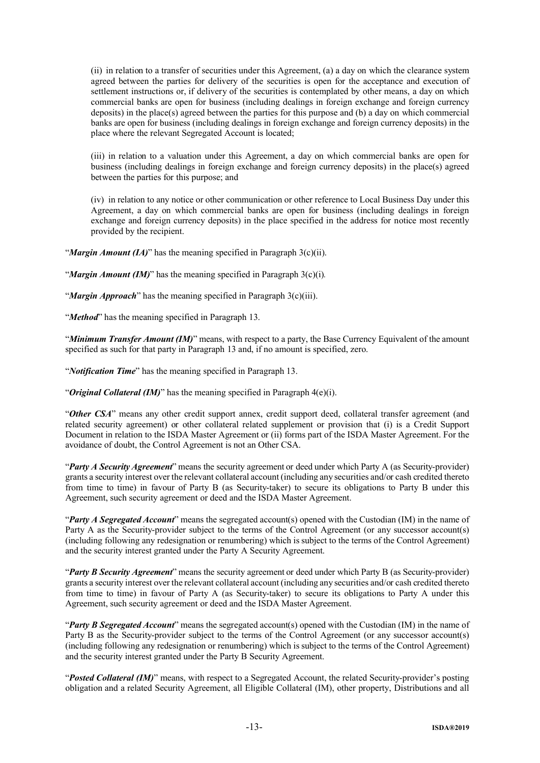(ii) in relation to a transfer of securities under this Agreement, (a) a day on which the clearance system agreed between the parties for delivery of the securities is open for the acceptance and execution of settlement instructions or, if delivery of the securities is contemplated by other means, a day on which commercial banks are open for business (including dealings in foreign exchange and foreign currency deposits) in the place(s) agreed between the parties for this purpose and (b) a day on which commercial banks are open for business (including dealings in foreign exchange and foreign currency deposits) in the place where the relevant Segregated Account is located;

(iii) in relation to a valuation under this Agreement, a day on which commercial banks are open for business (including dealings in foreign exchange and foreign currency deposits) in the place(s) agreed between the parties for this purpose; and

(iv) in relation to any notice or other communication or other reference to Local Business Day under this Agreement, a day on which commercial banks are open for business (including dealings in foreign exchange and foreign currency deposits) in the place specified in the address for notice most recently provided by the recipient.

"***Margin Amount (IA)***" has the meaning specified in Paragraph 3(c)(ii).

"***Margin Amount (IM)***" has the meaning specified in Paragraph 3(c)(i).

"***Margin Approach***" has the meaning specified in Paragraph 3(c)(iii).

"***Method***" has the meaning specified in Paragraph 13.

"***Minimum Transfer Amount (IM)***" means, with respect to a party, the Base Currency Equivalent of the amount specified as such for that party in Paragraph 13 and, if no amount is specified, zero.

"***Notification Time***" has the meaning specified in Paragraph 13.

"***Original Collateral (IM)***" has the meaning specified in Paragraph 4(e)(i).

"***Other CSA***" means any other credit support annex, credit support deed, collateral transfer agreement (and related security agreement) or other collateral related supplement or provision that (i) is a Credit Support Document in relation to the ISDA Master Agreement or (ii) forms part of the ISDA Master Agreement. For the avoidance of doubt, the Control Agreement is not an Other CSA.

"***Party A Security Agreement***" means the security agreement or deed under which Party A (as Security-provider) grants a security interest over the relevant collateral account (including any securities and/or cash credited thereto from time to time) in favour of Party B (as Security-taker) to secure its obligations to Party B under this Agreement, such security agreement or deed and the ISDA Master Agreement.

"***Party A Segregated Account***" means the segregated account(s) opened with the Custodian (IM) in the name of Party A as the Security-provider subject to the terms of the Control Agreement (or any successor account(s) (including following any redesignation or renumbering) which is subject to the terms of the Control Agreement) and the security interest granted under the Party A Security Agreement.

"***Party B Security Agreement***" means the security agreement or deed under which Party B (as Security-provider) grants a security interest over the relevant collateral account (including any securities and/or cash credited thereto from time to time) in favour of Party A (as Security-taker) to secure its obligations to Party A under this Agreement, such security agreement or deed and the ISDA Master Agreement.

"***Party B Segregated Account***" means the segregated account(s) opened with the Custodian (IM) in the name of Party B as the Security-provider subject to the terms of the Control Agreement (or any successor account(s) (including following any redesignation or renumbering) which is subject to the terms of the Control Agreement) and the security interest granted under the Party B Security Agreement.

"***Posted Collateral (IM)***" means, with respect to a Segregated Account, the related Security-provider's posting obligation and a related Security Agreement, all Eligible Collateral (IM), other property, Distributions and all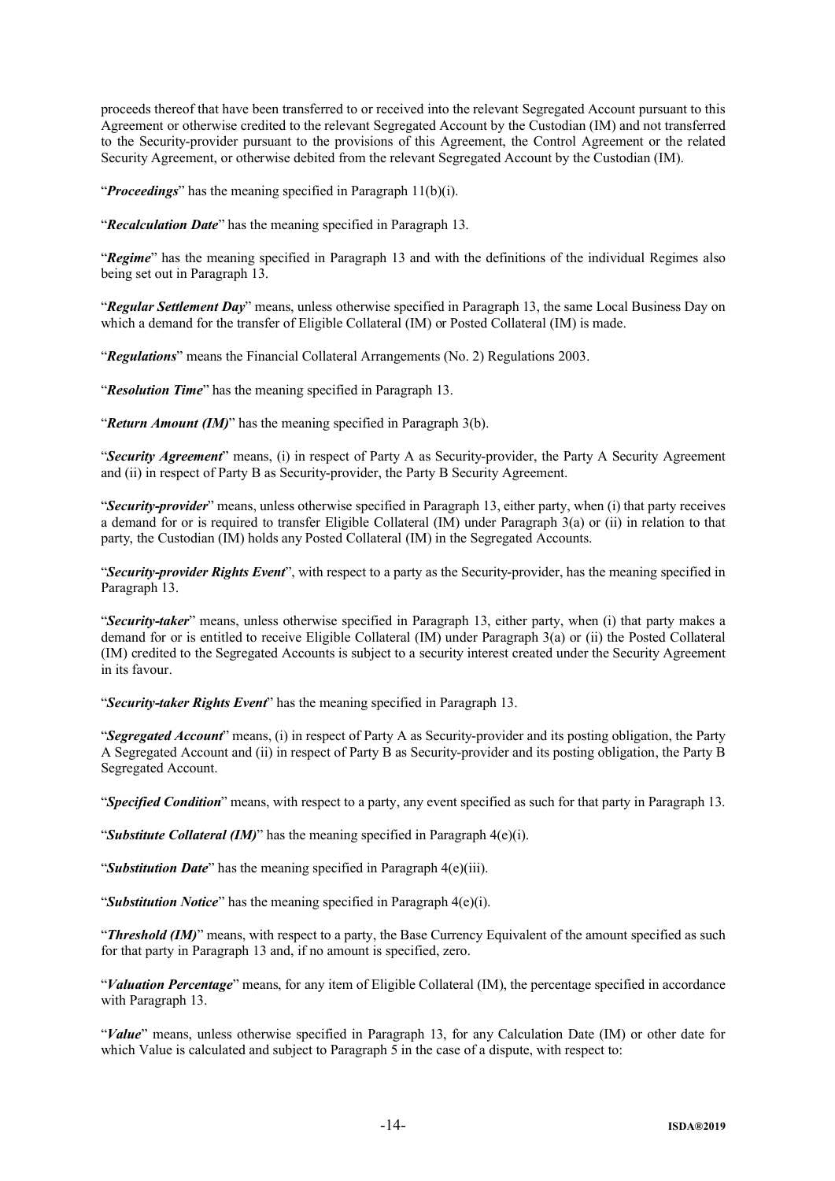proceeds thereof that have been transferred to or received into the relevant Segregated Account pursuant to this Agreement or otherwise credited to the relevant Segregated Account by the Custodian (IM) and not transferred to the Security-provider pursuant to the provisions of this Agreement, the Control Agreement or the related Security Agreement, or otherwise debited from the relevant Segregated Account by the Custodian (IM).

"***Proceedings***" has the meaning specified in Paragraph 11(b)(i).

"***Recalculation Date***" has the meaning specified in Paragraph 13.

"***Regime***" has the meaning specified in Paragraph 13 and with the definitions of the individual Regimes also being set out in Paragraph 13.

"***Regular Settlement Day***" means, unless otherwise specified in Paragraph 13, the same Local Business Day on which a demand for the transfer of Eligible Collateral (IM) or Posted Collateral (IM) is made.

"***Regulations***" means the Financial Collateral Arrangements (No. 2) Regulations 2003.

"***Resolution Time***" has the meaning specified in Paragraph 13.

"***Return Amount (IM)***" has the meaning specified in Paragraph 3(b).

"***Security Agreement***" means, (i) in respect of Party A as Security-provider, the Party A Security Agreement and (ii) in respect of Party B as Security-provider, the Party B Security Agreement.

"***Security-provider***" means, unless otherwise specified in Paragraph 13, either party, when (i) that party receives a demand for or is required to transfer Eligible Collateral (IM) under Paragraph 3(a) or (ii) in relation to that party, the Custodian (IM) holds any Posted Collateral (IM) in the Segregated Accounts.

"***Security-provider Rights Event***", with respect to a party as the Security-provider, has the meaning specified in Paragraph 13.

"***Security-taker***" means, unless otherwise specified in Paragraph 13, either party, when (i) that party makes a demand for or is entitled to receive Eligible Collateral (IM) under Paragraph 3(a) or (ii) the Posted Collateral (IM) credited to the Segregated Accounts is subject to a security interest created under the Security Agreement in its favour.

"***Security-taker Rights Event***" has the meaning specified in Paragraph 13.

"***Segregated Account***" means, (i) in respect of Party A as Security-provider and its posting obligation, the Party A Segregated Account and (ii) in respect of Party B as Security-provider and its posting obligation, the Party B Segregated Account.

"***Specified Condition***" means, with respect to a party, any event specified as such for that party in Paragraph 13.

"***Substitute Collateral (IM)***" has the meaning specified in Paragraph 4(e)(i).

"***Substitution Date***" has the meaning specified in Paragraph 4(e)(iii).

"***Substitution Notice***" has the meaning specified in Paragraph 4(e)(i).

"***Threshold (IM)***" means, with respect to a party, the Base Currency Equivalent of the amount specified as such for that party in Paragraph 13 and, if no amount is specified, zero.

"***Valuation Percentage***" means, for any item of Eligible Collateral (IM), the percentage specified in accordance with Paragraph 13.

"***Value***" means, unless otherwise specified in Paragraph 13, for any Calculation Date (IM) or other date for which Value is calculated and subject to Paragraph 5 in the case of a dispute, with respect to: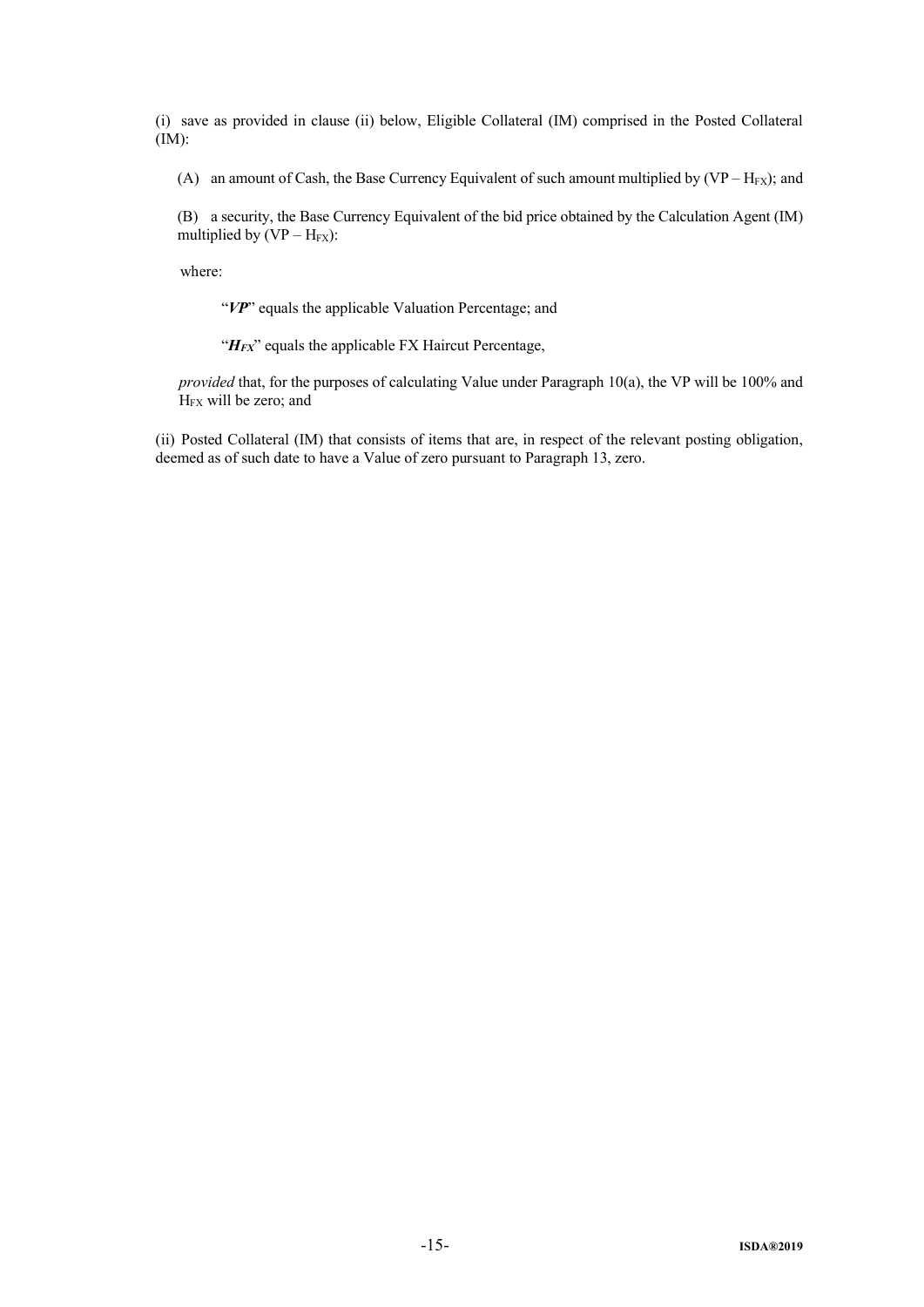(i) save as provided in clause (ii) below, Eligible Collateral (IM) comprised in the Posted Collateral (IM):

(A) an amount of Cash, the Base Currency Equivalent of such amount multiplied by ($VP – H_{FX}$); and

(B) a security, the Base Currency Equivalent of the bid price obtained by the Calculation Agent (IM) multiplied by ($VP – H_{FX}$):

where:

"***VP***" equals the applicable Valuation Percentage; and

"***$H_{FX}$***" equals the applicable FX Haircut Percentage,

*provided* that, for the purposes of calculating Value under Paragraph 10(a), the VP will be 100% and $H_{FX}$ will be zero; and

(ii) Posted Collateral (IM) that consists of items that are, in respect of the relevant posting obligation, deemed as of such date to have a Value of zero pursuant to Paragraph 13, zero.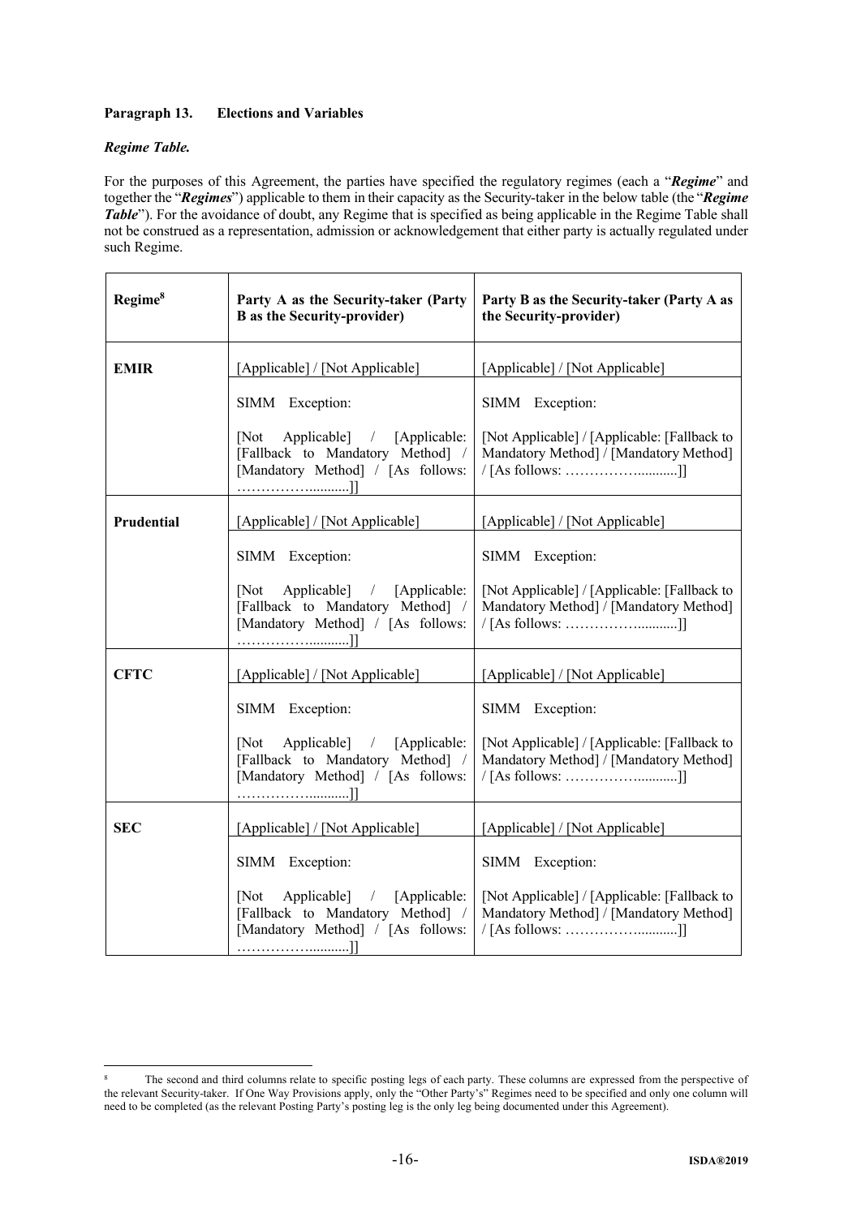**Paragraph 13. Elections and Variables**

***Regime Table.***

For the purposes of this Agreement, the parties have specified the regulatory regimes (each a "***Regime***" and together the "***Regimes***") applicable to them in their capacity as the Security-taker in the below table (the "***Regime Table***"). For the avoidance of doubt, any Regime that is specified as being applicable in the Regime Table shall not be construed as a representation, admission or acknowledgement that either party is actually regulated under such Regime.

| **Regime**[8] | **Party A as the Security-taker (Party B as the Security-provider)** | **Party B as the Security-taker (Party A as the Security-provider)** |
|---|---|---|
| **EMIR** | [Applicable] / [Not Applicable] | [Applicable] / [Not Applicable] |
| | SIMM Exception:<br><br>[Not Applicable] / [Applicable: [Fallback to Mandatory Method] / [Mandatory Method] / [As follows: ……………...........]] | SIMM Exception:<br><br>[Not Applicable] / [Applicable: [Fallback to Mandatory Method] / [Mandatory Method] / [As follows: ……………...........]] |
| **Prudential** | [Applicable] / [Not Applicable] | [Applicable] / [Not Applicable] |
| | SIMM Exception:<br><br>[Not Applicable] / [Applicable: [Fallback to Mandatory Method] / [Mandatory Method] / [As follows: ……………...........]] | SIMM Exception:<br><br>[Not Applicable] / [Applicable: [Fallback to Mandatory Method] / [Mandatory Method] / [As follows: ……………...........]] |
| **CFTC** | [Applicable] / [Not Applicable] | [Applicable] / [Not Applicable] |
| | SIMM Exception:<br><br>[Not Applicable] / [Applicable: [Fallback to Mandatory Method] / [Mandatory Method] / [As follows: ……………...........]] | SIMM Exception:<br><br>[Not Applicable] / [Applicable: [Fallback to Mandatory Method] / [Mandatory Method] / [As follows: ……………...........]] |
| **SEC** | [Applicable] / [Not Applicable] | [Applicable] / [Not Applicable] |
| | SIMM Exception:<br><br>[Not Applicable] / [Applicable: [Fallback to Mandatory Method] / [Mandatory Method] / [As follows: ……………...........]] | SIMM Exception:<br><br>[Not Applicable] / [Applicable: [Fallback to Mandatory Method] / [Mandatory Method] / [As follows: ……………...........]] |

[8] The second and third columns relate to specific posting legs of each party. These columns are expressed from the perspective of the relevant Security-taker. If One Way Provisions apply, only the "Other Party's" Regimes need to be specified and only one column will need to be completed (as the relevant Posting Party's posting leg is the only leg being documented under this Agreement).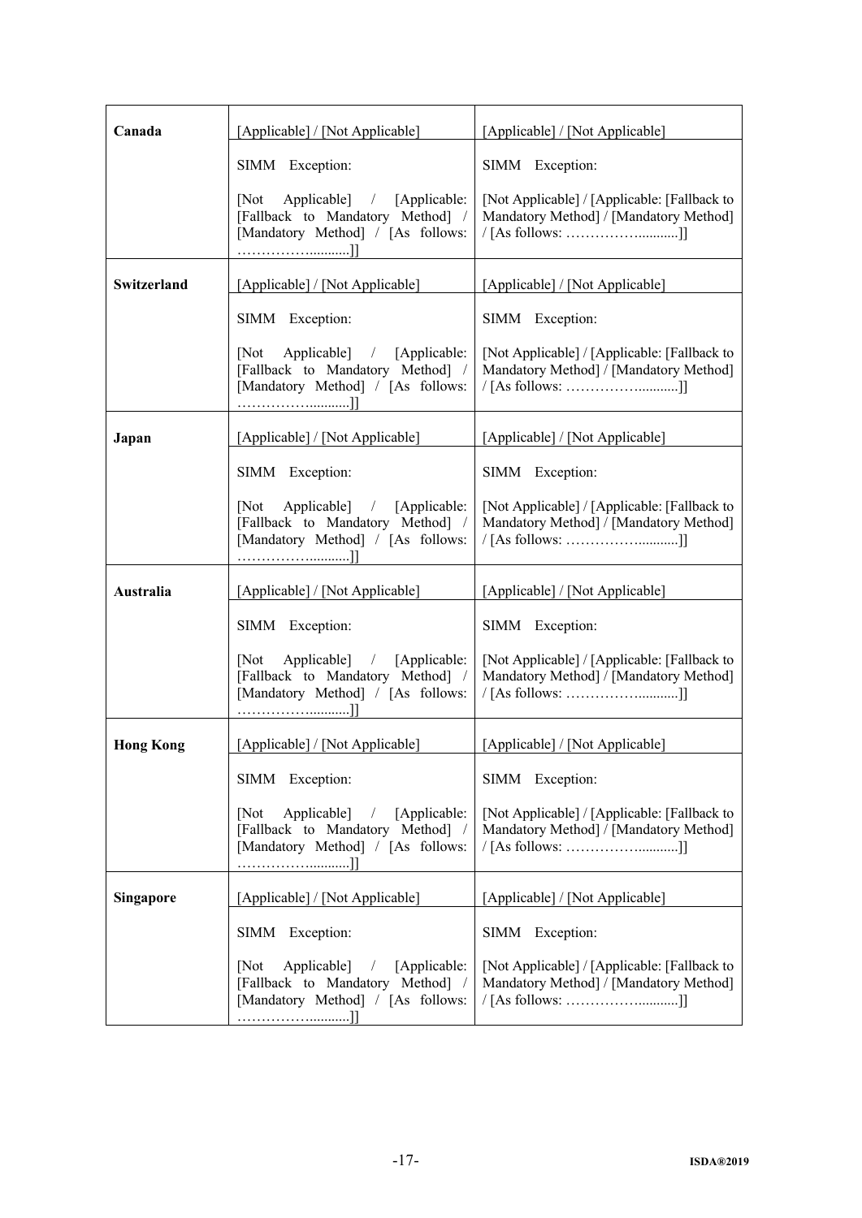| **Canada** | [Applicable] / [Not Applicable] | [Applicable] / [Not Applicable] |
|---|---|---|
| | SIMM Exception: | SIMM Exception: |
| | [Not Applicable] / [Applicable: [Fallback to Mandatory Method] / [Mandatory Method] / [As follows: ……………...........]] | [Not Applicable] / [Applicable: [Fallback to Mandatory Method] / [Mandatory Method] / [As follows: ……………...........]] |
| **Switzerland** | [Applicable] / [Not Applicable] | [Applicable] / [Not Applicable] |
| | SIMM Exception: | SIMM Exception: |
| | [Not Applicable] / [Applicable: [Fallback to Mandatory Method] / [Mandatory Method] / [As follows: ……………...........]] | [Not Applicable] / [Applicable: [Fallback to Mandatory Method] / [Mandatory Method] / [As follows: ……………...........]] |
| **Japan** | [Applicable] / [Not Applicable] | [Applicable] / [Not Applicable] |
| | SIMM Exception: | SIMM Exception: |
| | [Not Applicable] / [Applicable: [Fallback to Mandatory Method] / [Mandatory Method] / [As follows: ……………...........]] | [Not Applicable] / [Applicable: [Fallback to Mandatory Method] / [Mandatory Method] / [As follows: ……………...........]] |
| **Australia** | [Applicable] / [Not Applicable] | [Applicable] / [Not Applicable] |
| | SIMM Exception: | SIMM Exception: |
| | [Not Applicable] / [Applicable: [Fallback to Mandatory Method] / [Mandatory Method] / [As follows: ……………...........]] | [Not Applicable] / [Applicable: [Fallback to Mandatory Method] / [Mandatory Method] / [As follows: ……………...........]] |
| **Hong Kong** | [Applicable] / [Not Applicable] | [Applicable] / [Not Applicable] |
| | SIMM Exception: | SIMM Exception: |
| | [Not Applicable] / [Applicable: [Fallback to Mandatory Method] / [Mandatory Method] / [As follows: ……………...........]] | [Not Applicable] / [Applicable: [Fallback to Mandatory Method] / [Mandatory Method] / [As follows: ……………...........]] |
| **Singapore** | [Applicable] / [Not Applicable] | [Applicable] / [Not Applicable] |
| | SIMM Exception: | SIMM Exception: |
| | [Not Applicable] / [Applicable: [Fallback to Mandatory Method] / [Mandatory Method] / [As follows: ……………...........]] | [Not Applicable] / [Applicable: [Fallback to Mandatory Method] / [Mandatory Method] / [As follows: ……………...........]] |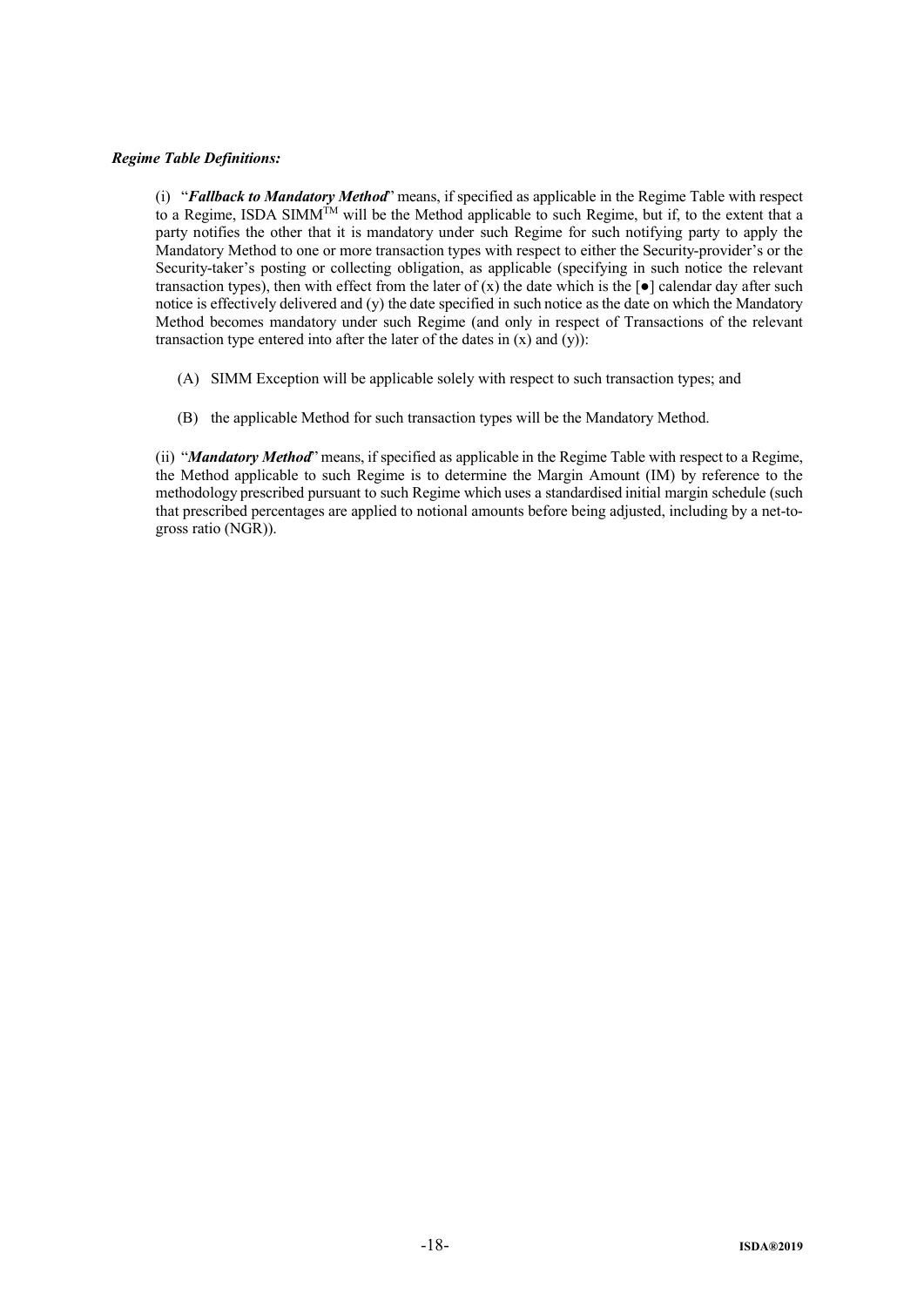***Regime Table Definitions:***

(i) "***Fallback to Mandatory Method***" means, if specified as applicable in the Regime Table with respect to a Regime, ISDA SIMM™ will be the Method applicable to such Regime, but if, to the extent that a party notifies the other that it is mandatory under such Regime for such notifying party to apply the Mandatory Method to one or more transaction types with respect to either the Security-provider's or the Security-taker's posting or collecting obligation, as applicable (specifying in such notice the relevant transaction types), then with effect from the later of (x) the date which is the [●] calendar day after such notice is effectively delivered and (y) the date specified in such notice as the date on which the Mandatory Method becomes mandatory under such Regime (and only in respect of Transactions of the relevant transaction type entered into after the later of the dates in (x) and (y)):

(A) SIMM Exception will be applicable solely with respect to such transaction types; and

(B) the applicable Method for such transaction types will be the Mandatory Method.

(ii) "***Mandatory Method***" means, if specified as applicable in the Regime Table with respect to a Regime, the Method applicable to such Regime is to determine the Margin Amount (IM) by reference to the methodology prescribed pursuant to such Regime which uses a standardised initial margin schedule (such that prescribed percentages are applied to notional amounts before being adjusted, including by a net-to-gross ratio (NGR)).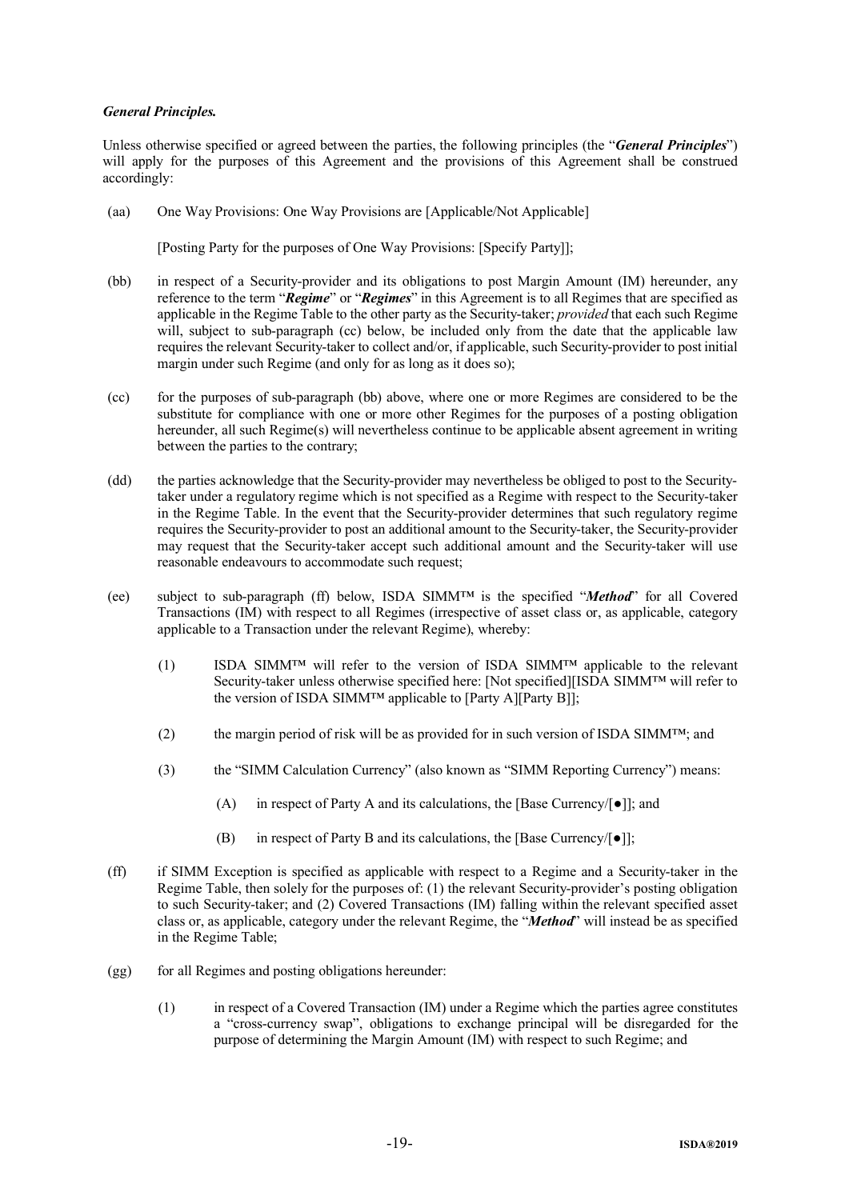***General Principles.***

Unless otherwise specified or agreed between the parties, the following principles (the "***General Principles***") will apply for the purposes of this Agreement and the provisions of this Agreement shall be construed accordingly:

(aa) One Way Provisions: One Way Provisions are [Applicable/Not Applicable]

[Posting Party for the purposes of One Way Provisions: [Specify Party]];

(bb) in respect of a Security-provider and its obligations to post Margin Amount (IM) hereunder, any reference to the term "***Regime***" or "***Regimes***" in this Agreement is to all Regimes that are specified as applicable in the Regime Table to the other party as the Security-taker; *provided* that each such Regime will, subject to sub-paragraph (cc) below, be included only from the date that the applicable law requires the relevant Security-taker to collect and/or, if applicable, such Security-provider to post initial margin under such Regime (and only for as long as it does so);

(cc) for the purposes of sub-paragraph (bb) above, where one or more Regimes are considered to be the substitute for compliance with one or more other Regimes for the purposes of a posting obligation hereunder, all such Regime(s) will nevertheless continue to be applicable absent agreement in writing between the parties to the contrary;

(dd) the parties acknowledge that the Security-provider may nevertheless be obliged to post to the Security-taker under a regulatory regime which is not specified as a Regime with respect to the Security-taker in the Regime Table. In the event that the Security-provider determines that such regulatory regime requires the Security-provider to post an additional amount to the Security-taker, the Security-provider may request that the Security-taker accept such additional amount and the Security-taker will use reasonable endeavours to accommodate such request;

(ee) subject to sub-paragraph (ff) below, ISDA SIMM™ is the specified "***Method***" for all Covered Transactions (IM) with respect to all Regimes (irrespective of asset class or, as applicable, category applicable to a Transaction under the relevant Regime), whereby:

(1) ISDA SIMM™ will refer to the version of ISDA SIMM™ applicable to the relevant Security-taker unless otherwise specified here: [Not specified][ISDA SIMM™ will refer to the version of ISDA SIMM™ applicable to [Party A][Party B]];

(2) the margin period of risk will be as provided for in such version of ISDA SIMM™; and

(3) the "SIMM Calculation Currency" (also known as "SIMM Reporting Currency") means:

(A) in respect of Party A and its calculations, the [Base Currency/[●]]; and

(B) in respect of Party B and its calculations, the [Base Currency/[●]];

(ff) if SIMM Exception is specified as applicable with respect to a Regime and a Security-taker in the Regime Table, then solely for the purposes of: (1) the relevant Security-provider's posting obligation to such Security-taker; and (2) Covered Transactions (IM) falling within the relevant specified asset class or, as applicable, category under the relevant Regime, the "***Method***" will instead be as specified in the Regime Table;

(gg) for all Regimes and posting obligations hereunder:

(1) in respect of a Covered Transaction (IM) under a Regime which the parties agree constitutes a "cross-currency swap", obligations to exchange principal will be disregarded for the purpose of determining the Margin Amount (IM) with respect to such Regime; and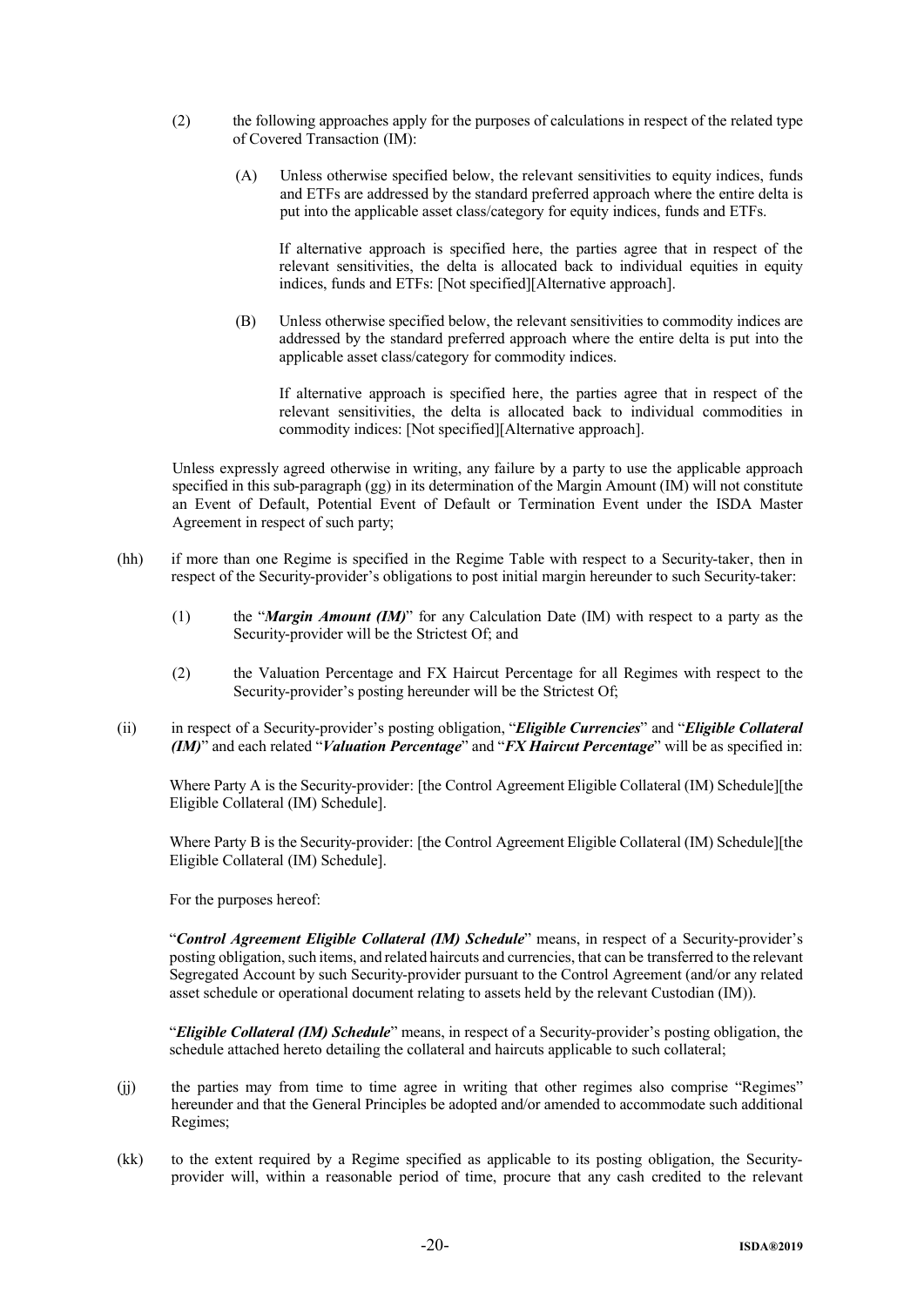(2) the following approaches apply for the purposes of calculations in respect of the related type of Covered Transaction (IM):

(A) Unless otherwise specified below, the relevant sensitivities to equity indices, funds and ETFs are addressed by the standard preferred approach where the entire delta is put into the applicable asset class/category for equity indices, funds and ETFs.

If alternative approach is specified here, the parties agree that in respect of the relevant sensitivities, the delta is allocated back to individual equities in equity indices, funds and ETFs: [Not specified][Alternative approach].

(B) Unless otherwise specified below, the relevant sensitivities to commodity indices are addressed by the standard preferred approach where the entire delta is put into the applicable asset class/category for commodity indices.

If alternative approach is specified here, the parties agree that in respect of the relevant sensitivities, the delta is allocated back to individual commodities in commodity indices: [Not specified][Alternative approach].

Unless expressly agreed otherwise in writing, any failure by a party to use the applicable approach specified in this sub-paragraph (gg) in its determination of the Margin Amount (IM) will not constitute an Event of Default, Potential Event of Default or Termination Event under the ISDA Master Agreement in respect of such party;

(hh) if more than one Regime is specified in the Regime Table with respect to a Security-taker, then in respect of the Security-provider's obligations to post initial margin hereunder to such Security-taker:

(1) the "***Margin Amount (IM)***" for any Calculation Date (IM) with respect to a party as the Security-provider will be the Strictest Of; and

(2) the Valuation Percentage and FX Haircut Percentage for all Regimes with respect to the Security-provider's posting hereunder will be the Strictest Of;

(ii) in respect of a Security-provider's posting obligation, "***Eligible Currencies***" and "***Eligible Collateral (IM)***" and each related "***Valuation Percentage***" and "***FX Haircut Percentage***" will be as specified in:

Where Party A is the Security-provider: [the Control Agreement Eligible Collateral (IM) Schedule][the Eligible Collateral (IM) Schedule].

Where Party B is the Security-provider: [the Control Agreement Eligible Collateral (IM) Schedule][the Eligible Collateral (IM) Schedule].

For the purposes hereof:

"***Control Agreement Eligible Collateral (IM) Schedule***" means, in respect of a Security-provider's posting obligation, such items, and related haircuts and currencies, that can be transferred to the relevant Segregated Account by such Security-provider pursuant to the Control Agreement (and/or any related asset schedule or operational document relating to assets held by the relevant Custodian (IM)).

"***Eligible Collateral (IM) Schedule***" means, in respect of a Security-provider's posting obligation, the schedule attached hereto detailing the collateral and haircuts applicable to such collateral;

(jj) the parties may from time to time agree in writing that other regimes also comprise "Regimes" hereunder and that the General Principles be adopted and/or amended to accommodate such additional Regimes;

(kk) to the extent required by a Regime specified as applicable to its posting obligation, the Security-provider will, within a reasonable period of time, procure that any cash credited to the relevant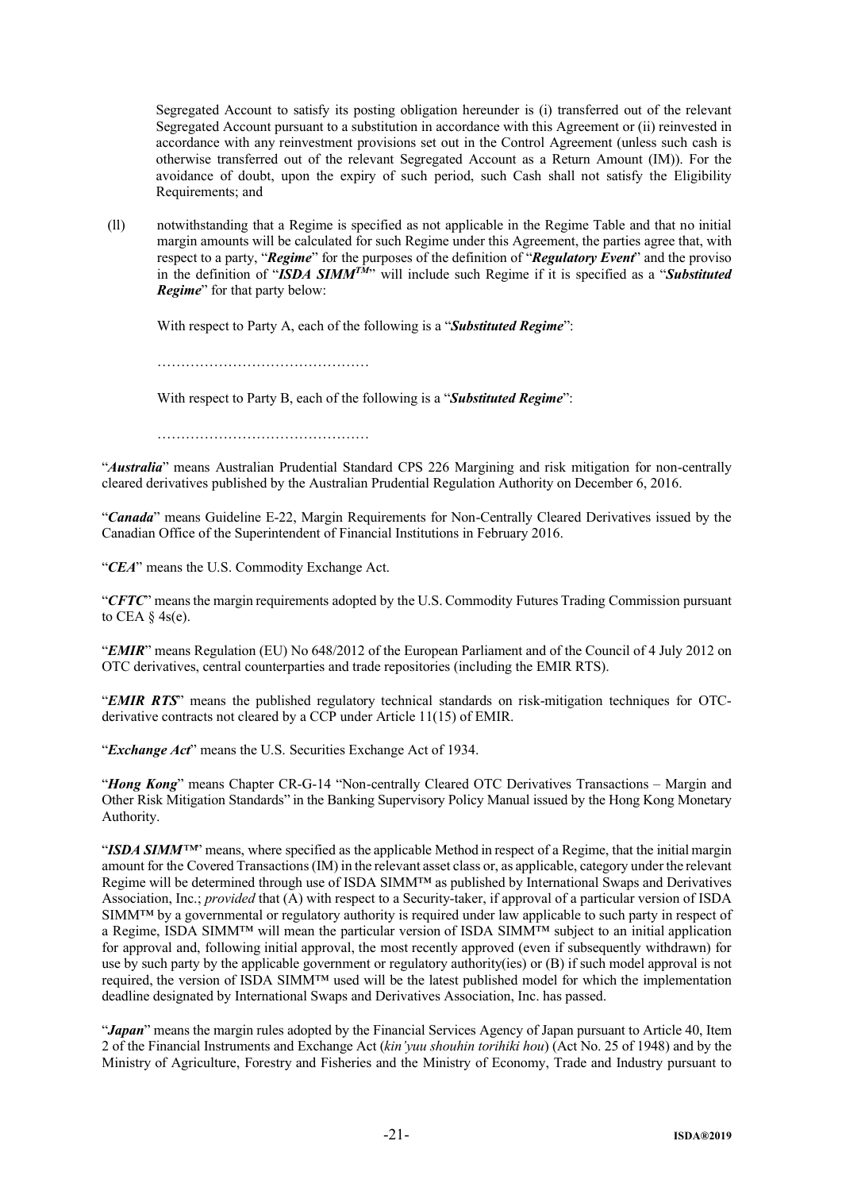Segregated Account to satisfy its posting obligation hereunder is (i) transferred out of the relevant Segregated Account pursuant to a substitution in accordance with this Agreement or (ii) reinvested in accordance with any reinvestment provisions set out in the Control Agreement (unless such cash is otherwise transferred out of the relevant Segregated Account as a Return Amount (IM)). For the avoidance of doubt, upon the expiry of such period, such Cash shall not satisfy the Eligibility Requirements; and

(ll) notwithstanding that a Regime is specified as not applicable in the Regime Table and that no initial margin amounts will be calculated for such Regime under this Agreement, the parties agree that, with respect to a party, "***Regime***" for the purposes of the definition of "***Regulatory Event***" and the proviso in the definition of "***ISDA SIMM***™" will include such Regime if it is specified as a "***Substituted Regime***" for that party below:

With respect to Party A, each of the following is a "***Substituted Regime***":

………………………………………

With respect to Party B, each of the following is a "***Substituted Regime***":

………………………………………

"***Australia***" means Australian Prudential Standard CPS 226 Margining and risk mitigation for non-centrally cleared derivatives published by the Australian Prudential Regulation Authority on December 6, 2016.

"***Canada***" means Guideline E-22, Margin Requirements for Non-Centrally Cleared Derivatives issued by the Canadian Office of the Superintendent of Financial Institutions in February 2016.

"***CEA***" means the U.S. Commodity Exchange Act.

"***CFTC***" means the margin requirements adopted by the U.S. Commodity Futures Trading Commission pursuant to CEA § 4s(e).

"***EMIR***" means Regulation (EU) No 648/2012 of the European Parliament and of the Council of 4 July 2012 on OTC derivatives, central counterparties and trade repositories (including the EMIR RTS).

"***EMIR RTS***" means the published regulatory technical standards on risk-mitigation techniques for OTC-derivative contracts not cleared by a CCP under Article 11(15) of EMIR.

"***Exchange Act***" means the U.S. Securities Exchange Act of 1934.

"***Hong Kong***" means Chapter CR-G-14 "Non-centrally Cleared OTC Derivatives Transactions – Margin and Other Risk Mitigation Standards" in the Banking Supervisory Policy Manual issued by the Hong Kong Monetary Authority.

"***ISDA SIMM***™" means, where specified as the applicable Method in respect of a Regime, that the initial margin amount for the Covered Transactions (IM) in the relevant asset class or, as applicable, category under the relevant Regime will be determined through use of ISDA SIMM™ as published by International Swaps and Derivatives Association, Inc.; *provided* that (A) with respect to a Security-taker, if approval of a particular version of ISDA SIMM™ by a governmental or regulatory authority is required under law applicable to such party in respect of a Regime, ISDA SIMM™ will mean the particular version of ISDA SIMM™ subject to an initial application for approval and, following initial approval, the most recently approved (even if subsequently withdrawn) for use by such party by the applicable government or regulatory authority(ies) or (B) if such model approval is not required, the version of ISDA SIMM™ used will be the latest published model for which the implementation deadline designated by International Swaps and Derivatives Association, Inc. has passed.

"***Japan***" means the margin rules adopted by the Financial Services Agency of Japan pursuant to Article 40, Item 2 of the Financial Instruments and Exchange Act (*kin'yuu shouhin torihiki hou*) (Act No. 25 of 1948) and by the Ministry of Agriculture, Forestry and Fisheries and the Ministry of Economy, Trade and Industry pursuant to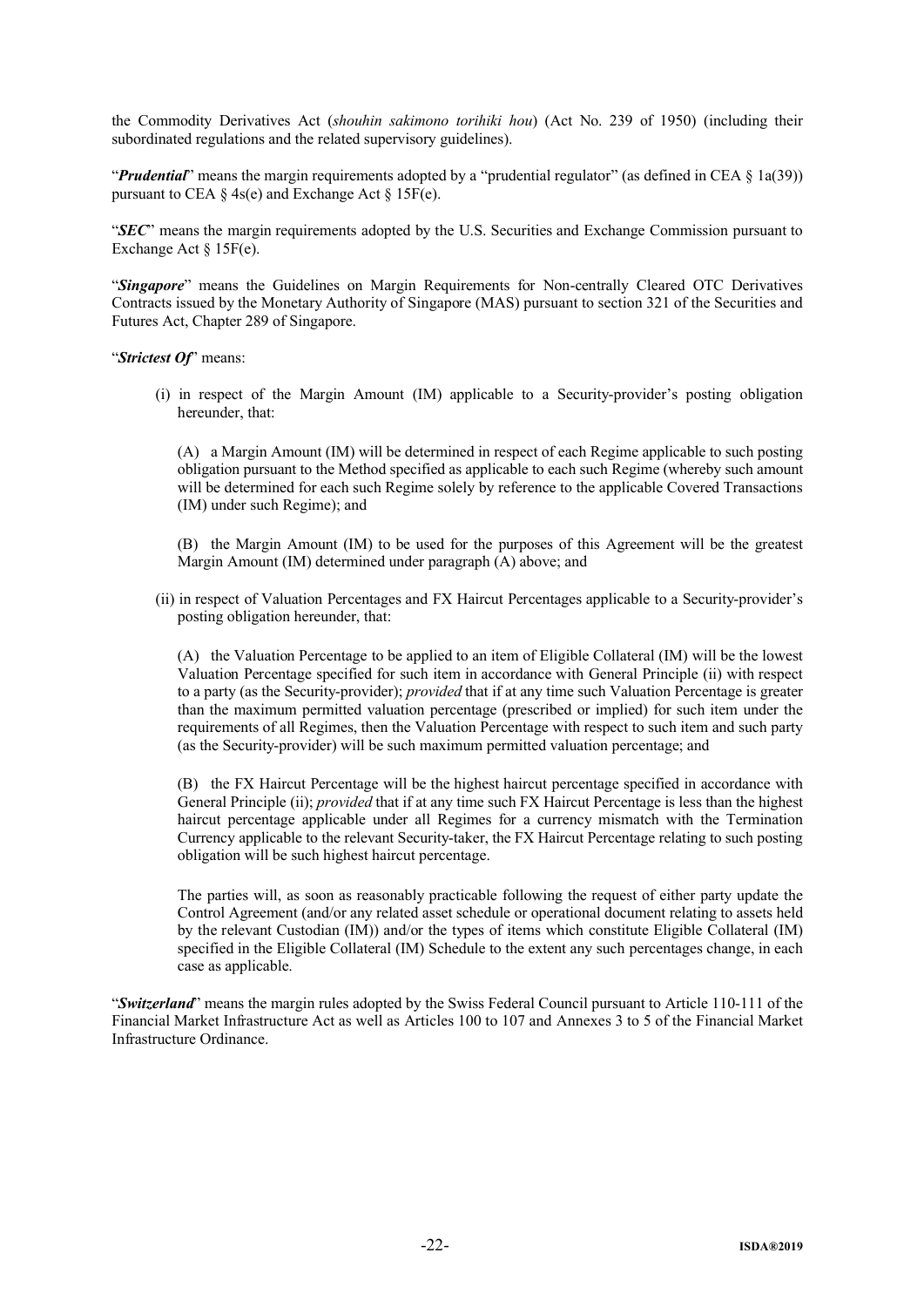the Commodity Derivatives Act (*shouhin sakimono torihiki hou*) (Act No. 239 of 1950) (including their subordinated regulations and the related supervisory guidelines).

"***Prudential***" means the margin requirements adopted by a "prudential regulator" (as defined in CEA § 1a(39)) pursuant to CEA § 4s(e) and Exchange Act § 15F(e).

"***SEC***" means the margin requirements adopted by the U.S. Securities and Exchange Commission pursuant to Exchange Act § 15F(e).

"***Singapore***" means the Guidelines on Margin Requirements for Non-centrally Cleared OTC Derivatives Contracts issued by the Monetary Authority of Singapore (MAS) pursuant to section 321 of the Securities and Futures Act, Chapter 289 of Singapore.

"***Strictest Of***" means:

(i) in respect of the Margin Amount (IM) applicable to a Security-provider's posting obligation hereunder, that:

(A) a Margin Amount (IM) will be determined in respect of each Regime applicable to such posting obligation pursuant to the Method specified as applicable to each such Regime (whereby such amount will be determined for each such Regime solely by reference to the applicable Covered Transactions (IM) under such Regime); and

(B) the Margin Amount (IM) to be used for the purposes of this Agreement will be the greatest Margin Amount (IM) determined under paragraph (A) above; and

(ii) in respect of Valuation Percentages and FX Haircut Percentages applicable to a Security-provider's posting obligation hereunder, that:

(A) the Valuation Percentage to be applied to an item of Eligible Collateral (IM) will be the lowest Valuation Percentage specified for such item in accordance with General Principle (ii) with respect to a party (as the Security-provider); *provided* that if at any time such Valuation Percentage is greater than the maximum permitted valuation percentage (prescribed or implied) for such item under the requirements of all Regimes, then the Valuation Percentage with respect to such item and such party (as the Security-provider) will be such maximum permitted valuation percentage; and

(B) the FX Haircut Percentage will be the highest haircut percentage specified in accordance with General Principle (ii); *provided* that if at any time such FX Haircut Percentage is less than the highest haircut percentage applicable under all Regimes for a currency mismatch with the Termination Currency applicable to the relevant Security-taker, the FX Haircut Percentage relating to such posting obligation will be such highest haircut percentage.

The parties will, as soon as reasonably practicable following the request of either party update the Control Agreement (and/or any related asset schedule or operational document relating to assets held by the relevant Custodian (IM)) and/or the types of items which constitute Eligible Collateral (IM) specified in the Eligible Collateral (IM) Schedule to the extent any such percentages change, in each case as applicable.

"***Switzerland***" means the margin rules adopted by the Swiss Federal Council pursuant to Article 110-111 of the Financial Market Infrastructure Act as well as Articles 100 to 107 and Annexes 3 to 5 of the Financial Market Infrastructure Ordinance.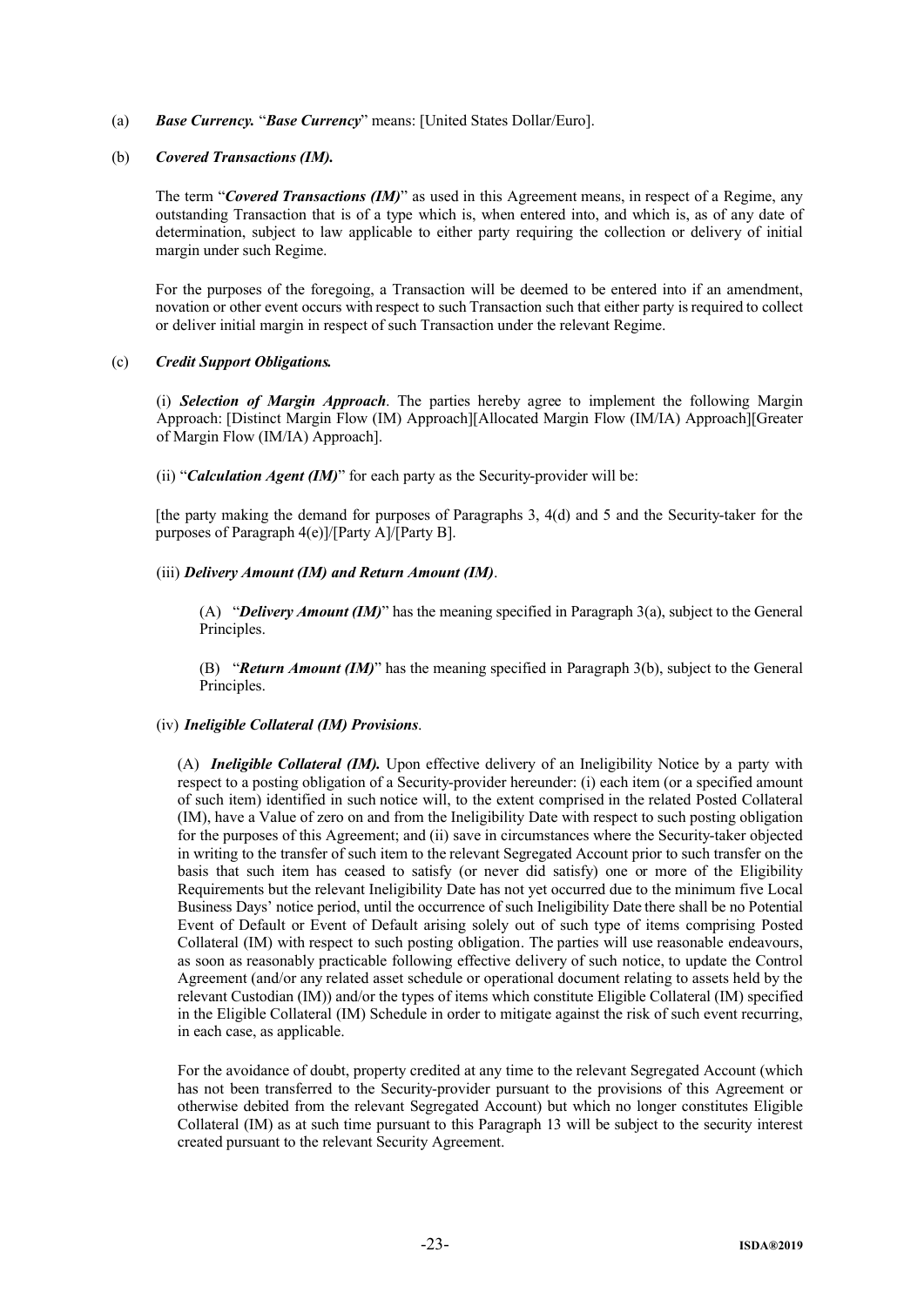(a) ***Base Currency.*** "***Base Currency***" means: [United States Dollar/Euro].

(b) ***Covered Transactions (IM).***

The term "***Covered Transactions (IM)***" as used in this Agreement means, in respect of a Regime, any outstanding Transaction that is of a type which is, when entered into, and which is, as of any date of determination, subject to law applicable to either party requiring the collection or delivery of initial margin under such Regime.

For the purposes of the foregoing, a Transaction will be deemed to be entered into if an amendment, novation or other event occurs with respect to such Transaction such that either party is required to collect or deliver initial margin in respect of such Transaction under the relevant Regime.

(c) ***Credit Support Obligations.***

(i) ***Selection of Margin Approach***. The parties hereby agree to implement the following Margin Approach: [Distinct Margin Flow (IM) Approach][Allocated Margin Flow (IM/IA) Approach][Greater of Margin Flow (IM/IA) Approach].

(ii) "***Calculation Agent (IM)***" for each party as the Security-provider will be:

[the party making the demand for purposes of Paragraphs 3, 4(d) and 5 and the Security-taker for the purposes of Paragraph 4(e)]/[Party A]/[Party B].

(iii) ***Delivery Amount (IM) and Return Amount (IM)***.

(A) "***Delivery Amount (IM)***" has the meaning specified in Paragraph 3(a), subject to the General Principles.

(B) "***Return Amount (IM)***" has the meaning specified in Paragraph 3(b), subject to the General Principles.

(iv) ***Ineligible Collateral (IM) Provisions***.

(A) ***Ineligible Collateral (IM).*** Upon effective delivery of an Ineligibility Notice by a party with respect to a posting obligation of a Security-provider hereunder: (i) each item (or a specified amount of such item) identified in such notice will, to the extent comprised in the related Posted Collateral (IM), have a Value of zero on and from the Ineligibility Date with respect to such posting obligation for the purposes of this Agreement; and (ii) save in circumstances where the Security-taker objected in writing to the transfer of such item to the relevant Segregated Account prior to such transfer on the basis that such item has ceased to satisfy (or never did satisfy) one or more of the Eligibility Requirements but the relevant Ineligibility Date has not yet occurred due to the minimum five Local Business Days' notice period, until the occurrence of such Ineligibility Date there shall be no Potential Event of Default or Event of Default arising solely out of such type of items comprising Posted Collateral (IM) with respect to such posting obligation. The parties will use reasonable endeavours, as soon as reasonably practicable following effective delivery of such notice, to update the Control Agreement (and/or any related asset schedule or operational document relating to assets held by the relevant Custodian (IM)) and/or the types of items which constitute Eligible Collateral (IM) specified in the Eligible Collateral (IM) Schedule in order to mitigate against the risk of such event recurring, in each case, as applicable.

For the avoidance of doubt, property credited at any time to the relevant Segregated Account (which has not been transferred to the Security-provider pursuant to the provisions of this Agreement or otherwise debited from the relevant Segregated Account) but which no longer constitutes Eligible Collateral (IM) as at such time pursuant to this Paragraph 13 will be subject to the security interest created pursuant to the relevant Security Agreement.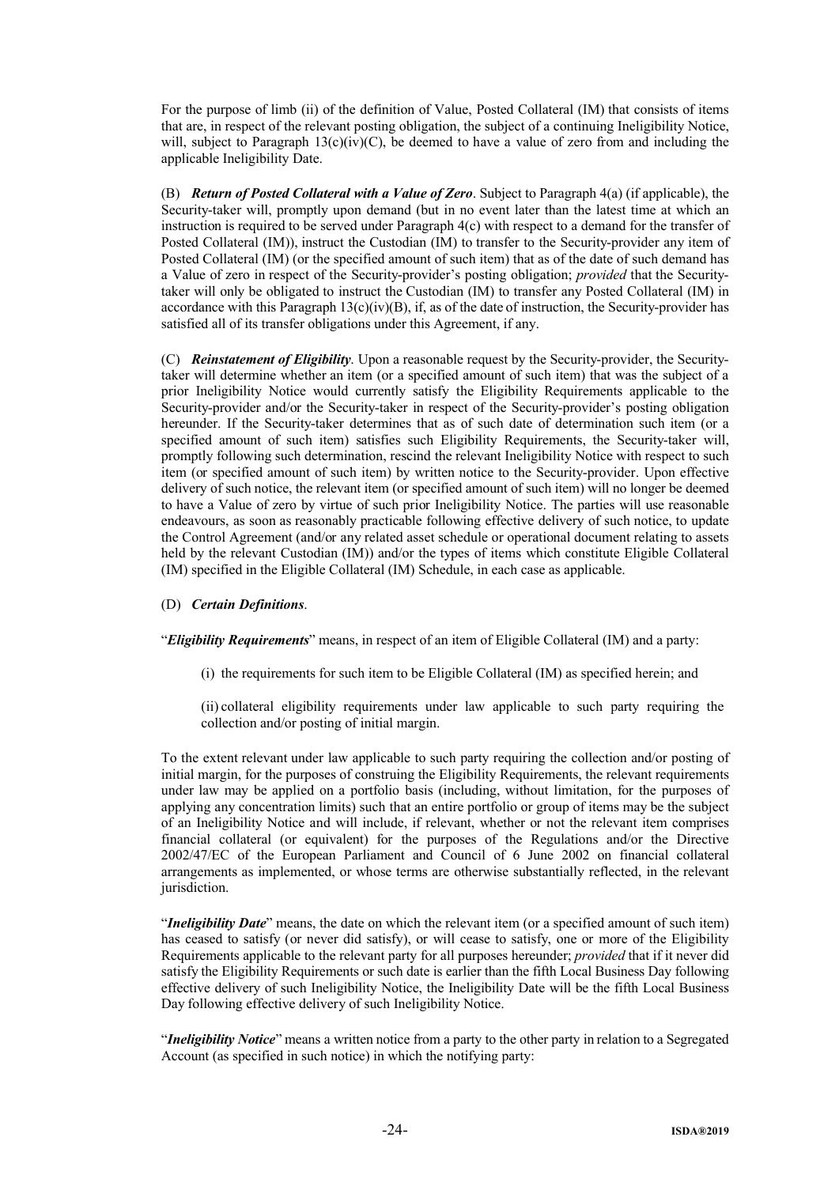For the purpose of limb (ii) of the definition of Value, Posted Collateral (IM) that consists of items that are, in respect of the relevant posting obligation, the subject of a continuing Ineligibility Notice, will, subject to Paragraph 13(c)(iv)(C), be deemed to have a value of zero from and including the applicable Ineligibility Date.

(B) ***Return of Posted Collateral with a Value of Zero***. Subject to Paragraph 4(a) (if applicable), the Security-taker will, promptly upon demand (but in no event later than the latest time at which an instruction is required to be served under Paragraph 4(c) with respect to a demand for the transfer of Posted Collateral (IM)), instruct the Custodian (IM) to transfer to the Security-provider any item of Posted Collateral (IM) (or the specified amount of such item) that as of the date of such demand has a Value of zero in respect of the Security-provider's posting obligation; *provided* that the Security-taker will only be obligated to instruct the Custodian (IM) to transfer any Posted Collateral (IM) in accordance with this Paragraph 13(c)(iv)(B), if, as of the date of instruction, the Security-provider has satisfied all of its transfer obligations under this Agreement, if any.

(C) ***Reinstatement of Eligibility***. Upon a reasonable request by the Security-provider, the Security-taker will determine whether an item (or a specified amount of such item) that was the subject of a prior Ineligibility Notice would currently satisfy the Eligibility Requirements applicable to the Security-provider and/or the Security-taker in respect of the Security-provider's posting obligation hereunder. If the Security-taker determines that as of such date of determination such item (or a specified amount of such item) satisfies such Eligibility Requirements, the Security-taker will, promptly following such determination, rescind the relevant Ineligibility Notice with respect to such item (or specified amount of such item) by written notice to the Security-provider. Upon effective delivery of such notice, the relevant item (or specified amount of such item) will no longer be deemed to have a Value of zero by virtue of such prior Ineligibility Notice. The parties will use reasonable endeavours, as soon as reasonably practicable following effective delivery of such notice, to update the Control Agreement (and/or any related asset schedule or operational document relating to assets held by the relevant Custodian (IM)) and/or the types of items which constitute Eligible Collateral (IM) specified in the Eligible Collateral (IM) Schedule, in each case as applicable.

(D) ***Certain Definitions***.

"***Eligibility Requirements***" means, in respect of an item of Eligible Collateral (IM) and a party:

(i) the requirements for such item to be Eligible Collateral (IM) as specified herein; and

(ii) collateral eligibility requirements under law applicable to such party requiring the collection and/or posting of initial margin.

To the extent relevant under law applicable to such party requiring the collection and/or posting of initial margin, for the purposes of construing the Eligibility Requirements, the relevant requirements under law may be applied on a portfolio basis (including, without limitation, for the purposes of applying any concentration limits) such that an entire portfolio or group of items may be the subject of an Ineligibility Notice and will include, if relevant, whether or not the relevant item comprises financial collateral (or equivalent) for the purposes of the Regulations and/or the Directive 2002/47/EC of the European Parliament and Council of 6 June 2002 on financial collateral arrangements as implemented, or whose terms are otherwise substantially reflected, in the relevant jurisdiction.

"***Ineligibility Date***" means, the date on which the relevant item (or a specified amount of such item) has ceased to satisfy (or never did satisfy), or will cease to satisfy, one or more of the Eligibility Requirements applicable to the relevant party for all purposes hereunder; *provided* that if it never did satisfy the Eligibility Requirements or such date is earlier than the fifth Local Business Day following effective delivery of such Ineligibility Notice, the Ineligibility Date will be the fifth Local Business Day following effective delivery of such Ineligibility Notice.

"***Ineligibility Notice***" means a written notice from a party to the other party in relation to a Segregated Account (as specified in such notice) in which the notifying party: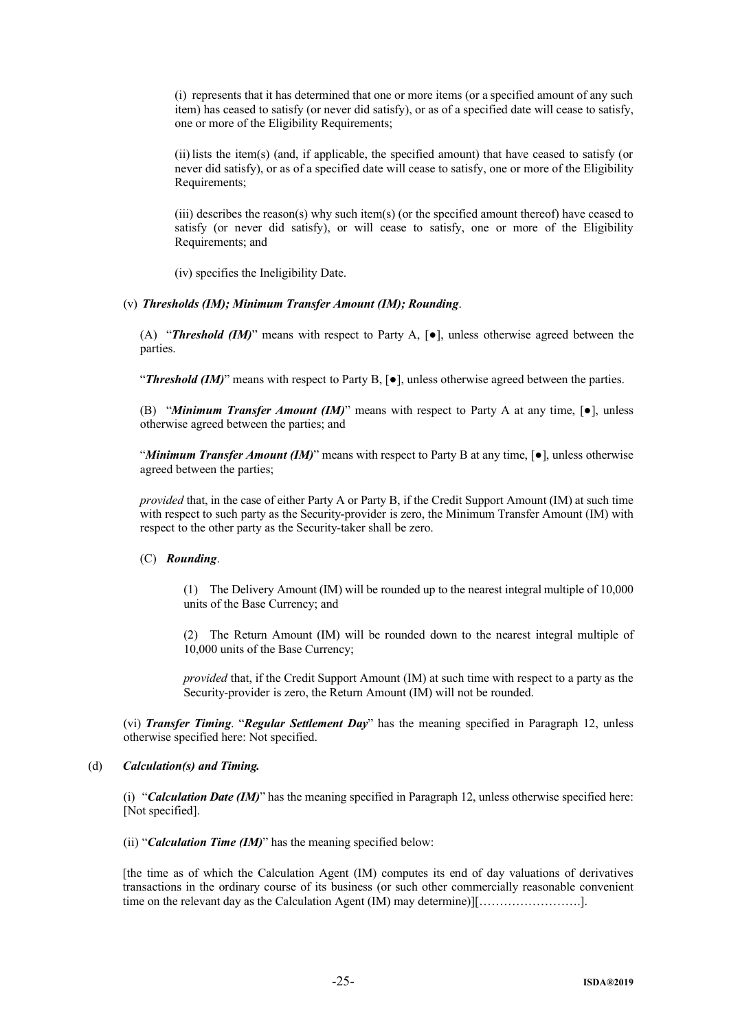(i) represents that it has determined that one or more items (or a specified amount of any such item) has ceased to satisfy (or never did satisfy), or as of a specified date will cease to satisfy, one or more of the Eligibility Requirements;

(ii) lists the item(s) (and, if applicable, the specified amount) that have ceased to satisfy (or never did satisfy), or as of a specified date will cease to satisfy, one or more of the Eligibility Requirements;

(iii) describes the reason(s) why such item(s) (or the specified amount thereof) have ceased to satisfy (or never did satisfy), or will cease to satisfy, one or more of the Eligibility Requirements; and

(iv) specifies the Ineligibility Date.

(v) ***Thresholds (IM); Minimum Transfer Amount (IM); Rounding***.

(A) "***Threshold (IM)***" means with respect to Party A, [●], unless otherwise agreed between the parties.

"***Threshold (IM)***" means with respect to Party B, [●], unless otherwise agreed between the parties.

(B) "***Minimum Transfer Amount (IM)***" means with respect to Party A at any time, [●], unless otherwise agreed between the parties; and

"***Minimum Transfer Amount (IM)***" means with respect to Party B at any time, [●], unless otherwise agreed between the parties;

*provided* that, in the case of either Party A or Party B, if the Credit Support Amount (IM) at such time with respect to such party as the Security-provider is zero, the Minimum Transfer Amount (IM) with respect to the other party as the Security-taker shall be zero.

(C) ***Rounding***.

(1) The Delivery Amount (IM) will be rounded up to the nearest integral multiple of 10,000 units of the Base Currency; and

(2) The Return Amount (IM) will be rounded down to the nearest integral multiple of 10,000 units of the Base Currency;

*provided* that, if the Credit Support Amount (IM) at such time with respect to a party as the Security-provider is zero, the Return Amount (IM) will not be rounded.

(vi) ***Transfer Timing***. "***Regular Settlement Day***" has the meaning specified in Paragraph 12, unless otherwise specified here: Not specified.

(d) ***Calculation(s) and Timing.***

(i) "***Calculation Date (IM)***" has the meaning specified in Paragraph 12, unless otherwise specified here: [Not specified].

(ii) "***Calculation Time (IM)***" has the meaning specified below:

[the time as of which the Calculation Agent (IM) computes its end of day valuations of derivatives transactions in the ordinary course of its business (or such other commercially reasonable convenient time on the relevant day as the Calculation Agent (IM) may determine)][…………………….].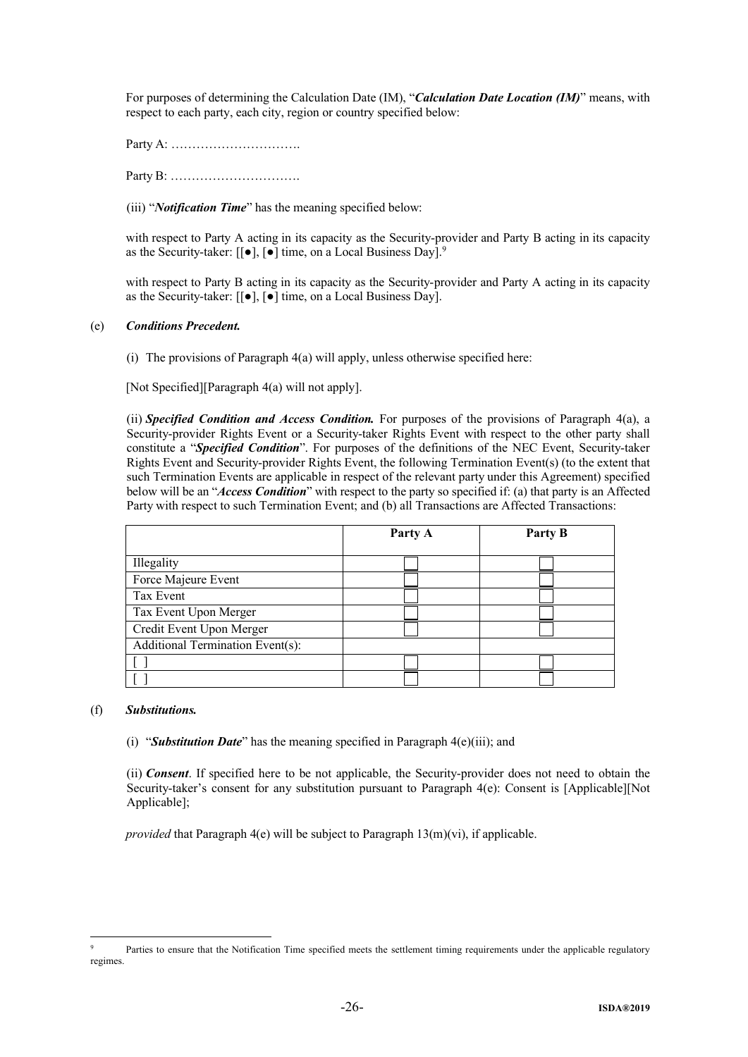For purposes of determining the Calculation Date (IM), "***Calculation Date Location (IM)***" means, with respect to each party, each city, region or country specified below:

Party A: ………………………….

Party B: ………………………….

(iii) "***Notification Time***" has the meaning specified below:

with respect to Party A acting in its capacity as the Security-provider and Party B acting in its capacity as the Security-taker: [[●], [●] time, on a Local Business Day].[9]

with respect to Party B acting in its capacity as the Security-provider and Party A acting in its capacity as the Security-taker: [[●], [●] time, on a Local Business Day].

(e) ***Conditions Precedent.***

(i) The provisions of Paragraph 4(a) will apply, unless otherwise specified here:

[Not Specified][Paragraph 4(a) will not apply].

(ii) ***Specified Condition and Access Condition.*** For purposes of the provisions of Paragraph 4(a), a Security-provider Rights Event or a Security-taker Rights Event with respect to the other party shall constitute a "***Specified Condition***". For purposes of the definitions of the NEC Event, Security-taker Rights Event and Security-provider Rights Event, the following Termination Event(s) (to the extent that such Termination Events are applicable in respect of the relevant party under this Agreement) specified below will be an "***Access Condition***" with respect to the party so specified if: (a) that party is an Affected Party with respect to such Termination Event; and (b) all Transactions are Affected Transactions:

| | Party A | Party B |
|---|---|---|
| Illegality | ☐ | ☐ |
| Force Majeure Event | ☐ | ☐ |
| Tax Event | ☐ | ☐ |
| Tax Event Upon Merger | ☐ | ☐ |
| Credit Event Upon Merger | ☐ | ☐ |
| Additional Termination Event(s): | | |
| [ ] | ☐ | ☐ |
| [ ] | ☐ | ☐ |

(f) ***Substitutions.***

(i) "***Substitution Date***" has the meaning specified in Paragraph 4(e)(iii); and

(ii) ***Consent***. If specified here to be not applicable, the Security-provider does not need to obtain the Security-taker's consent for any substitution pursuant to Paragraph 4(e): Consent is [Applicable][Not Applicable];

*provided* that Paragraph 4(e) will be subject to Paragraph 13(m)(vi), if applicable.

[9] Parties to ensure that the Notification Time specified meets the settlement timing requirements under the applicable regulatory regimes.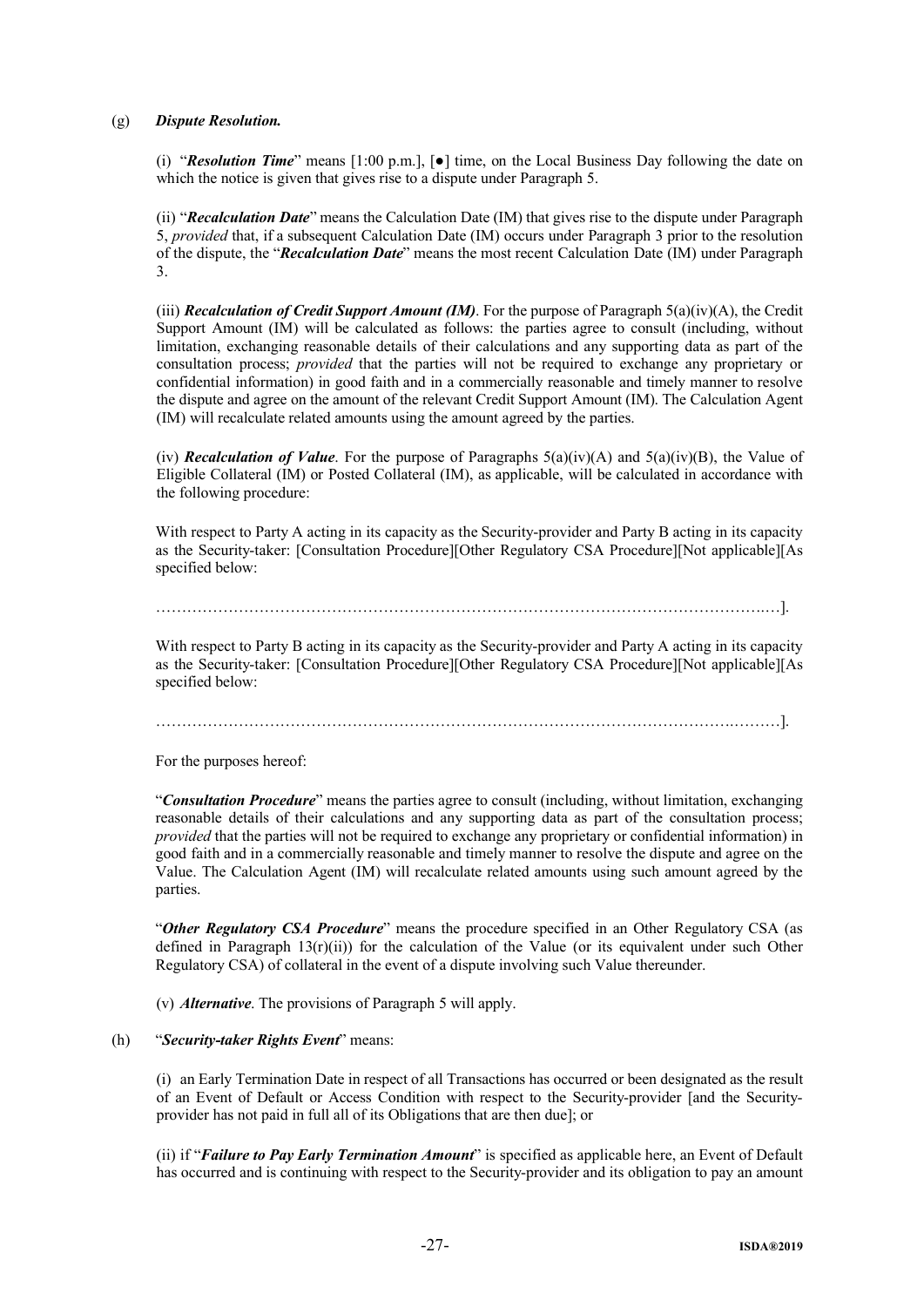(g) ***Dispute Resolution.***

(i) "***Resolution Time***" means [1:00 p.m.], [●] time, on the Local Business Day following the date on which the notice is given that gives rise to a dispute under Paragraph 5.

(ii) "***Recalculation Date***" means the Calculation Date (IM) that gives rise to the dispute under Paragraph 5, *provided* that, if a subsequent Calculation Date (IM) occurs under Paragraph 3 prior to the resolution of the dispute, the "***Recalculation Date***" means the most recent Calculation Date (IM) under Paragraph 3.

(iii) ***Recalculation of Credit Support Amount (IM)***. For the purpose of Paragraph 5(a)(iv)(A), the Credit Support Amount (IM) will be calculated as follows: the parties agree to consult (including, without limitation, exchanging reasonable details of their calculations and any supporting data as part of the consultation process; *provided* that the parties will not be required to exchange any proprietary or confidential information) in good faith and in a commercially reasonable and timely manner to resolve the dispute and agree on the amount of the relevant Credit Support Amount (IM). The Calculation Agent (IM) will recalculate related amounts using the amount agreed by the parties.

(iv) ***Recalculation of Value***. For the purpose of Paragraphs 5(a)(iv)(A) and 5(a)(iv)(B), the Value of Eligible Collateral (IM) or Posted Collateral (IM), as applicable, will be calculated in accordance with the following procedure:

With respect to Party A acting in its capacity as the Security-provider and Party B acting in its capacity as the Security-taker: [Consultation Procedure][Other Regulatory CSA Procedure][Not applicable][As specified below:

…………………………………………………………………………………………………….…].

With respect to Party B acting in its capacity as the Security-provider and Party A acting in its capacity as the Security-taker: [Consultation Procedure][Other Regulatory CSA Procedure][Not applicable][As specified below:

…………………………………………………………………………………………………..……].

For the purposes hereof:

"***Consultation Procedure***" means the parties agree to consult (including, without limitation, exchanging reasonable details of their calculations and any supporting data as part of the consultation process; *provided* that the parties will not be required to exchange any proprietary or confidential information) in good faith and in a commercially reasonable and timely manner to resolve the dispute and agree on the Value. The Calculation Agent (IM) will recalculate related amounts using such amount agreed by the parties.

"***Other Regulatory CSA Procedure***" means the procedure specified in an Other Regulatory CSA (as defined in Paragraph 13(r)(ii)) for the calculation of the Value (or its equivalent under such Other Regulatory CSA) of collateral in the event of a dispute involving such Value thereunder.

(v) ***Alternative***. The provisions of Paragraph 5 will apply.

(h) "***Security-taker Rights Event***" means:

(i) an Early Termination Date in respect of all Transactions has occurred or been designated as the result of an Event of Default or Access Condition with respect to the Security-provider [and the Security-provider has not paid in full all of its Obligations that are then due]; or

(ii) if "***Failure to Pay Early Termination Amount***" is specified as applicable here, an Event of Default has occurred and is continuing with respect to the Security-provider and its obligation to pay an amount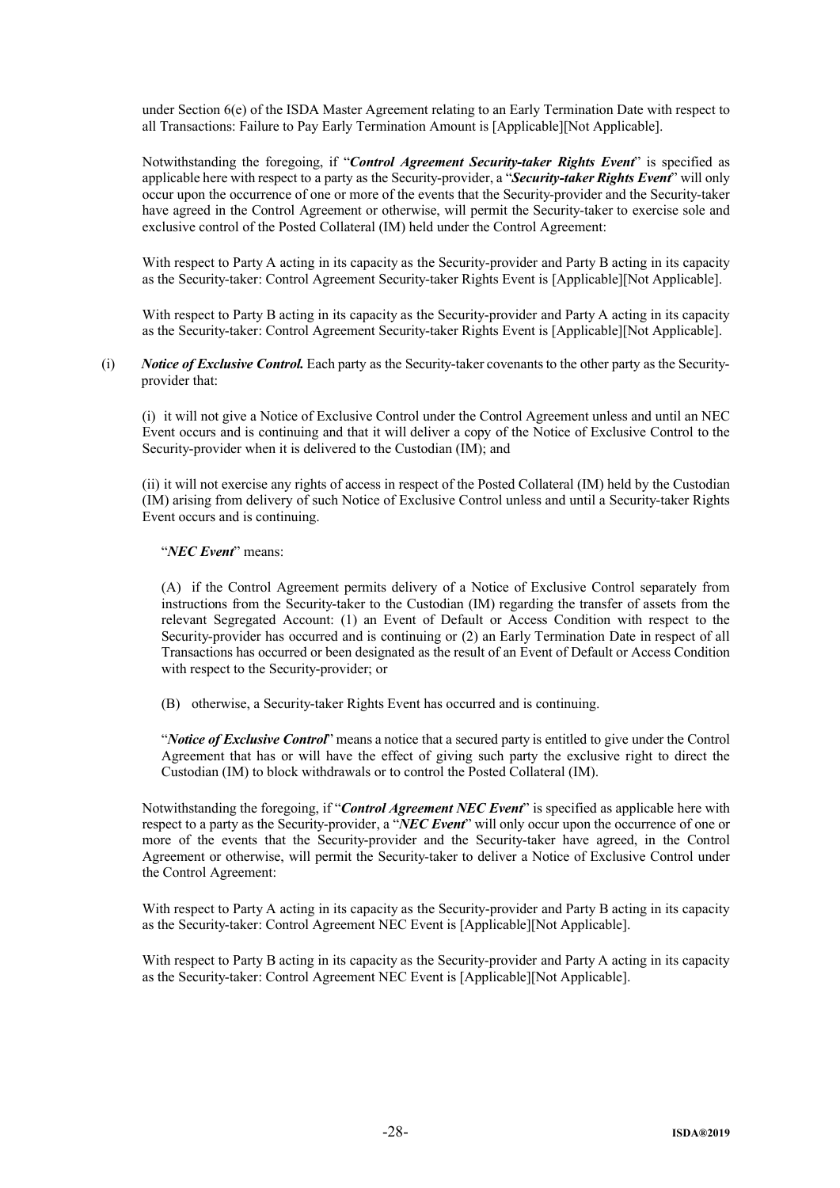under Section 6(e) of the ISDA Master Agreement relating to an Early Termination Date with respect to all Transactions: Failure to Pay Early Termination Amount is [Applicable][Not Applicable].

Notwithstanding the foregoing, if "***Control Agreement Security-taker Rights Event***" is specified as applicable here with respect to a party as the Security-provider, a "***Security-taker Rights Event***" will only occur upon the occurrence of one or more of the events that the Security-provider and the Security-taker have agreed in the Control Agreement or otherwise, will permit the Security-taker to exercise sole and exclusive control of the Posted Collateral (IM) held under the Control Agreement:

With respect to Party A acting in its capacity as the Security-provider and Party B acting in its capacity as the Security-taker: Control Agreement Security-taker Rights Event is [Applicable][Not Applicable].

With respect to Party B acting in its capacity as the Security-provider and Party A acting in its capacity as the Security-taker: Control Agreement Security-taker Rights Event is [Applicable][Not Applicable].

(i) ***Notice of Exclusive Control.*** Each party as the Security-taker covenants to the other party as the Security-provider that:

(i) it will not give a Notice of Exclusive Control under the Control Agreement unless and until an NEC Event occurs and is continuing and that it will deliver a copy of the Notice of Exclusive Control to the Security-provider when it is delivered to the Custodian (IM); and

(ii) it will not exercise any rights of access in respect of the Posted Collateral (IM) held by the Custodian (IM) arising from delivery of such Notice of Exclusive Control unless and until a Security-taker Rights Event occurs and is continuing.

"***NEC Event***" means:

(A) if the Control Agreement permits delivery of a Notice of Exclusive Control separately from instructions from the Security-taker to the Custodian (IM) regarding the transfer of assets from the relevant Segregated Account: (1) an Event of Default or Access Condition with respect to the Security-provider has occurred and is continuing or (2) an Early Termination Date in respect of all Transactions has occurred or been designated as the result of an Event of Default or Access Condition with respect to the Security-provider; or

(B) otherwise, a Security-taker Rights Event has occurred and is continuing.

"***Notice of Exclusive Control***" means a notice that a secured party is entitled to give under the Control Agreement that has or will have the effect of giving such party the exclusive right to direct the Custodian (IM) to block withdrawals or to control the Posted Collateral (IM).

Notwithstanding the foregoing, if "***Control Agreement NEC Event***" is specified as applicable here with respect to a party as the Security-provider, a "***NEC Event***" will only occur upon the occurrence of one or more of the events that the Security-provider and the Security-taker have agreed, in the Control Agreement or otherwise, will permit the Security-taker to deliver a Notice of Exclusive Control under the Control Agreement:

With respect to Party A acting in its capacity as the Security-provider and Party B acting in its capacity as the Security-taker: Control Agreement NEC Event is [Applicable][Not Applicable].

With respect to Party B acting in its capacity as the Security-provider and Party A acting in its capacity as the Security-taker: Control Agreement NEC Event is [Applicable][Not Applicable].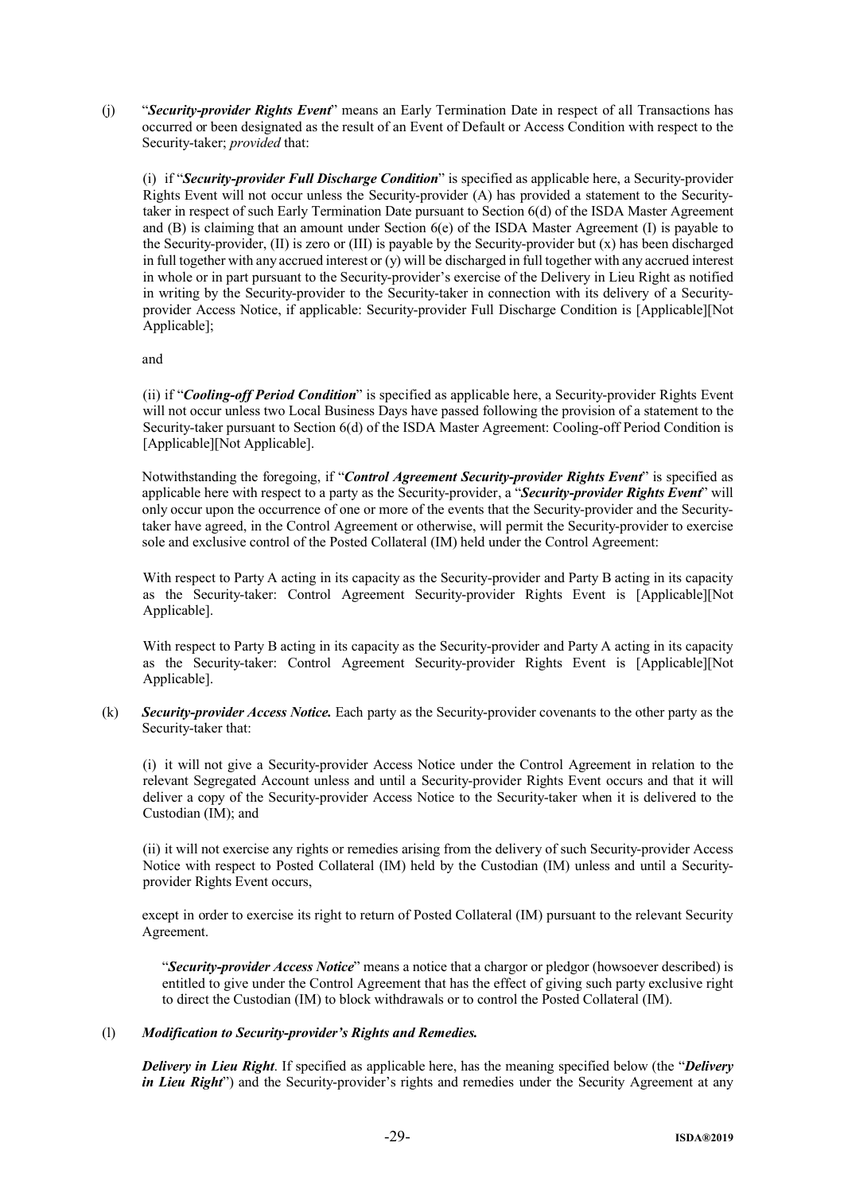(j) "***Security-provider Rights Event***" means an Early Termination Date in respect of all Transactions has occurred or been designated as the result of an Event of Default or Access Condition with respect to the Security-taker; *provided* that:

(i) if "***Security-provider Full Discharge Condition***" is specified as applicable here, a Security-provider Rights Event will not occur unless the Security-provider (A) has provided a statement to the Security-taker in respect of such Early Termination Date pursuant to Section 6(d) of the ISDA Master Agreement and (B) is claiming that an amount under Section 6(e) of the ISDA Master Agreement (I) is payable to the Security-provider, (II) is zero or (III) is payable by the Security-provider but (x) has been discharged in full together with any accrued interest or (y) will be discharged in full together with any accrued interest in whole or in part pursuant to the Security-provider's exercise of the Delivery in Lieu Right as notified in writing by the Security-provider to the Security-taker in connection with its delivery of a Security-provider Access Notice, if applicable: Security-provider Full Discharge Condition is [Applicable][Not Applicable];

and

(ii) if "***Cooling-off Period Condition***" is specified as applicable here, a Security-provider Rights Event will not occur unless two Local Business Days have passed following the provision of a statement to the Security-taker pursuant to Section 6(d) of the ISDA Master Agreement: Cooling-off Period Condition is [Applicable][Not Applicable].

Notwithstanding the foregoing, if "***Control Agreement Security-provider Rights Event***" is specified as applicable here with respect to a party as the Security-provider, a "***Security-provider Rights Event***" will only occur upon the occurrence of one or more of the events that the Security-provider and the Security-taker have agreed, in the Control Agreement or otherwise, will permit the Security-provider to exercise sole and exclusive control of the Posted Collateral (IM) held under the Control Agreement:

With respect to Party A acting in its capacity as the Security-provider and Party B acting in its capacity as the Security-taker: Control Agreement Security-provider Rights Event is [Applicable][Not Applicable].

With respect to Party B acting in its capacity as the Security-provider and Party A acting in its capacity as the Security-taker: Control Agreement Security-provider Rights Event is [Applicable][Not Applicable].

(k) ***Security-provider Access Notice.*** Each party as the Security-provider covenants to the other party as the Security-taker that:

(i) it will not give a Security-provider Access Notice under the Control Agreement in relation to the relevant Segregated Account unless and until a Security-provider Rights Event occurs and that it will deliver a copy of the Security-provider Access Notice to the Security-taker when it is delivered to the Custodian (IM); and

(ii) it will not exercise any rights or remedies arising from the delivery of such Security-provider Access Notice with respect to Posted Collateral (IM) held by the Custodian (IM) unless and until a Security-provider Rights Event occurs,

except in order to exercise its right to return of Posted Collateral (IM) pursuant to the relevant Security Agreement.

"***Security-provider Access Notice***" means a notice that a chargor or pledgor (howsoever described) is entitled to give under the Control Agreement that has the effect of giving such party exclusive right to direct the Custodian (IM) to block withdrawals or to control the Posted Collateral (IM).

(l) ***Modification to Security-provider's Rights and Remedies.***

***Delivery in Lieu Right***. If specified as applicable here, has the meaning specified below (the "***Delivery in Lieu Right***") and the Security-provider's rights and remedies under the Security Agreement at any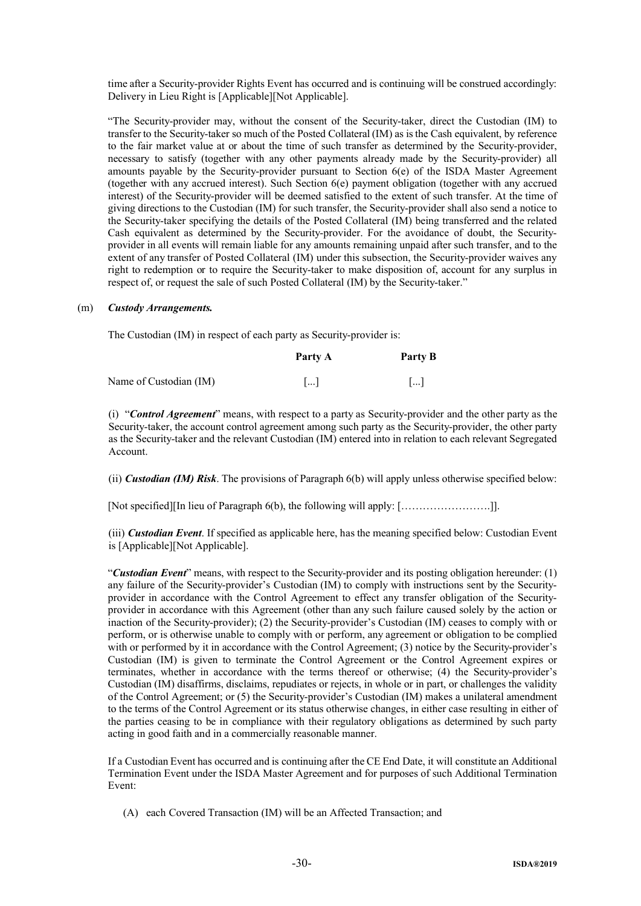time after a Security-provider Rights Event has occurred and is continuing will be construed accordingly: Delivery in Lieu Right is [Applicable][Not Applicable].

"The Security-provider may, without the consent of the Security-taker, direct the Custodian (IM) to transfer to the Security-taker so much of the Posted Collateral (IM) as is the Cash equivalent, by reference to the fair market value at or about the time of such transfer as determined by the Security-provider, necessary to satisfy (together with any other payments already made by the Security-provider) all amounts payable by the Security-provider pursuant to Section 6(e) of the ISDA Master Agreement (together with any accrued interest). Such Section 6(e) payment obligation (together with any accrued interest) of the Security-provider will be deemed satisfied to the extent of such transfer. At the time of giving directions to the Custodian (IM) for such transfer, the Security-provider shall also send a notice to the Security-taker specifying the details of the Posted Collateral (IM) being transferred and the related Cash equivalent as determined by the Security-provider. For the avoidance of doubt, the Security-provider in all events will remain liable for any amounts remaining unpaid after such transfer, and to the extent of any transfer of Posted Collateral (IM) under this subsection, the Security-provider waives any right to redemption or to require the Security-taker to make disposition of, account for any surplus in respect of, or request the sale of such Posted Collateral (IM) by the Security-taker."

(m) ***Custody Arrangements.***

The Custodian (IM) in respect of each party as Security-provider is:

| | **Party A** | **Party B** |
|---|---|---|
| Name of Custodian (IM) | [...] | [...] |

(i) "***Control Agreement***" means, with respect to a party as Security-provider and the other party as the Security-taker, the account control agreement among such party as the Security-provider, the other party as the Security-taker and the relevant Custodian (IM) entered into in relation to each relevant Segregated Account.

(ii) ***Custodian (IM) Risk***. The provisions of Paragraph 6(b) will apply unless otherwise specified below:

[Not specified][In lieu of Paragraph 6(b), the following will apply: [……………………]].

(iii) ***Custodian Event***. If specified as applicable here, has the meaning specified below: Custodian Event is [Applicable][Not Applicable].

"***Custodian Event***" means, with respect to the Security-provider and its posting obligation hereunder: (1) any failure of the Security-provider's Custodian (IM) to comply with instructions sent by the Security-provider in accordance with the Control Agreement to effect any transfer obligation of the Security-provider in accordance with this Agreement (other than any such failure caused solely by the action or inaction of the Security-provider); (2) the Security-provider's Custodian (IM) ceases to comply with or perform, or is otherwise unable to comply with or perform, any agreement or obligation to be complied with or performed by it in accordance with the Control Agreement; (3) notice by the Security-provider's Custodian (IM) is given to terminate the Control Agreement or the Control Agreement expires or terminates, whether in accordance with the terms thereof or otherwise; (4) the Security-provider's Custodian (IM) disaffirms, disclaims, repudiates or rejects, in whole or in part, or challenges the validity of the Control Agreement; or (5) the Security-provider's Custodian (IM) makes a unilateral amendment to the terms of the Control Agreement or its status otherwise changes, in either case resulting in either of the parties ceasing to be in compliance with their regulatory obligations as determined by such party acting in good faith and in a commercially reasonable manner.

If a Custodian Event has occurred and is continuing after the CE End Date, it will constitute an Additional Termination Event under the ISDA Master Agreement and for purposes of such Additional Termination Event:

(A) each Covered Transaction (IM) will be an Affected Transaction; and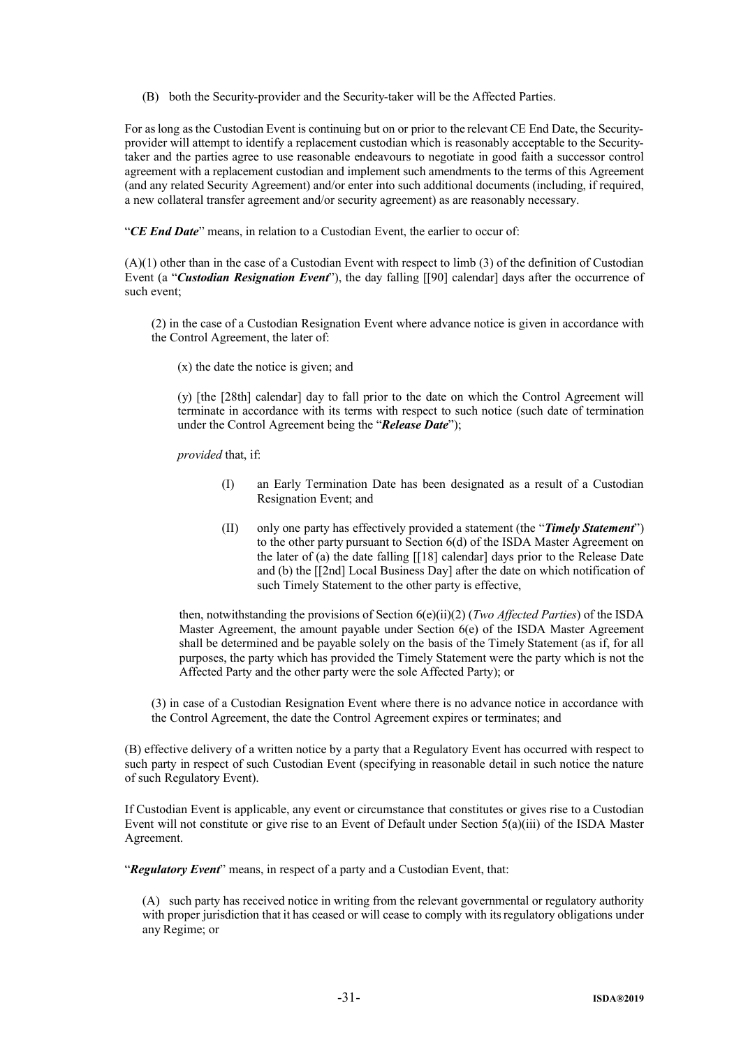(B) both the Security-provider and the Security-taker will be the Affected Parties.

For as long as the Custodian Event is continuing but on or prior to the relevant CE End Date, the Security-provider will attempt to identify a replacement custodian which is reasonably acceptable to the Security-taker and the parties agree to use reasonable endeavours to negotiate in good faith a successor control agreement with a replacement custodian and implement such amendments to the terms of this Agreement (and any related Security Agreement) and/or enter into such additional documents (including, if required, a new collateral transfer agreement and/or security agreement) as are reasonably necessary.

"***CE End Date***" means, in relation to a Custodian Event, the earlier to occur of:

(A)(1) other than in the case of a Custodian Event with respect to limb (3) of the definition of Custodian Event (a "***Custodian Resignation Event***"), the day falling [[90] calendar] days after the occurrence of such event;

> (2) in the case of a Custodian Resignation Event where advance notice is given in accordance with the Control Agreement, the later of:
>
> > (x) the date the notice is given; and
> >
> > (y) [the [28th] calendar] day to fall prior to the date on which the Control Agreement will terminate in accordance with its terms with respect to such notice (such date of termination under the Control Agreement being the "***Release Date***");
>
> *provided* that, if:
>
> > (I) an Early Termination Date has been designated as a result of a Custodian Resignation Event; and
> >
> > (II) only one party has effectively provided a statement (the "***Timely Statement***") to the other party pursuant to Section 6(d) of the ISDA Master Agreement on the later of (a) the date falling [[18] calendar] days prior to the Release Date and (b) the [[2nd] Local Business Day] after the date on which notification of such Timely Statement to the other party is effective,
>
> then, notwithstanding the provisions of Section 6(e)(ii)(2) (*Two Affected Parties*) of the ISDA Master Agreement, the amount payable under Section 6(e) of the ISDA Master Agreement shall be determined and be payable solely on the basis of the Timely Statement (as if, for all purposes, the party which has provided the Timely Statement were the party which is not the Affected Party and the other party were the sole Affected Party); or
>
> (3) in case of a Custodian Resignation Event where there is no advance notice in accordance with the Control Agreement, the date the Control Agreement expires or terminates; and

(B) effective delivery of a written notice by a party that a Regulatory Event has occurred with respect to such party in respect of such Custodian Event (specifying in reasonable detail in such notice the nature of such Regulatory Event).

If Custodian Event is applicable, any event or circumstance that constitutes or gives rise to a Custodian Event will not constitute or give rise to an Event of Default under Section 5(a)(iii) of the ISDA Master Agreement.

"***Regulatory Event***" means, in respect of a party and a Custodian Event, that:

(A) such party has received notice in writing from the relevant governmental or regulatory authority with proper jurisdiction that it has ceased or will cease to comply with its regulatory obligations under any Regime; or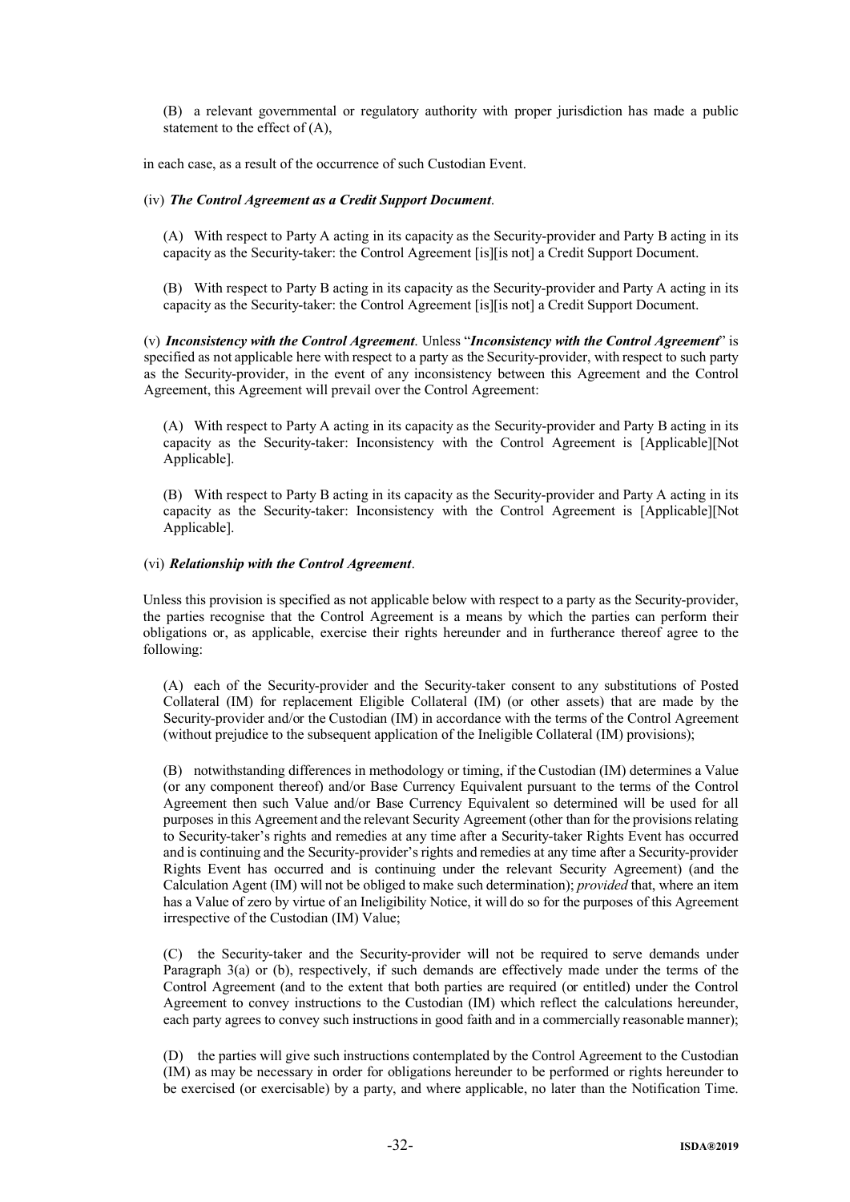(B) a relevant governmental or regulatory authority with proper jurisdiction has made a public statement to the effect of (A),

in each case, as a result of the occurrence of such Custodian Event.

(iv) ***The Control Agreement as a Credit Support Document***.

(A) With respect to Party A acting in its capacity as the Security-provider and Party B acting in its capacity as the Security-taker: the Control Agreement [is][is not] a Credit Support Document.

(B) With respect to Party B acting in its capacity as the Security-provider and Party A acting in its capacity as the Security-taker: the Control Agreement [is][is not] a Credit Support Document.

(v) ***Inconsistency with the Control Agreement***. Unless "***Inconsistency with the Control Agreement***" is specified as not applicable here with respect to a party as the Security-provider, with respect to such party as the Security-provider, in the event of any inconsistency between this Agreement and the Control Agreement, this Agreement will prevail over the Control Agreement:

(A) With respect to Party A acting in its capacity as the Security-provider and Party B acting in its capacity as the Security-taker: Inconsistency with the Control Agreement is [Applicable][Not Applicable].

(B) With respect to Party B acting in its capacity as the Security-provider and Party A acting in its capacity as the Security-taker: Inconsistency with the Control Agreement is [Applicable][Not Applicable].

(vi) ***Relationship with the Control Agreement***.

Unless this provision is specified as not applicable below with respect to a party as the Security-provider, the parties recognise that the Control Agreement is a means by which the parties can perform their obligations or, as applicable, exercise their rights hereunder and in furtherance thereof agree to the following:

(A) each of the Security-provider and the Security-taker consent to any substitutions of Posted Collateral (IM) for replacement Eligible Collateral (IM) (or other assets) that are made by the Security-provider and/or the Custodian (IM) in accordance with the terms of the Control Agreement (without prejudice to the subsequent application of the Ineligible Collateral (IM) provisions);

(B) notwithstanding differences in methodology or timing, if the Custodian (IM) determines a Value (or any component thereof) and/or Base Currency Equivalent pursuant to the terms of the Control Agreement then such Value and/or Base Currency Equivalent so determined will be used for all purposes in this Agreement and the relevant Security Agreement (other than for the provisions relating to Security-taker's rights and remedies at any time after a Security-taker Rights Event has occurred and is continuing and the Security-provider's rights and remedies at any time after a Security-provider Rights Event has occurred and is continuing under the relevant Security Agreement) (and the Calculation Agent (IM) will not be obliged to make such determination); *provided* that, where an item has a Value of zero by virtue of an Ineligibility Notice, it will do so for the purposes of this Agreement irrespective of the Custodian (IM) Value;

(C) the Security-taker and the Security-provider will not be required to serve demands under Paragraph 3(a) or (b), respectively, if such demands are effectively made under the terms of the Control Agreement (and to the extent that both parties are required (or entitled) under the Control Agreement to convey instructions to the Custodian (IM) which reflect the calculations hereunder, each party agrees to convey such instructions in good faith and in a commercially reasonable manner);

(D) the parties will give such instructions contemplated by the Control Agreement to the Custodian (IM) as may be necessary in order for obligations hereunder to be performed or rights hereunder to be exercised (or exercisable) by a party, and where applicable, no later than the Notification Time.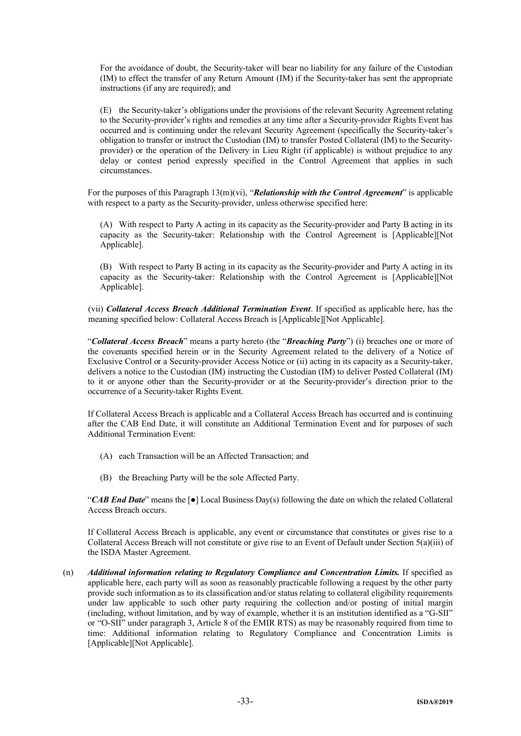For the avoidance of doubt, the Security-taker will bear no liability for any failure of the Custodian (IM) to effect the transfer of any Return Amount (IM) if the Security-taker has sent the appropriate instructions (if any are required); and

(E) the Security-taker's obligations under the provisions of the relevant Security Agreement relating to the Security-provider's rights and remedies at any time after a Security-provider Rights Event has occurred and is continuing under the relevant Security Agreement (specifically the Security-taker's obligation to transfer or instruct the Custodian (IM) to transfer Posted Collateral (IM) to the Security-provider) or the operation of the Delivery in Lieu Right (if applicable) is without prejudice to any delay or contest period expressly specified in the Control Agreement that applies in such circumstances.

For the purposes of this Paragraph 13(m)(vi), "***Relationship with the Control Agreement***" is applicable with respect to a party as the Security-provider, unless otherwise specified here:

(A) With respect to Party A acting in its capacity as the Security-provider and Party B acting in its capacity as the Security-taker: Relationship with the Control Agreement is [Applicable][Not Applicable].

(B) With respect to Party B acting in its capacity as the Security-provider and Party A acting in its capacity as the Security-taker: Relationship with the Control Agreement is [Applicable][Not Applicable].

(vii) ***Collateral Access Breach Additional Termination Event***. If specified as applicable here, has the meaning specified below: Collateral Access Breach is [Applicable][Not Applicable].

"***Collateral Access Breach***" means a party hereto (the "***Breaching Party***") (i) breaches one or more of the covenants specified herein or in the Security Agreement related to the delivery of a Notice of Exclusive Control or a Security-provider Access Notice or (ii) acting in its capacity as a Security-taker, delivers a notice to the Custodian (IM) instructing the Custodian (IM) to deliver Posted Collateral (IM) to it or anyone other than the Security-provider or at the Security-provider's direction prior to the occurrence of a Security-taker Rights Event.

If Collateral Access Breach is applicable and a Collateral Access Breach has occurred and is continuing after the CAB End Date, it will constitute an Additional Termination Event and for purposes of such Additional Termination Event:

(A) each Transaction will be an Affected Transaction; and

(B) the Breaching Party will be the sole Affected Party.

"***CAB End Date***" means the [●] Local Business Day(s) following the date on which the related Collateral Access Breach occurs.

If Collateral Access Breach is applicable, any event or circumstance that constitutes or gives rise to a Collateral Access Breach will not constitute or give rise to an Event of Default under Section 5(a)(iii) of the ISDA Master Agreement.

(n) ***Additional information relating to Regulatory Compliance and Concentration Limits.*** If specified as applicable here, each party will as soon as reasonably practicable following a request by the other party provide such information as to its classification and/or status relating to collateral eligibility requirements under law applicable to such other party requiring the collection and/or posting of initial margin (including, without limitation, and by way of example, whether it is an institution identified as a "G-SII" or "O-SII" under paragraph 3, Article 8 of the EMIR RTS) as may be reasonably required from time to time: Additional information relating to Regulatory Compliance and Concentration Limits is [Applicable][Not Applicable].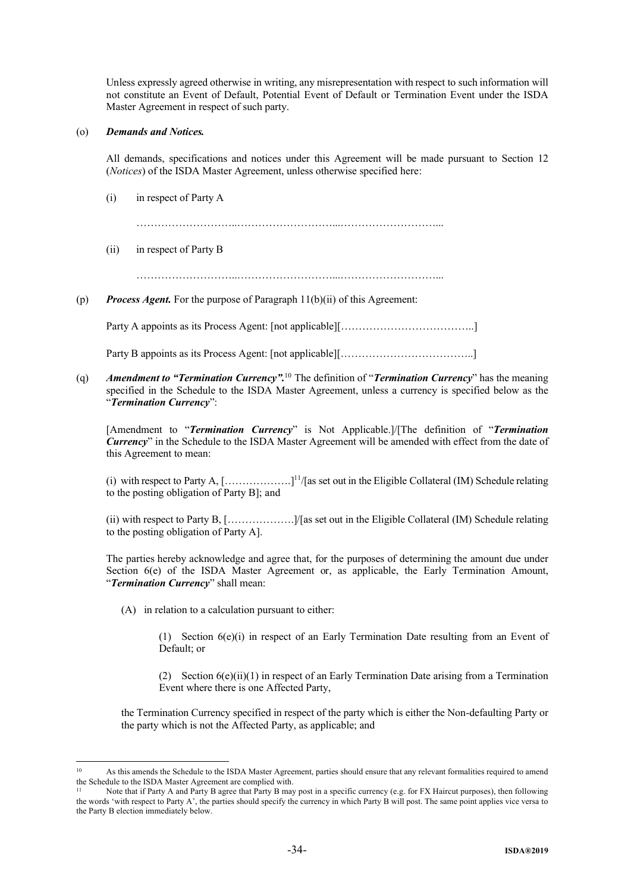Unless expressly agreed otherwise in writing, any misrepresentation with respect to such information will not constitute an Event of Default, Potential Event of Default or Termination Event under the ISDA Master Agreement in respect of such party.

(o) ***Demands and Notices.***

All demands, specifications and notices under this Agreement will be made pursuant to Section 12 (*Notices*) of the ISDA Master Agreement, unless otherwise specified here:

(i) in respect of Party A

………………………..………………………....………………………...

(ii) in respect of Party B

………………………..………………………....………………………...

(p) ***Process Agent.*** For the purpose of Paragraph 11(b)(ii) of this Agreement:

Party A appoints as its Process Agent: [not applicable][………………………………..]

Party B appoints as its Process Agent: [not applicable][………………………………..]

(q) ***Amendment to "Termination Currency".***[10] The definition of "***Termination Currency***" has the meaning specified in the Schedule to the ISDA Master Agreement, unless a currency is specified below as the "***Termination Currency***":

[Amendment to "***Termination Currency***" is Not Applicable.]/[The definition of "***Termination Currency***" in the Schedule to the ISDA Master Agreement will be amended with effect from the date of this Agreement to mean:

(i) with respect to Party A, [……………….][11]/[as set out in the Eligible Collateral (IM) Schedule relating to the posting obligation of Party B]; and

(ii) with respect to Party B, [……………….]/[as set out in the Eligible Collateral (IM) Schedule relating to the posting obligation of Party A].

The parties hereby acknowledge and agree that, for the purposes of determining the amount due under Section 6(e) of the ISDA Master Agreement or, as applicable, the Early Termination Amount, "***Termination Currency***" shall mean:

(A) in relation to a calculation pursuant to either:

(1) Section 6(e)(i) in respect of an Early Termination Date resulting from an Event of Default; or

(2) Section 6(e)(ii)(1) in respect of an Early Termination Date arising from a Termination Event where there is one Affected Party,

the Termination Currency specified in respect of the party which is either the Non-defaulting Party or the party which is not the Affected Party, as applicable; and

---

[10] As this amends the Schedule to the ISDA Master Agreement, parties should ensure that any relevant formalities required to amend the Schedule to the ISDA Master Agreement are complied with.

[11] Note that if Party A and Party B agree that Party B may post in a specific currency (e.g. for FX Haircut purposes), then following the words 'with respect to Party A', the parties should specify the currency in which Party B will post. The same point applies vice versa to the Party B election immediately below.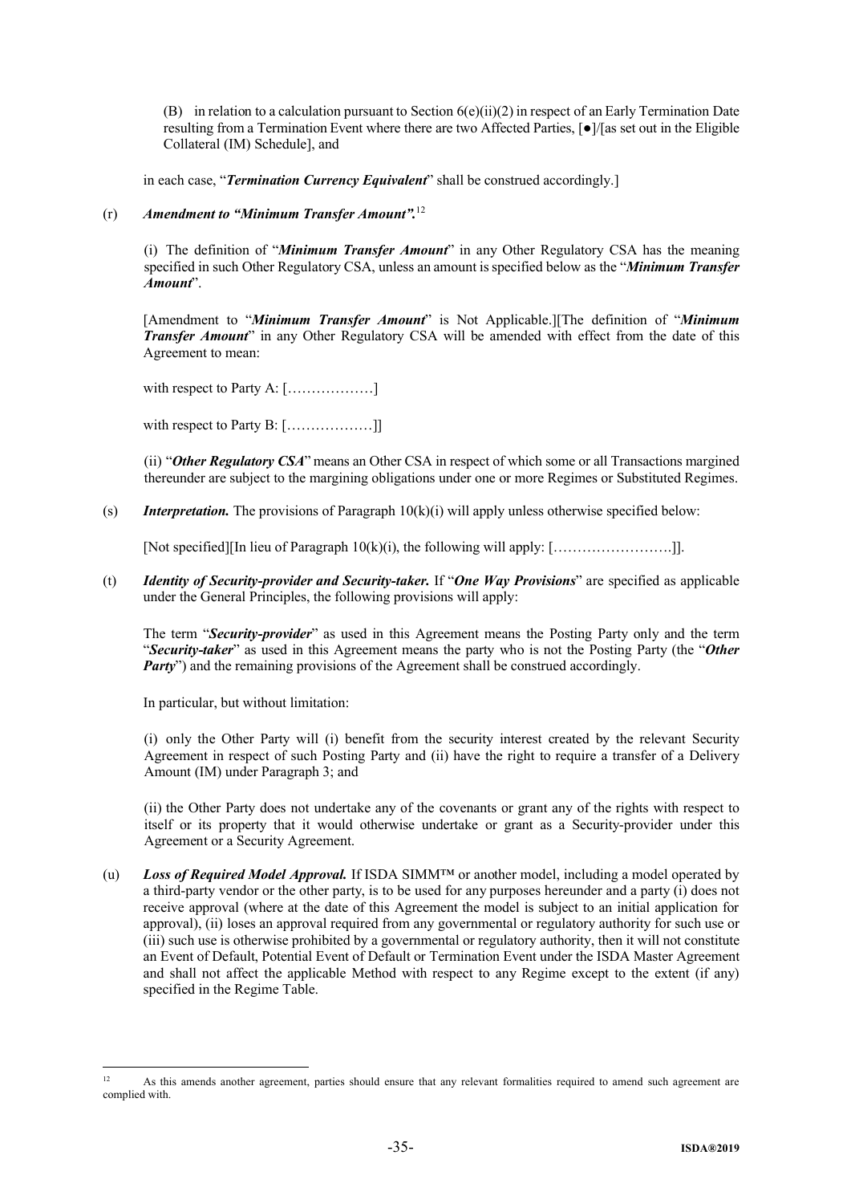(B) in relation to a calculation pursuant to Section 6(e)(ii)(2) in respect of an Early Termination Date resulting from a Termination Event where there are two Affected Parties, [●]/[as set out in the Eligible Collateral (IM) Schedule], and

in each case, "***Termination Currency Equivalent***" shall be construed accordingly.]

(r) ***Amendment to "Minimum Transfer Amount".***[12]

(i) The definition of "***Minimum Transfer Amount***" in any Other Regulatory CSA has the meaning specified in such Other Regulatory CSA, unless an amount is specified below as the "***Minimum Transfer Amount***".

[Amendment to "***Minimum Transfer Amount***" is Not Applicable.][The definition of "***Minimum Transfer Amount***" in any Other Regulatory CSA will be amended with effect from the date of this Agreement to mean:

with respect to Party A: [………………]

with respect to Party B: [………………]]

(ii) "***Other Regulatory CSA***" means an Other CSA in respect of which some or all Transactions margined thereunder are subject to the margining obligations under one or more Regimes or Substituted Regimes.

(s) ***Interpretation.*** The provisions of Paragraph 10(k)(i) will apply unless otherwise specified below:

[Not specified][In lieu of Paragraph 10(k)(i), the following will apply: […………………….]].

(t) ***Identity of Security-provider and Security-taker.*** If "***One Way Provisions***" are specified as applicable under the General Principles, the following provisions will apply:

The term "***Security-provider***" as used in this Agreement means the Posting Party only and the term "***Security-taker***" as used in this Agreement means the party who is not the Posting Party (the "***Other Party***") and the remaining provisions of the Agreement shall be construed accordingly.

In particular, but without limitation:

(i) only the Other Party will (i) benefit from the security interest created by the relevant Security Agreement in respect of such Posting Party and (ii) have the right to require a transfer of a Delivery Amount (IM) under Paragraph 3; and

(ii) the Other Party does not undertake any of the covenants or grant any of the rights with respect to itself or its property that it would otherwise undertake or grant as a Security-provider under this Agreement or a Security Agreement.

(u) ***Loss of Required Model Approval.*** If ISDA SIMM™ or another model, including a model operated by a third-party vendor or the other party, is to be used for any purposes hereunder and a party (i) does not receive approval (where at the date of this Agreement the model is subject to an initial application for approval), (ii) loses an approval required from any governmental or regulatory authority for such use or (iii) such use is otherwise prohibited by a governmental or regulatory authority, then it will not constitute an Event of Default, Potential Event of Default or Termination Event under the ISDA Master Agreement and shall not affect the applicable Method with respect to any Regime except to the extent (if any) specified in the Regime Table.

[12] As this amends another agreement, parties should ensure that any relevant formalities required to amend such agreement are complied with.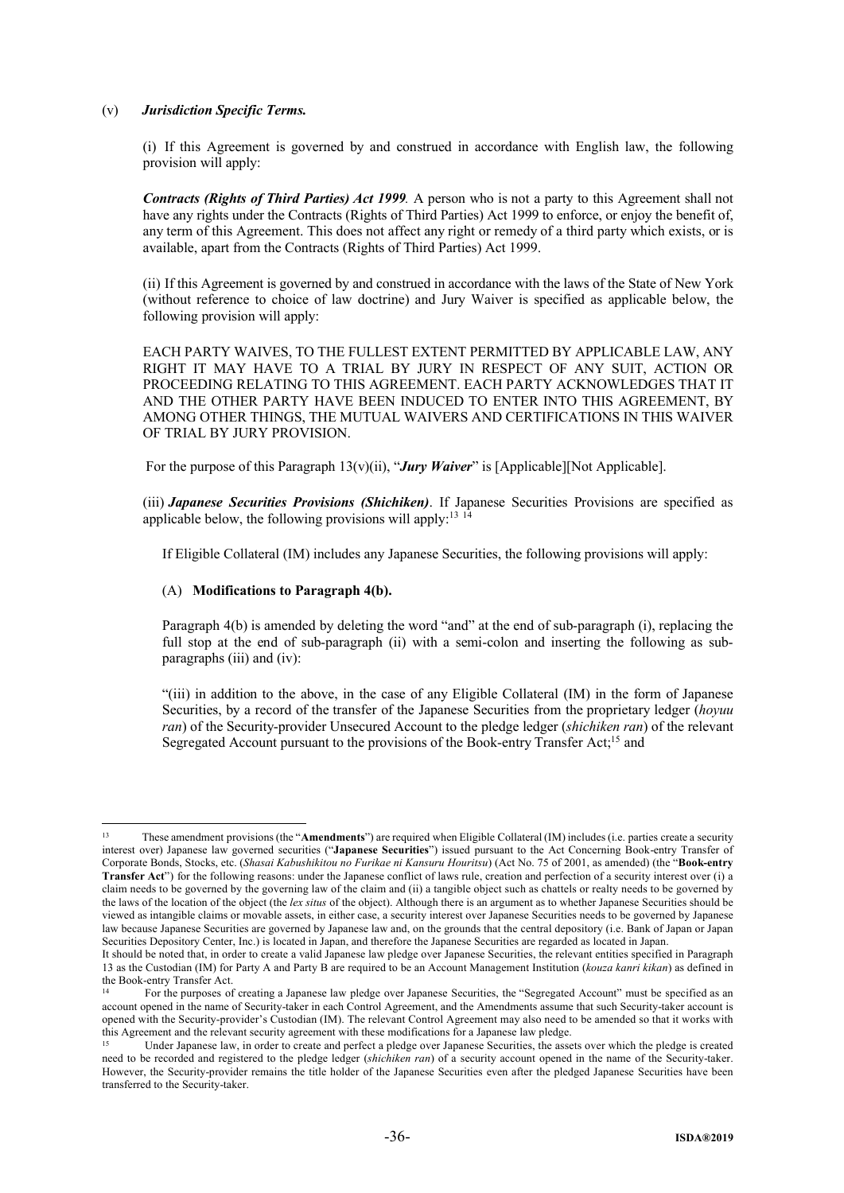(v) ***Jurisdiction Specific Terms.***

(i) If this Agreement is governed by and construed in accordance with English law, the following provision will apply:

***Contracts (Rights of Third Parties) Act 1999.*** A person who is not a party to this Agreement shall not have any rights under the Contracts (Rights of Third Parties) Act 1999 to enforce, or enjoy the benefit of, any term of this Agreement. This does not affect any right or remedy of a third party which exists, or is available, apart from the Contracts (Rights of Third Parties) Act 1999.

(ii) If this Agreement is governed by and construed in accordance with the laws of the State of New York (without reference to choice of law doctrine) and Jury Waiver is specified as applicable below, the following provision will apply:

EACH PARTY WAIVES, TO THE FULLEST EXTENT PERMITTED BY APPLICABLE LAW, ANY RIGHT IT MAY HAVE TO A TRIAL BY JURY IN RESPECT OF ANY SUIT, ACTION OR PROCEEDING RELATING TO THIS AGREEMENT. EACH PARTY ACKNOWLEDGES THAT IT AND THE OTHER PARTY HAVE BEEN INDUCED TO ENTER INTO THIS AGREEMENT, BY AMONG OTHER THINGS, THE MUTUAL WAIVERS AND CERTIFICATIONS IN THIS WAIVER OF TRIAL BY JURY PROVISION.

For the purpose of this Paragraph 13(v)(ii), "***Jury Waiver***" is [Applicable][Not Applicable].

(iii) ***Japanese Securities Provisions (Shichiken)***. If Japanese Securities Provisions are specified as applicable below, the following provisions will apply:[13] [14]

If Eligible Collateral (IM) includes any Japanese Securities, the following provisions will apply:

(A) **Modifications to Paragraph 4(b).**

Paragraph 4(b) is amended by deleting the word "and" at the end of sub-paragraph (i), replacing the full stop at the end of sub-paragraph (ii) with a semi-colon and inserting the following as sub-paragraphs (iii) and (iv):

"(iii) in addition to the above, in the case of any Eligible Collateral (IM) in the form of Japanese Securities, by a record of the transfer of the Japanese Securities from the proprietary ledger (*hoyuu ran*) of the Security-provider Unsecured Account to the pledge ledger (*shichiken ran*) of the relevant Segregated Account pursuant to the provisions of the Book-entry Transfer Act;[15] and

---

[13] These amendment provisions (the "**Amendments**") are required when Eligible Collateral (IM) includes (i.e. parties create a security interest over) Japanese law governed securities ("**Japanese Securities**") issued pursuant to the Act Concerning Book-entry Transfer of Corporate Bonds, Stocks, etc. (*Shasai Kabushikitou no Furikae ni Kansuru Houritsu*) (Act No. 75 of 2001, as amended) (the "**Book-entry Transfer Act**") for the following reasons: under the Japanese conflict of laws rule, creation and perfection of a security interest over (i) a claim needs to be governed by the governing law of the claim and (ii) a tangible object such as chattels or realty needs to be governed by the laws of the location of the object (the *lex situs* of the object). Although there is an argument as to whether Japanese Securities should be viewed as intangible claims or movable assets, in either case, a security interest over Japanese Securities needs to be governed by Japanese law because Japanese Securities are governed by Japanese law and, on the grounds that the central depository (i.e. Bank of Japan or Japan Securities Depository Center, Inc.) is located in Japan, and therefore the Japanese Securities are regarded as located in Japan.

It should be noted that, in order to create a valid Japanese law pledge over Japanese Securities, the relevant entities specified in Paragraph 13 as the Custodian (IM) for Party A and Party B are required to be an Account Management Institution (*kouza kanri kikan*) as defined in the Book-entry Transfer Act.

[14] For the purposes of creating a Japanese law pledge over Japanese Securities, the "Segregated Account" must be specified as an account opened in the name of Security-taker in each Control Agreement, and the Amendments assume that such Security-taker account is opened with the Security-provider's Custodian (IM). The relevant Control Agreement may also need to be amended so that it works with this Agreement and the relevant security agreement with these modifications for a Japanese law pledge.

[15] Under Japanese law, in order to create and perfect a pledge over Japanese Securities, the assets over which the pledge is created need to be recorded and registered to the pledge ledger (*shichiken ran*) of a security account opened in the name of the Security-taker. However, the Security-provider remains the title holder of the Japanese Securities even after the pledged Japanese Securities have been transferred to the Security-taker.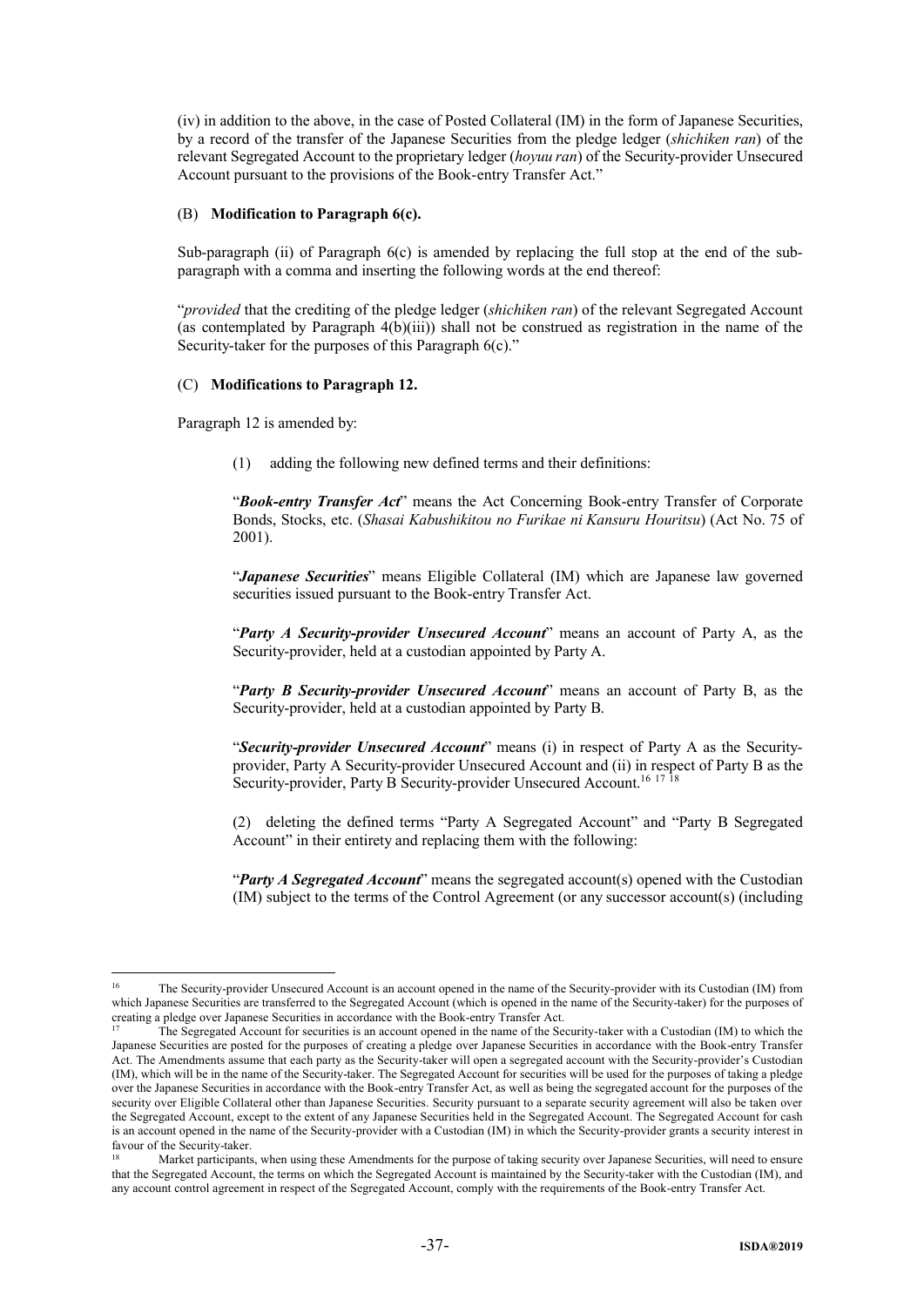(iv) in addition to the above, in the case of Posted Collateral (IM) in the form of Japanese Securities, by a record of the transfer of the Japanese Securities from the pledge ledger (*shichiken ran*) of the relevant Segregated Account to the proprietary ledger (*hoyuu ran*) of the Security-provider Unsecured Account pursuant to the provisions of the Book-entry Transfer Act."

(B) **Modification to Paragraph 6(c).**

Sub-paragraph (ii) of Paragraph 6(c) is amended by replacing the full stop at the end of the sub-paragraph with a comma and inserting the following words at the end thereof:

"*provided* that the crediting of the pledge ledger (*shichiken ran*) of the relevant Segregated Account (as contemplated by Paragraph 4(b)(iii)) shall not be construed as registration in the name of the Security-taker for the purposes of this Paragraph 6(c)."

(C) **Modifications to Paragraph 12.**

Paragraph 12 is amended by:

(1) adding the following new defined terms and their definitions:

"***Book-entry Transfer Act***" means the Act Concerning Book-entry Transfer of Corporate Bonds, Stocks, etc. (*Shasai Kabushikitou no Furikae ni Kansuru Houritsu*) (Act No. 75 of 2001).

"***Japanese Securities***" means Eligible Collateral (IM) which are Japanese law governed securities issued pursuant to the Book-entry Transfer Act.

"***Party A Security-provider Unsecured Account***" means an account of Party A, as the Security-provider, held at a custodian appointed by Party A.

"***Party B Security-provider Unsecured Account***" means an account of Party B, as the Security-provider, held at a custodian appointed by Party B.

"***Security-provider Unsecured Account***" means (i) in respect of Party A as the Security-provider, Party A Security-provider Unsecured Account and (ii) in respect of Party B as the Security-provider, Party B Security-provider Unsecured Account.[16] [17] [18]

(2) deleting the defined terms "Party A Segregated Account" and "Party B Segregated Account" in their entirety and replacing them with the following:

"***Party A Segregated Account***" means the segregated account(s) opened with the Custodian (IM) subject to the terms of the Control Agreement (or any successor account(s) (including

---

[16] The Security-provider Unsecured Account is an account opened in the name of the Security-provider with its Custodian (IM) from which Japanese Securities are transferred to the Segregated Account (which is opened in the name of the Security-taker) for the purposes of creating a pledge over Japanese Securities in accordance with the Book-entry Transfer Act.

[17] The Segregated Account for securities is an account opened in the name of the Security-taker with a Custodian (IM) to which the Japanese Securities are posted for the purposes of creating a pledge over Japanese Securities in accordance with the Book-entry Transfer Act. The Amendments assume that each party as the Security-taker will open a segregated account with the Security-provider's Custodian (IM), which will be in the name of the Security-taker. The Segregated Account for securities will be used for the purposes of taking a pledge over the Japanese Securities in accordance with the Book-entry Transfer Act, as well as being the segregated account for the purposes of the security over Eligible Collateral other than Japanese Securities. Security pursuant to a separate security agreement will also be taken over the Segregated Account, except to the extent of any Japanese Securities held in the Segregated Account. The Segregated Account for cash is an account opened in the name of the Security-provider with a Custodian (IM) in which the Security-provider grants a security interest in favour of the Security-taker.

[18] Market participants, when using these Amendments for the purpose of taking security over Japanese Securities, will need to ensure that the Segregated Account, the terms on which the Segregated Account is maintained by the Security-taker with the Custodian (IM), and any account control agreement in respect of the Segregated Account, comply with the requirements of the Book-entry Transfer Act.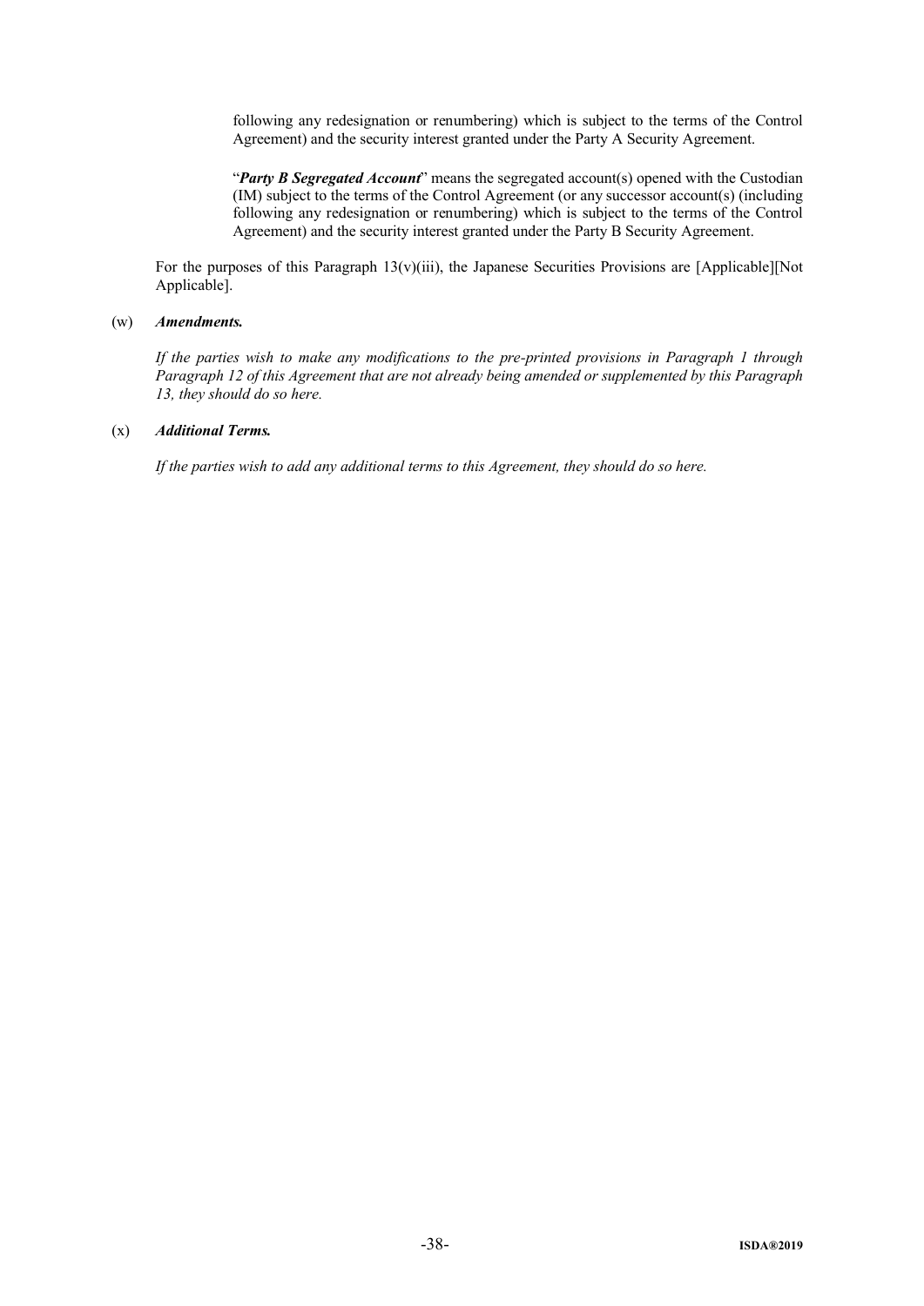following any redesignation or renumbering) which is subject to the terms of the Control Agreement) and the security interest granted under the Party A Security Agreement.

"***Party B Segregated Account***" means the segregated account(s) opened with the Custodian (IM) subject to the terms of the Control Agreement (or any successor account(s) (including following any redesignation or renumbering) which is subject to the terms of the Control Agreement) and the security interest granted under the Party B Security Agreement.

For the purposes of this Paragraph 13(v)(iii), the Japanese Securities Provisions are [Applicable][Not Applicable].

(w) ***Amendments.***

*If the parties wish to make any modifications to the pre-printed provisions in Paragraph 1 through Paragraph 12 of this Agreement that are not already being amended or supplemented by this Paragraph 13, they should do so here.*

(x) ***Additional Terms.***

*If the parties wish to add any additional terms to this Agreement, they should do so here.*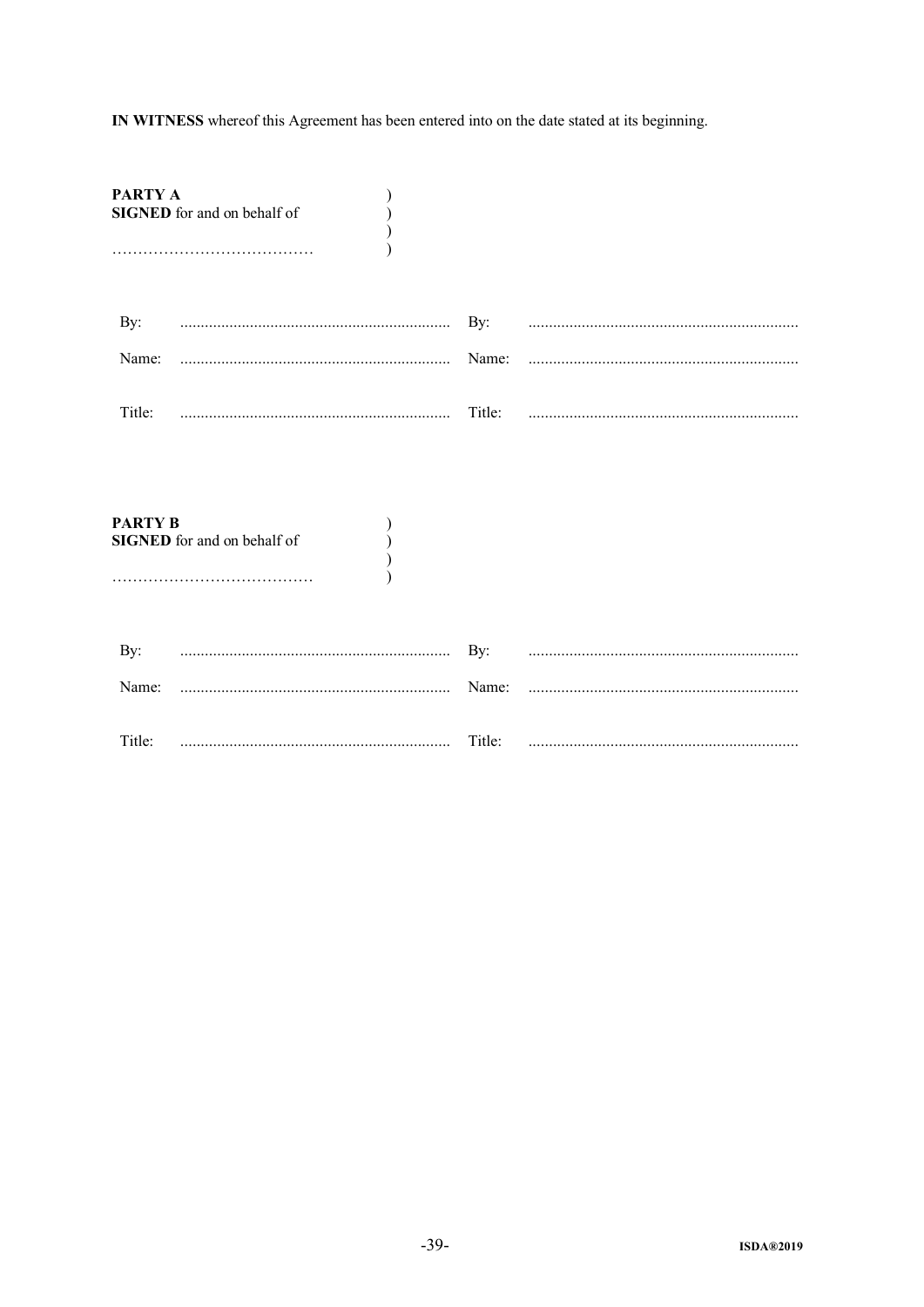**IN WITNESS** whereof this Agreement has been entered into on the date stated at its beginning.

**PARTY A** )
**SIGNED** for and on behalf of )
)
………………………………… )

| | | | |
|---|---|---|---|
| By: | .................................................................. | By: | .................................................................. |
| Name: | .................................................................. | Name: | .................................................................. |
| Title: | .................................................................. | Title: | .................................................................. |

**PARTY B** )
**SIGNED** for and on behalf of )
)
………………………………… )

| | | | |
|---|---|---|---|
| By: | .................................................................. | By: | .................................................................. |
| Name: | .................................................................. | Name: | .................................................................. |
| Title: | .................................................................. | Title: | .................................................................. |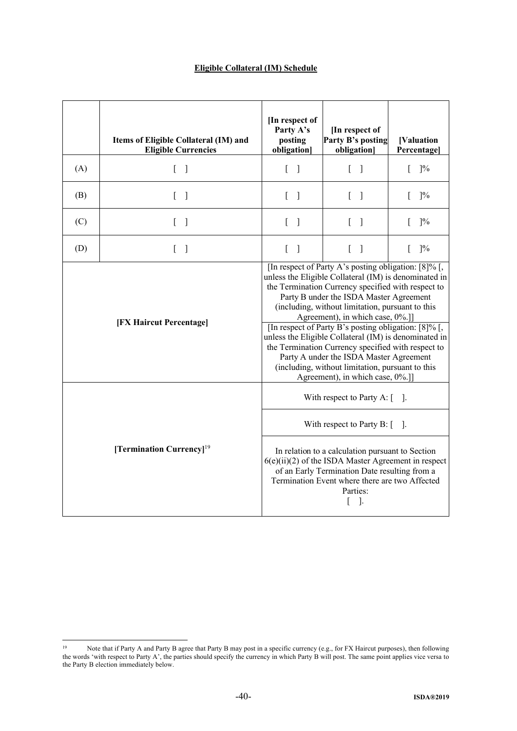**Eligible Collateral (IM) Schedule**

| | Items of Eligible Collateral (IM) and Eligible Currencies | [In respect of Party A's posting obligation] | [In respect of Party B's posting obligation] | [Valuation Percentage] |
|---|---|---|---|---|
| (A) | [ ] | [ ] | [ ] | [ ]% |
| (B) | [ ] | [ ] | [ ] | [ ]% |
| (C) | [ ] | [ ] | [ ] | [ ]% |
| (D) | [ ] | [ ] | [ ] | [ ]% |
| **[FX Haircut Percentage]** | | [In respect of Party A's posting obligation: [8]% [, unless the Eligible Collateral (IM) is denominated in the Termination Currency specified with respect to Party B under the ISDA Master Agreement (including, without limitation, pursuant to this Agreement), in which case, 0%.]] [In respect of Party B's posting obligation: [8]% [, unless the Eligible Collateral (IM) is denominated in the Termination Currency specified with respect to Party A under the ISDA Master Agreement (including, without limitation, pursuant to this Agreement), in which case, 0%.]] | | |
| **[Termination Currency]**[19] | | With respect to Party A: [ ]. | | |
| | | With respect to Party B: [ ]. | | |
| | | In relation to a calculation pursuant to Section 6(e)(ii)(2) of the ISDA Master Agreement in respect of an Early Termination Date resulting from a Termination Event where there are two Affected Parties: [ ]. | | |

[19] Note that if Party A and Party B agree that Party B may post in a specific currency (e.g., for FX Haircut purposes), then following the words 'with respect to Party A', the parties should specify the currency in which Party B will post. The same point applies vice versa to the Party B election immediately below.